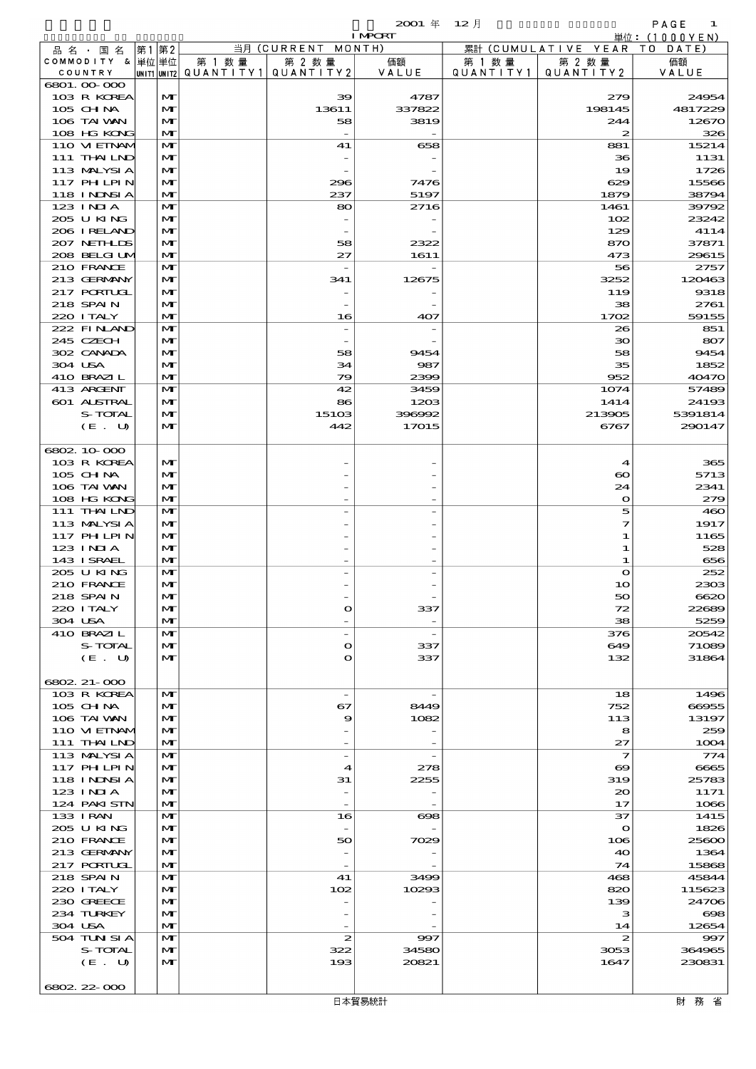2001 年 12 月 IMPORT

単位：(1000YEN)

| 品名・国名 COMMODITY & COUNTRY | 第1単位 UNIT1 | 第2単位 UNIT2 | 当月 (CURRENT MONTH) 第1数量 QUANTITY1 | 第2数量 QUANTITY2 | 価額 VALUE | 累計 (CUMULATIVE YEAR TO DATE) 第1数量 QUANTITY1 | 第2数量 QUANTITY2 | 価額 VALUE |
|---|---|---|---|---|---|---|---|---|
| 6801.00-000 | | | | | | | | |
| 103 R KOREA | | MT | | 39 | 4787 | | 279 | 24954 |
| 105 CHINA | | MT | | 13611 | 337822 | | 198145 | 4817229 |
| 106 TAIWAN | | MT | | 58 | 3819 | | 244 | 12670 |
| 108 HG KONG | | MT | | - | - | | 2 | 326 |
| 110 VIETNAM | | MT | | 41 | 658 | | 881 | 15214 |
| 111 THAILND | | MT | | - | - | | 36 | 1131 |
| 113 MALYSIA | | MT | | - | - | | 19 | 1726 |
| 117 PHILPIN | | MT | | 296 | 7476 | | 629 | 15566 |
| 118 INDNSIA | | MT | | 237 | 5197 | | 1879 | 38794 |
| 123 INDIA | | MT | | 80 | 2716 | | 1461 | 39792 |
| 205 U KING | | MT | | - | - | | 102 | 23242 |
| 206 IRELAND | | MT | | - | - | | 129 | 4114 |
| 207 NETHLDS | | MT | | 58 | 2322 | | 870 | 37871 |
| 208 BELGIUM | | MT | | 27 | 1611 | | 473 | 29615 |
| 210 FRANCE | | MT | | - | - | | 56 | 2757 |
| 213 GERMANY | | MT | | 341 | 12675 | | 3252 | 120463 |
| 217 PORTUGL | | MT | | - | - | | 119 | 9318 |
| 218 SPAIN | | MT | | - | - | | 38 | 2761 |
| 220 ITALY | | MT | | 16 | 407 | | 1702 | 59155 |
| 222 FINLAND | | MT | | - | - | | 26 | 851 |
| 245 CZECH | | MT | | - | - | | 30 | 807 |
| 302 CANADA | | MT | | 58 | 9454 | | 58 | 9454 |
| 304 USA | | MT | | 34 | 987 | | 35 | 1852 |
| 410 BRAZIL | | MT | | 79 | 2399 | | 952 | 40470 |
| 413 ARGENT | | MT | | 42 | 3459 | | 1074 | 57489 |
| 601 AUSTRAL | | MT | | 86 | 1203 | | 1414 | 24193 |
| S-TOTAL | | MT | | 15103 | 396992 | | 213905 | 5391814 |
| (E. U) | | MT | | 442 | 17015 | | 6767 | 290147 |
| 6802.10-000 | | | | | | | | |
| 103 R KOREA | | MT | | - | - | | 4 | 365 |
| 105 CHINA | | MT | | - | - | | 60 | 5713 |
| 106 TAIWAN | | MT | | - | - | | 24 | 2341 |
| 108 HG KONG | | MT | | - | - | | 0 | 279 |
| 111 THAILND | | MT | | - | - | | 5 | 460 |
| 113 MALYSIA | | MT | | - | - | | 7 | 1917 |
| 117 PHILPIN | | MT | | - | - | | 1 | 1165 |
| 123 INDIA | | MT | | - | - | | 1 | 528 |
| 143 ISRAEL | | MT | | - | - | | 1 | 656 |
| 205 U KING | | MT | | - | - | | 0 | 252 |
| 210 FRANCE | | MT | | - | - | | 10 | 2303 |
| 218 SPAIN | | MT | | - | - | | 50 | 6620 |
| 220 ITALY | | MT | | 0 | 337 | | 72 | 22689 |
| 304 USA | | MT | | - | - | | 38 | 5259 |
| 410 BRAZIL | | MT | | - | - | | 376 | 20542 |
| S-TOTAL | | MT | | 0 | 337 | | 649 | 71089 |
| (E. U) | | MT | | 0 | 337 | | 132 | 31864 |
| 6802.21-000 | | | | | | | | |
| 103 R KOREA | | MT | | - | - | | 18 | 1496 |
| 105 CHINA | | MT | | 67 | 8449 | | 752 | 66955 |
| 106 TAIWAN | | MT | | 9 | 1082 | | 113 | 13197 |
| 110 VIETNAM | | MT | | - | - | | 8 | 259 |
| 111 THAILND | | MT | | - | - | | 27 | 1004 |
| 113 MALYSIA | | MT | | - | - | | 7 | 774 |
| 117 PHILPIN | | MT | | 4 | 278 | | 69 | 6665 |
| 118 INDNSIA | | MT | | 31 | 2255 | | 319 | 25783 |
| 123 INDIA | | MT | | - | - | | 20 | 1171 |
| 124 PAKISTN | | MT | | - | - | | 17 | 1066 |
| 133 IRAN | | MT | | 16 | 698 | | 37 | 1415 |
| 205 U KING | | MT | | - | - | | 0 | 1826 |
| 210 FRANCE | | MT | | 50 | 7029 | | 106 | 25600 |
| 213 GERMANY | | MT | | - | - | | 40 | 1364 |
| 217 PORTUGL | | MT | | - | - | | 74 | 15868 |
| 218 SPAIN | | MT | | 41 | 3499 | | 468 | 45844 |
| 220 ITALY | | MT | | 102 | 10293 | | 820 | 115623 |
| 230 GREECE | | MT | | - | - | | 139 | 24706 |
| 234 TURKEY | | MT | | - | - | | 3 | 698 |
| 304 USA | | MT | | - | - | | 14 | 12654 |
| 504 TUNISIA | | MT | | 2 | 997 | | 2 | 997 |
| S-TOTAL | | MT | | 322 | 34580 | | 3053 | 364965 |
| (E. U) | | MT | | 193 | 20821 | | 1647 | 230831 |
| 6802.22-000 | | | | | | | | |

日本貿易統計　財務省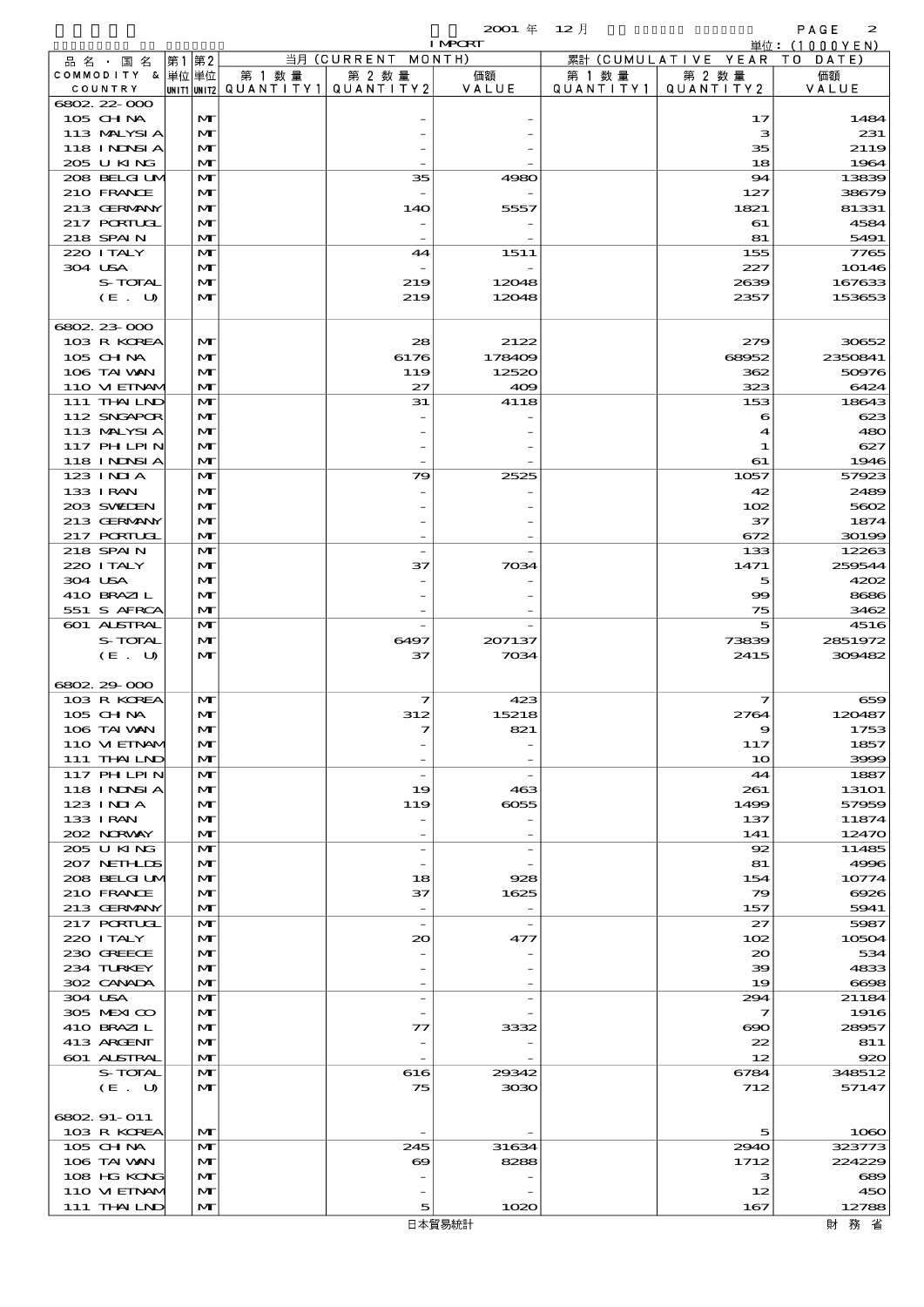| 品名・国名 COMMODITY & COUNTRY | 第1単位 UNIT1 | 第2単位 UNIT2 | 当月 (CURRENT MONTH) 第1数量 QUANTITY1 | 第2数量 QUANTITY2 | 価額 VALUE | 累計 (CUMULATIVE YEAR TO DATE) 第1数量 QUANTITY1 | 第2数量 QUANTITY2 | 価額 VALUE |
|---|---|---|---|---|---|---|---|---|
| 6802.22-000 | | | | | | | | |
| 105 CHINA | | MT | | - | - | | 17 | 1484 |
| 113 MALYSIA | | MT | | - | - | | 3 | 231 |
| 118 INDNSIA | | MT | | - | - | | 35 | 2119 |
| 205 U KING | | MT | | - | - | | 18 | 1964 |
| 208 BELGIUM | | MT | | 35 | 4980 | | 94 | 13839 |
| 210 FRANCE | | MT | | - | - | | 127 | 38679 |
| 213 GERMANY | | MT | | 140 | 5557 | | 1821 | 81331 |
| 217 PORTUGL | | MT | | - | - | | 61 | 4584 |
| 218 SPAIN | | MT | | - | - | | 81 | 5491 |
| 220 ITALY | | MT | | 44 | 1511 | | 155 | 7765 |
| 304 USA | | MT | | - | - | | 227 | 10146 |
| S-TOTAL | | MT | | 219 | 12048 | | 2639 | 167633 |
| (E. U) | | MT | | 219 | 12048 | | 2357 | 153653 |
| 6802.23-000 | | | | | | | | |
| 103 R KOREA | | MT | | 28 | 2122 | | 279 | 30652 |
| 105 CHINA | | MT | | 6176 | 178409 | | 68952 | 2350841 |
| 106 TAIWAN | | MT | | 119 | 12520 | | 362 | 50976 |
| 110 VIETNAM | | MT | | 27 | 409 | | 323 | 6424 |
| 111 THAILND | | MT | | 31 | 4118 | | 153 | 18643 |
| 112 SNGAPOR | | MT | | - | - | | 6 | 623 |
| 113 MALYSIA | | MT | | - | - | | 4 | 480 |
| 117 PHILPIN | | MT | | - | - | | 1 | 627 |
| 118 INDNSIA | | MT | | - | - | | 61 | 1946 |
| 123 INDIA | | MT | | 79 | 2525 | | 1057 | 57923 |
| 133 IRAN | | MT | | - | - | | 42 | 2489 |
| 203 SWEDEN | | MT | | - | - | | 102 | 5602 |
| 213 GERMANY | | MT | | - | - | | 37 | 1874 |
| 217 PORTUGL | | MT | | - | - | | 672 | 30199 |
| 218 SPAIN | | MT | | - | - | | 133 | 12263 |
| 220 ITALY | | MT | | 37 | 7034 | | 1471 | 259544 |
| 304 USA | | MT | | - | - | | 5 | 4202 |
| 410 BRAZIL | | MT | | - | - | | 99 | 8686 |
| 551 S AFRCA | | MT | | - | - | | 75 | 3462 |
| 601 AUSTRAL | | MT | | - | - | | 5 | 4516 |
| S-TOTAL | | MT | | 6497 | 207137 | | 73839 | 2851972 |
| (E. U) | | MT | | 37 | 7034 | | 2415 | 309482 |
| 6802.29-000 | | | | | | | | |
| 103 R KOREA | | MT | | 7 | 423 | | 7 | 659 |
| 105 CHINA | | MT | | 312 | 15218 | | 2764 | 120487 |
| 106 TAIWAN | | MT | | 7 | 821 | | 9 | 1753 |
| 110 VIETNAM | | MT | | - | - | | 117 | 1857 |
| 111 THAILND | | MT | | - | - | | 10 | 3999 |
| 117 PHILPIN | | MT | | - | - | | 44 | 1887 |
| 118 INDNSIA | | MT | | 19 | 463 | | 261 | 13101 |
| 123 INDIA | | MT | | 119 | 6055 | | 1499 | 57959 |
| 133 IRAN | | MT | | - | - | | 137 | 11874 |
| 202 NORWAY | | MT | | - | - | | 141 | 12470 |
| 205 U KING | | MT | | - | - | | 92 | 11485 |
| 207 NETHLDS | | MT | | - | - | | 81 | 4996 |
| 208 BELGIUM | | MT | | 18 | 928 | | 154 | 10774 |
| 210 FRANCE | | MT | | 37 | 1625 | | 79 | 6926 |
| 213 GERMANY | | MT | | - | - | | 157 | 5941 |
| 217 PORTUGL | | MT | | - | - | | 27 | 5987 |
| 220 ITALY | | MT | | 20 | 477 | | 102 | 10504 |
| 230 GREECE | | MT | | - | - | | 20 | 534 |
| 234 TURKEY | | MT | | - | - | | 39 | 4833 |
| 302 CANADA | | MT | | - | - | | 19 | 6698 |
| 304 USA | | MT | | - | - | | 294 | 21184 |
| 305 MEXICO | | MT | | - | - | | 7 | 1916 |
| 410 BRAZIL | | MT | | 77 | 3332 | | 690 | 28957 |
| 413 ARGENT | | MT | | - | - | | 22 | 811 |
| 601 AUSTRAL | | MT | | - | - | | 12 | 920 |
| S-TOTAL | | MT | | 616 | 29342 | | 6784 | 348512 |
| (E. U) | | MT | | 75 | 3030 | | 712 | 57147 |
| 6802.91-011 | | | | | | | | |
| 103 R KOREA | | MT | | - | - | | 5 | 1060 |
| 105 CHINA | | MT | | 245 | 31634 | | 2940 | 323773 |
| 106 TAIWAN | | MT | | 69 | 8288 | | 1712 | 224229 |
| 108 HG KONG | | MT | | - | - | | 3 | 689 |
| 110 VIETNAM | | MT | | - | - | | 12 | 450 |
| 111 THAILND | | MT | | 5 | 1020 | | 167 | 12788 |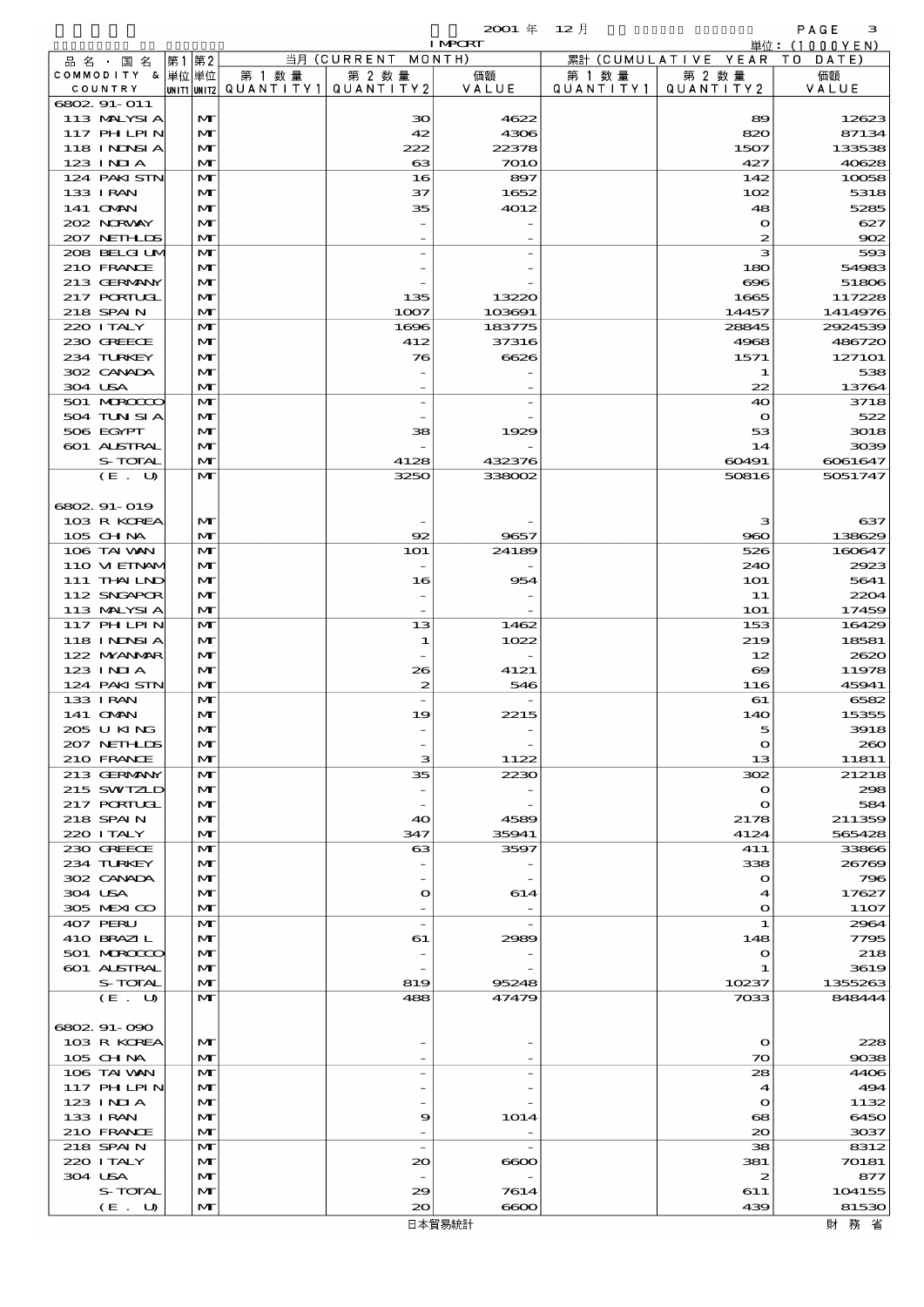| 品名・国名 COMMODITY & COUNTRY | 第1 単位 UNIT1 | 第2 単位 UNIT2 | 当月 (CURRENT MONTH) 第1数量 QUANTITY1 | 第2数量 QUANTITY2 | 価額 VALUE | 累計 (CUMULATIVE YEAR TO DATE) 第1数量 QUANTITY1 | 第2数量 QUANTITY2 | 価額 VALUE |
|---|---|---|---|---|---|---|---|---|
| 6802.91-011 | | | | | | | | |
| 113 MALYSIA | | MT | | 30 | 4622 | | 89 | 12623 |
| 117 PHILPIN | | MT | | 42 | 4306 | | 820 | 87134 |
| 118 INDNSIA | | MT | | 222 | 22378 | | 1507 | 133538 |
| 123 INDIA | | MT | | 63 | 7010 | | 427 | 40628 |
| 124 PAKISTN | | MT | | 16 | 897 | | 142 | 10058 |
| 133 IRAN | | MT | | 37 | 1652 | | 102 | 5318 |
| 141 OMAN | | MT | | 35 | 4012 | | 48 | 5285 |
| 202 NORWAY | | MT | | - | - | | 0 | 627 |
| 207 NETHLDS | | MT | | - | - | | 2 | 902 |
| 208 BELGIUM | | MT | | - | - | | 3 | 593 |
| 210 FRANCE | | MT | | - | - | | 180 | 54983 |
| 213 GERMANY | | MT | | - | - | | 696 | 51806 |
| 217 PORTUGL | | MT | | 135 | 13220 | | 1665 | 117228 |
| 218 SPAIN | | MT | | 1007 | 103691 | | 14457 | 1414976 |
| 220 ITALY | | MT | | 1696 | 183775 | | 28845 | 2924539 |
| 230 GREECE | | MT | | 412 | 37316 | | 4968 | 486720 |
| 234 TURKEY | | MT | | 76 | 6626 | | 1571 | 127101 |
| 302 CANADA | | MT | | - | - | | 1 | 538 |
| 304 USA | | MT | | - | - | | 22 | 13764 |
| 501 MOROCCO | | MT | | - | - | | 40 | 3718 |
| 504 TUNISIA | | MT | | - | - | | 0 | 522 |
| 506 EGYPT | | MT | | 38 | 1929 | | 53 | 3018 |
| 601 AUSTRAL | | MT | | - | - | | 14 | 3039 |
| S-TOTAL | | MT | | 4128 | 432376 | | 60491 | 6061647 |
| (E. U) | | MT | | 3250 | 338002 | | 50816 | 5051747 |
| 6802.91-019 | | | | | | | | |
| 103 R KOREA | | MT | | - | - | | 3 | 637 |
| 105 CHINA | | MT | | 92 | 9657 | | 960 | 138629 |
| 106 TAIWAN | | MT | | 101 | 24189 | | 526 | 160647 |
| 110 VIETNAM | | MT | | - | - | | 240 | 2923 |
| 111 THAILND | | MT | | 16 | 954 | | 101 | 5641 |
| 112 SNGAPOR | | MT | | - | - | | 11 | 2204 |
| 113 MALYSIA | | MT | | - | - | | 101 | 17459 |
| 117 PHILPIN | | MT | | 13 | 1462 | | 153 | 16429 |
| 118 INDNSIA | | MT | | 1 | 1022 | | 219 | 18581 |
| 122 MYANMAR | | MT | | - | - | | 12 | 2620 |
| 123 INDIA | | MT | | 26 | 4121 | | 69 | 11978 |
| 124 PAKISTN | | MT | | 2 | 546 | | 116 | 45941 |
| 133 IRAN | | MT | | - | - | | 61 | 6582 |
| 141 OMAN | | MT | | 19 | 2215 | | 140 | 15355 |
| 205 U KING | | MT | | - | - | | 5 | 3918 |
| 207 NETHLDS | | MT | | - | - | | 0 | 260 |
| 210 FRANCE | | MT | | 3 | 1122 | | 13 | 11811 |
| 213 GERMANY | | MT | | 35 | 2230 | | 302 | 21218 |
| 215 SWITZLD | | MT | | - | - | | 0 | 298 |
| 217 PORTUGL | | MT | | - | - | | 0 | 584 |
| 218 SPAIN | | MT | | 40 | 4589 | | 2178 | 211359 |
| 220 ITALY | | MT | | 347 | 35941 | | 4124 | 565428 |
| 230 GREECE | | MT | | 63 | 3597 | | 411 | 33866 |
| 234 TURKEY | | MT | | - | - | | 338 | 26769 |
| 302 CANADA | | MT | | - | - | | 0 | 796 |
| 304 USA | | MT | | 0 | 614 | | 4 | 17627 |
| 305 MEXICO | | MT | | - | - | | 0 | 1107 |
| 407 PERU | | MT | | - | - | | 1 | 2964 |
| 410 BRAZIL | | MT | | 61 | 2989 | | 148 | 7795 |
| 501 MOROCCO | | MT | | - | - | | 0 | 218 |
| 601 AUSTRAL | | MT | | - | - | | 1 | 3619 |
| S-TOTAL | | MT | | 819 | 95248 | | 10237 | 1355263 |
| (E. U) | | MT | | 488 | 47479 | | 7033 | 848444 |
| 6802.91-090 | | | | | | | | |
| 103 R KOREA | | MT | | - | - | | 0 | 228 |
| 105 CHINA | | MT | | - | - | | 70 | 9038 |
| 106 TAIWAN | | MT | | - | - | | 28 | 4406 |
| 117 PHILPIN | | MT | | - | - | | 4 | 494 |
| 123 INDIA | | MT | | - | - | | 0 | 1132 |
| 133 IRAN | | MT | | 9 | 1014 | | 68 | 6450 |
| 210 FRANCE | | MT | | - | - | | 20 | 3037 |
| 218 SPAIN | | MT | | - | - | | 38 | 8312 |
| 220 ITALY | | MT | | 20 | 6600 | | 381 | 70181 |
| 304 USA | | MT | | - | - | | 2 | 877 |
| S-TOTAL | | MT | | 29 | 7614 | | 611 | 104155 |
| (E. U) | | MT | | 20 | 6600 | | 439 | 81530 |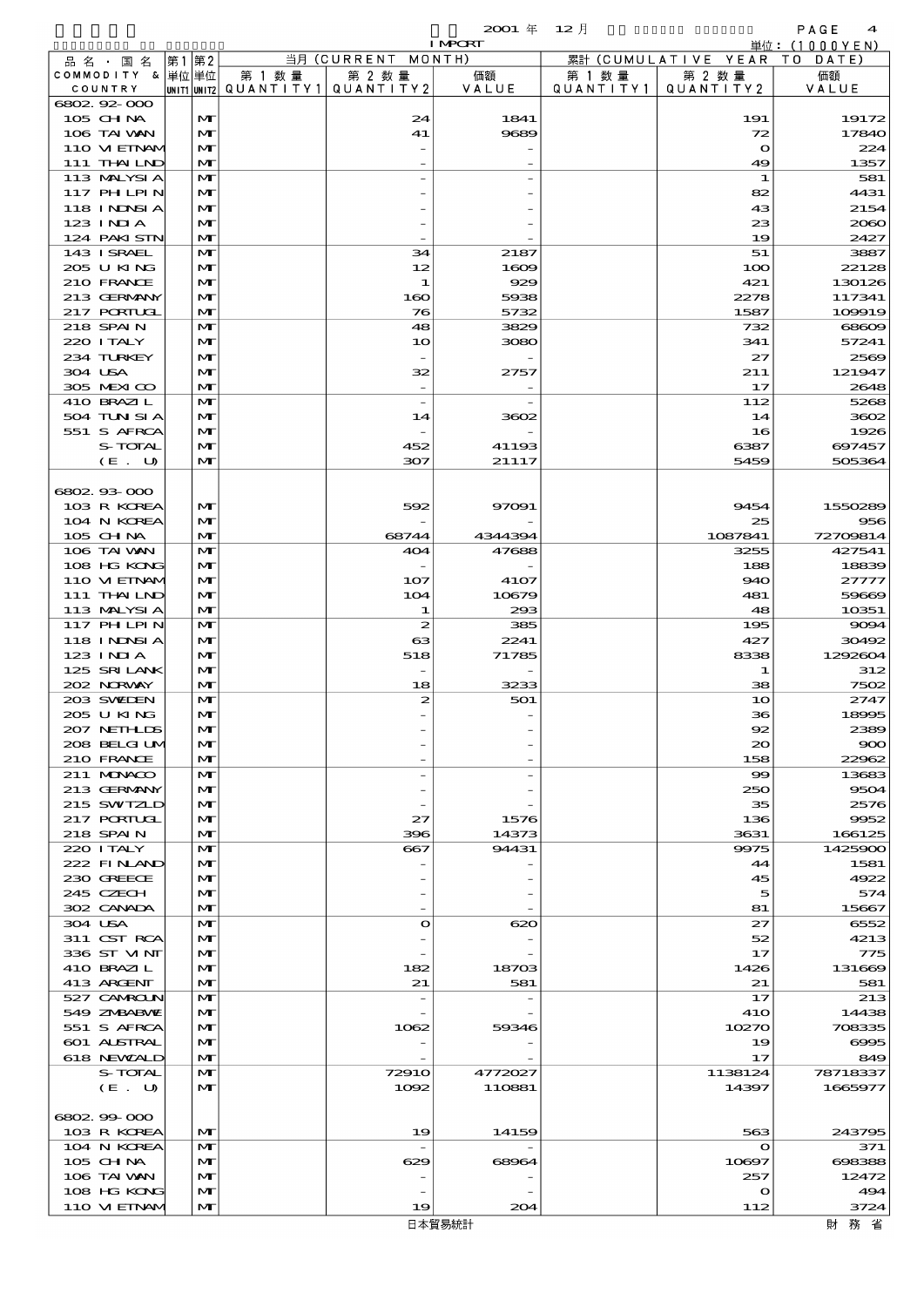| 品名・国名 COMMODITY & COUNTRY | 第1単位 UNIT1 | 第2単位 UNIT2 | 当月 (CURRENT MONTH) 第1数量 QUANTITY1 | 第2数量 QUANTITY2 | 価額 VALUE | 累計 (CUMULATIVE YEAR TO DATE) 第1数量 QUANTITY1 | 第2数量 QUANTITY2 | 価額 VALUE |
|---|---|---|---|---|---|---|---|---|
| 6802.92-000 | | | | | | | | |
| 105 CHINA | | MT | | 24 | 1841 | | 191 | 19172 |
| 106 TAIWAN | | MT | | 41 | 9689 | | 72 | 17840 |
| 110 VIETNAM | | MT | | - | - | | 0 | 224 |
| 111 THAILND | | MT | | - | - | | 49 | 1357 |
| 113 MALYSIA | | MT | | - | - | | 1 | 581 |
| 117 PHLPIN | | MT | | - | - | | 82 | 4431 |
| 118 INDNSIA | | MT | | - | - | | 43 | 2154 |
| 123 INDIA | | MT | | - | - | | 23 | 2060 |
| 124 PAKISTN | | MT | | - | - | | 19 | 2427 |
| 143 ISRAEL | | MT | | 34 | 2187 | | 51 | 3887 |
| 205 U KING | | MT | | 12 | 1609 | | 100 | 22128 |
| 210 FRANCE | | MT | | 1 | 929 | | 421 | 130126 |
| 213 GERMANY | | MT | | 160 | 5938 | | 2278 | 117341 |
| 217 PORTUGL | | MT | | 76 | 5732 | | 1587 | 109919 |
| 218 SPAIN | | MT | | 48 | 3829 | | 732 | 68609 |
| 220 ITALY | | MT | | 10 | 3080 | | 341 | 57241 |
| 234 TURKEY | | MT | | - | - | | 27 | 2569 |
| 304 USA | | MT | | 32 | 2757 | | 211 | 121947 |
| 305 MEXICO | | MT | | - | - | | 17 | 2648 |
| 410 BRAZIL | | MT | | - | - | | 112 | 5268 |
| 504 TUNISIA | | MT | | 14 | 3602 | | 14 | 3602 |
| 551 S AFRCA | | MT | | - | - | | 16 | 1926 |
| S-TOTAL | | MT | | 452 | 41193 | | 6387 | 697457 |
| (E. U) | | MT | | 307 | 21117 | | 5459 | 505364 |
| 6802.93-000 | | | | | | | | |
| 103 R KOREA | | MT | | 592 | 97091 | | 9454 | 1550289 |
| 104 N KOREA | | MT | | - | - | | 25 | 956 |
| 105 CHINA | | MT | | 68744 | 4344394 | | 1087841 | 72709814 |
| 106 TAIWAN | | MT | | 404 | 47688 | | 3255 | 427541 |
| 108 HG KONG | | MT | | - | - | | 188 | 18839 |
| 110 VIETNAM | | MT | | 107 | 4107 | | 940 | 27777 |
| 111 THAILND | | MT | | 104 | 10679 | | 481 | 59669 |
| 113 MALYSIA | | MT | | 1 | 293 | | 48 | 10351 |
| 117 PHLPIN | | MT | | 2 | 385 | | 195 | 9094 |
| 118 INDNSIA | | MT | | 63 | 2241 | | 427 | 30492 |
| 123 INDIA | | MT | | 518 | 71785 | | 8338 | 1292604 |
| 125 SRI LANK | | MT | | - | - | | 1 | 312 |
| 202 NORWAY | | MT | | 18 | 3233 | | 38 | 7502 |
| 203 SWEDEN | | MT | | 2 | 501 | | 10 | 2747 |
| 205 U KING | | MT | | - | - | | 36 | 18995 |
| 207 NETHLDS | | MT | | - | - | | 92 | 2389 |
| 208 BELGIUM | | MT | | - | - | | 20 | 900 |
| 210 FRANCE | | MT | | - | - | | 158 | 22962 |
| 211 MONACO | | MT | | - | - | | 99 | 13683 |
| 213 GERMANY | | MT | | - | - | | 250 | 9504 |
| 215 SWITZLD | | MT | | - | - | | 35 | 2576 |
| 217 PORTUGL | | MT | | 27 | 1576 | | 136 | 9952 |
| 218 SPAIN | | MT | | 396 | 14373 | | 3631 | 166125 |
| 220 ITALY | | MT | | 667 | 94431 | | 9975 | 1425900 |
| 222 FINLAND | | MT | | - | - | | 44 | 1581 |
| 230 GREECE | | MT | | - | - | | 45 | 4922 |
| 245 CZECH | | MT | | - | - | | 5 | 574 |
| 302 CANADA | | MT | | - | - | | 81 | 15667 |
| 304 USA | | MT | | 0 | 620 | | 27 | 6552 |
| 311 CST RCA | | MT | | - | - | | 52 | 4213 |
| 336 ST VINT | | MT | | - | - | | 17 | 775 |
| 410 BRAZIL | | MT | | 182 | 18703 | | 1426 | 131669 |
| 413 ARGENT | | MT | | 21 | 581 | | 21 | 581 |
| 527 CAMROUN | | MT | | - | - | | 17 | 213 |
| 549 ZMBABWE | | MT | | - | - | | 410 | 14438 |
| 551 S AFRCA | | MT | | 1062 | 59346 | | 10270 | 708335 |
| 601 AUSTRAL | | MT | | - | - | | 19 | 6995 |
| 618 NEWZALD | | MT | | - | - | | 17 | 849 |
| S-TOTAL | | MT | | 72910 | 4772027 | | 1138124 | 78718337 |
| (E. U) | | MT | | 1092 | 110881 | | 14397 | 1665977 |
| 6802.99-000 | | | | | | | | |
| 103 R KOREA | | MT | | 19 | 14159 | | 563 | 243795 |
| 104 N KOREA | | MT | | - | - | | 0 | 371 |
| 105 CHINA | | MT | | 629 | 68964 | | 10697 | 698388 |
| 106 TAIWAN | | MT | | - | - | | 257 | 12472 |
| 108 HG KONG | | MT | | - | - | | 0 | 494 |
| 110 VIETNAM | | MT | | 19 | 204 | | 112 | 3724 |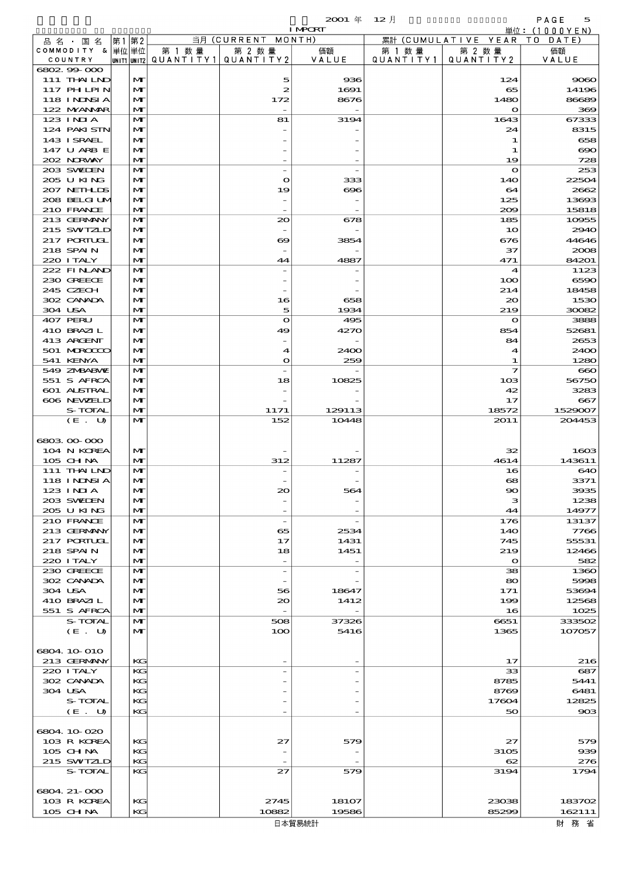2001 年 12 月 IMPORT

単位：(1000YEN)

| 品名・国名 COMMODITY & COUNTRY | 第1 単位 UNIT1 | 第2 単位 UNIT2 | 当月 (CURRENT MONTH) 第1数量 QUANTITY1 | 第2数量 QUANTITY2 | 価額 VALUE | 累計 (CUMULATIVE YEAR TO DATE) 第1数量 QUANTITY1 | 第2数量 QUANTITY2 | 価額 VALUE |
|---|---|---|---|---|---|---|---|---|
| 6802.99-000 | | | | | | | | |
| 111 THAILND | | MT | | 5 | 936 | | 124 | 9060 |
| 117 PHILPIN | | MT | | 2 | 1691 | | 65 | 14196 |
| 118 INDNSIA | | MT | | 172 | 8676 | | 1480 | 86689 |
| 122 MYANMAR | | MT | | - | - | | 0 | 369 |
| 123 INDIA | | MT | | 81 | 3194 | | 1643 | 67333 |
| 124 PAKISTN | | MT | | - | - | | 24 | 8315 |
| 143 ISRAEL | | MT | | - | - | | 1 | 658 |
| 147 U ARB E | | MT | | - | - | | 1 | 690 |
| 202 NORWAY | | MT | | - | - | | 19 | 728 |
| 203 SWEDEN | | MT | | - | - | | 0 | 253 |
| 205 U KING | | MT | | 0 | 333 | | 140 | 22504 |
| 207 NETHLDS | | MT | | 19 | 696 | | 64 | 2662 |
| 208 BELGIUM | | MT | | - | - | | 125 | 13693 |
| 210 FRANCE | | MT | | - | - | | 209 | 15818 |
| 213 GERMANY | | MT | | 20 | 678 | | 185 | 10955 |
| 215 SWITZLD | | MT | | - | - | | 10 | 2940 |
| 217 PORTUGL | | MT | | 69 | 3854 | | 676 | 44646 |
| 218 SPAIN | | MT | | - | - | | 37 | 2008 |
| 220 ITALY | | MT | | 44 | 4887 | | 471 | 84201 |
| 222 FINLAND | | MT | | - | - | | 4 | 1123 |
| 230 GREECE | | MT | | - | - | | 100 | 6590 |
| 245 CZECH | | MT | | - | - | | 214 | 18458 |
| 302 CANADA | | MT | | 16 | 658 | | 20 | 1530 |
| 304 USA | | MT | | 5 | 1934 | | 219 | 30082 |
| 407 PERU | | MT | | 0 | 495 | | 0 | 3888 |
| 410 BRAZIL | | MT | | 49 | 4270 | | 854 | 52681 |
| 413 ARGENT | | MT | | - | - | | 84 | 2653 |
| 501 MOROCCO | | MT | | 4 | 2400 | | 4 | 2400 |
| 541 KENYA | | MT | | 0 | 259 | | 1 | 1280 |
| 549 ZMBABWE | | MT | | - | - | | 7 | 660 |
| 551 S AFRCA | | MT | | 18 | 10825 | | 103 | 56750 |
| 601 AUSTRAL | | MT | | - | - | | 42 | 3283 |
| 606 NEWZELD | | MT | | - | - | | 17 | 667 |
| S-TOTAL | | MT | | 1171 | 129113 | | 18572 | 1529007 |
| (E. U) | | MT | | 152 | 10448 | | 2011 | 204453 |
| 6803.00-000 | | | | | | | | |
| 104 N KOREA | | MT | | - | - | | 32 | 1603 |
| 105 CHINA | | MT | | 312 | 11287 | | 4614 | 143611 |
| 111 THAILND | | MT | | - | - | | 16 | 640 |
| 118 INDNSIA | | MT | | - | - | | 68 | 3371 |
| 123 INDIA | | MT | | 20 | 564 | | 90 | 3935 |
| 203 SWEDEN | | MT | | - | - | | 3 | 1238 |
| 205 U KING | | MT | | - | - | | 44 | 14977 |
| 210 FRANCE | | MT | | - | - | | 176 | 13137 |
| 213 GERMANY | | MT | | 65 | 2534 | | 140 | 7766 |
| 217 PORTUGL | | MT | | 17 | 1431 | | 745 | 55531 |
| 218 SPAIN | | MT | | 18 | 1451 | | 219 | 12466 |
| 220 ITALY | | MT | | - | - | | 0 | 582 |
| 230 GREECE | | MT | | - | - | | 38 | 1360 |
| 302 CANADA | | MT | | - | - | | 80 | 5998 |
| 304 USA | | MT | | 56 | 18647 | | 171 | 53694 |
| 410 BRAZIL | | MT | | 20 | 1412 | | 199 | 12568 |
| 551 S AFRCA | | MT | | - | - | | 16 | 1025 |
| S-TOTAL | | MT | | 508 | 37326 | | 6651 | 333502 |
| (E. U) | | MT | | 100 | 5416 | | 1365 | 107057 |
| 6804.10-010 | | | | | | | | |
| 213 GERMANY | | KG | | - | - | | 17 | 216 |
| 220 ITALY | | KG | | - | - | | 33 | 687 |
| 302 CANADA | | KG | | - | - | | 8785 | 5441 |
| 304 USA | | KG | | - | - | | 8769 | 6481 |
| S-TOTAL | | KG | | - | - | | 17604 | 12825 |
| (E. U) | | KG | | - | - | | 50 | 903 |
| 6804.10-020 | | | | | | | | |
| 103 R KOREA | | KG | | 27 | 579 | | 27 | 579 |
| 105 CHINA | | KG | | - | - | | 3105 | 939 |
| 215 SWITZLD | | KG | | - | - | | 62 | 276 |
| S-TOTAL | | KG | | 27 | 579 | | 3194 | 1794 |
| 6804.21-000 | | | | | | | | |
| 103 R KOREA | | KG | | 2745 | 18107 | | 23038 | 183702 |
| 105 CHINA | | KG | | 10882 | 19586 | | 85299 | 162111 |

日本貿易統計　財務省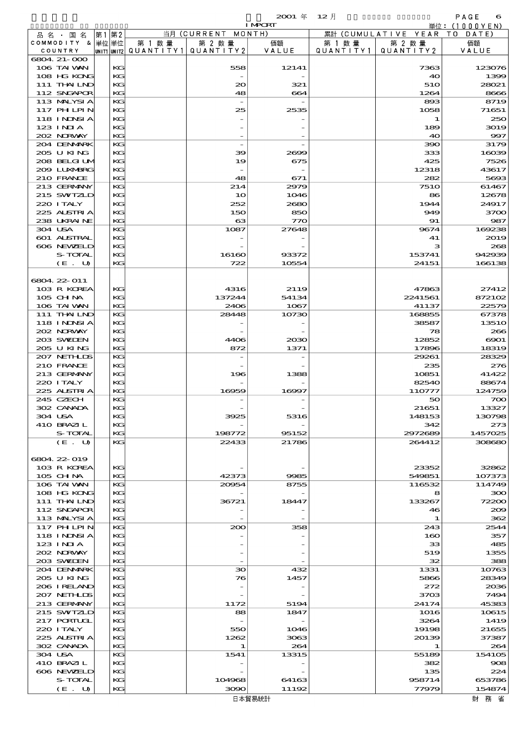2001 年 12 月 IMPORT

単位：(1000YEN)

| 品名・国名 COMMODITY & COUNTRY | 第1 単位 UNIT1 | 第2 単位 UNIT2 | 当月 (CURRENT MONTH) 第1数量 QUANTITY1 | 第2数量 QUANTITY2 | 価額 VALUE | 累計 (CUMULATIVE YEAR TO DATE) 第1数量 QUANTITY1 | 第2数量 QUANTITY2 | 価額 VALUE |
|---|---|---|---|---|---|---|---|---|
| 6804.21-000 | | | | | | | | |
| 106 TAIWAN | | KG | | 558 | 12141 | | 7363 | 123076 |
| 108 HG KONG | | KG | | - | - | | 40 | 1399 |
| 111 THAILND | | KG | | 20 | 321 | | 510 | 28021 |
| 112 SNGAPOR | | KG | | 48 | 664 | | 1264 | 8666 |
| 113 MALYSIA | | KG | | - | - | | 893 | 8719 |
| 117 PHLPIN | | KG | | 25 | 2535 | | 1058 | 71651 |
| 118 INDNSIA | | KG | | - | - | | 1 | 250 |
| 123 INDIA | | KG | | - | - | | 189 | 3019 |
| 202 NORWAY | | KG | | - | - | | 40 | 997 |
| 204 DENMARK | | KG | | - | - | | 390 | 3179 |
| 205 U KING | | KG | | 39 | 2699 | | 333 | 16039 |
| 208 BELGIUM | | KG | | 19 | 675 | | 425 | 7526 |
| 209 LUXMBRG | | KG | | - | - | | 12318 | 43617 |
| 210 FRANCE | | KG | | 48 | 671 | | 282 | 5693 |
| 213 GERMANY | | KG | | 214 | 2979 | | 7510 | 61467 |
| 215 SWTZLD | | KG | | 10 | 1046 | | 86 | 12678 |
| 220 ITALY | | KG | | 252 | 2680 | | 1944 | 24917 |
| 225 AUSTRIA | | KG | | 150 | 850 | | 949 | 3700 |
| 238 UKRAINE | | KG | | 63 | 770 | | 91 | 987 |
| 304 USA | | KG | | 1087 | 27648 | | 9674 | 169238 |
| 601 AUSTRAL | | KG | | - | - | | 41 | 2019 |
| 606 NEWZELD | | KG | | - | - | | 3 | 268 |
| S-TOTAL | | KG | | 16160 | 93372 | | 153741 | 942939 |
| (E. U) | | KG | | 722 | 10554 | | 24151 | 166138 |
| 6804.22-011 | | | | | | | | |
| 103 R KOREA | | KG | | 4316 | 2119 | | 47863 | 27412 |
| 105 CHINA | | KG | | 137244 | 54134 | | 2241561 | 872102 |
| 106 TAIWAN | | KG | | 2406 | 1067 | | 41137 | 22579 |
| 111 THAILND | | KG | | 28448 | 10730 | | 168855 | 67378 |
| 118 INDNSIA | | KG | | - | - | | 38587 | 13510 |
| 202 NORWAY | | KG | | - | - | | 78 | 266 |
| 203 SWEDEN | | KG | | 4406 | 2030 | | 12852 | 6901 |
| 205 U KING | | KG | | 872 | 1371 | | 17896 | 18319 |
| 207 NETHLDS | | KG | | - | - | | 29261 | 28329 |
| 210 FRANCE | | KG | | - | - | | 235 | 276 |
| 213 GERMANY | | KG | | 196 | 1388 | | 10851 | 41422 |
| 220 ITALY | | KG | | - | - | | 82540 | 88674 |
| 225 AUSTRIA | | KG | | 16959 | 16997 | | 110777 | 124759 |
| 245 CZECH | | KG | | - | - | | 50 | 700 |
| 302 CANADA | | KG | | - | - | | 21651 | 13327 |
| 304 USA | | KG | | 3925 | 5316 | | 148153 | 130798 |
| 410 BRAZIL | | KG | | - | - | | 342 | 273 |
| S-TOTAL | | KG | | 198772 | 95152 | | 2972689 | 1457025 |
| (E. U) | | KG | | 22433 | 21786 | | 264412 | 308680 |
| 6804.22-019 | | | | | | | | |
| 103 R KOREA | | KG | | - | - | | 23352 | 32862 |
| 105 CHINA | | KG | | 42373 | 9985 | | 549851 | 107373 |
| 106 TAIWAN | | KG | | 20954 | 8755 | | 116532 | 114749 |
| 108 HG KONG | | KG | | - | - | | 8 | 300 |
| 111 THAILND | | KG | | 36721 | 18447 | | 133267 | 72200 |
| 112 SNGAPOR | | KG | | - | - | | 46 | 209 |
| 113 MALYSIA | | KG | | - | - | | 1 | 362 |
| 117 PHLPIN | | KG | | 200 | 358 | | 243 | 2544 |
| 118 INDNSIA | | KG | | - | - | | 160 | 357 |
| 123 INDIA | | KG | | - | - | | 33 | 485 |
| 202 NORWAY | | KG | | - | - | | 519 | 1355 |
| 203 SWEDEN | | KG | | - | - | | 32 | 388 |
| 204 DENMARK | | KG | | 30 | 432 | | 1331 | 10763 |
| 205 U KING | | KG | | 76 | 1457 | | 5866 | 28349 |
| 206 IRELAND | | KG | | - | - | | 272 | 2036 |
| 207 NETHLDS | | KG | | - | - | | 3703 | 7494 |
| 213 GERMANY | | KG | | 1172 | 5194 | | 24174 | 45383 |
| 215 SWTZLD | | KG | | 88 | 1847 | | 1016 | 10615 |
| 217 PORTUGL | | KG | | - | - | | 3264 | 1419 |
| 220 ITALY | | KG | | 550 | 1046 | | 19198 | 21655 |
| 225 AUSTRIA | | KG | | 1262 | 3063 | | 20139 | 37387 |
| 302 CANADA | | KG | | 1 | 264 | | 1 | 264 |
| 304 USA | | KG | | 1541 | 13315 | | 55189 | 154105 |
| 410 BRAZIL | | KG | | - | - | | 382 | 908 |
| 606 NEWZELD | | KG | | - | - | | 135 | 224 |
| S-TOTAL | | KG | | 104968 | 64163 | | 958714 | 653786 |
| (E. U) | | KG | | 3090 | 11192 | | 77979 | 154874 |

日本貿易統計　　財務省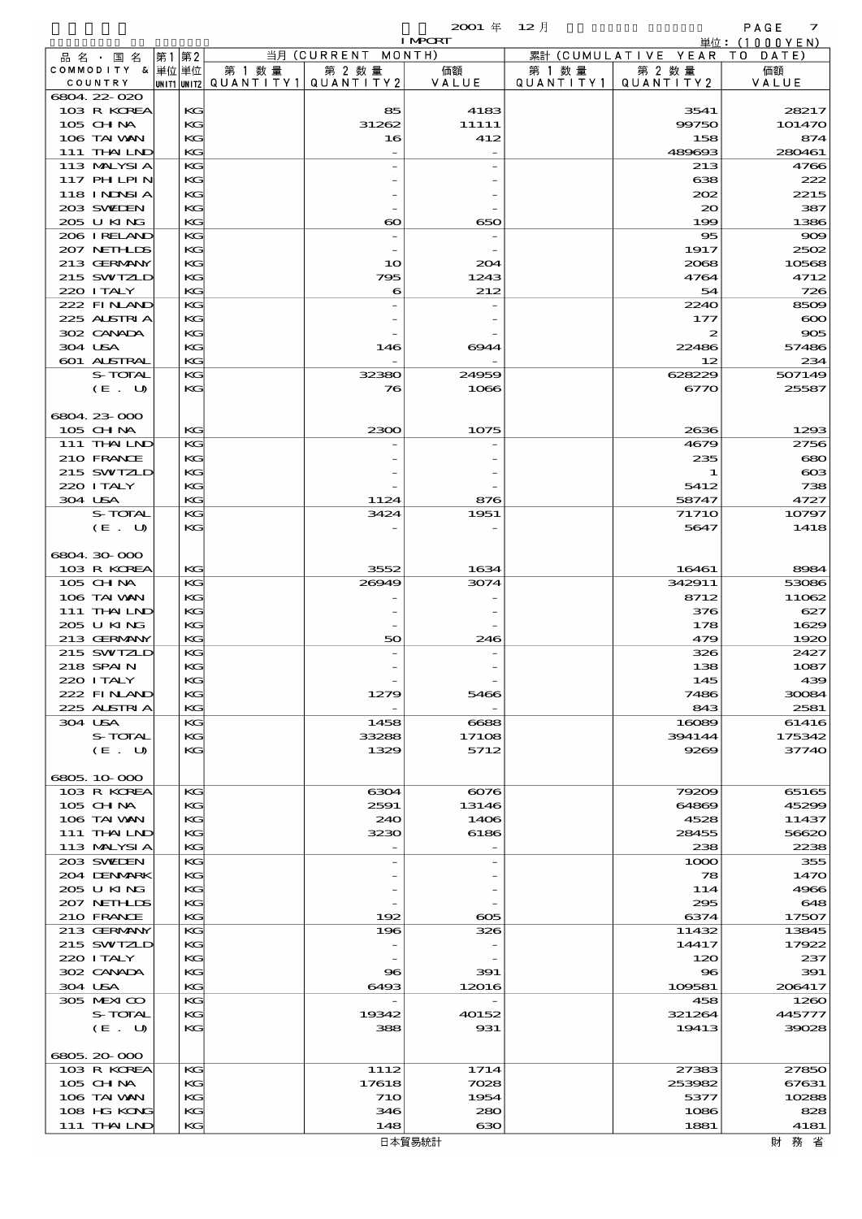2001 年 12 月 IMPORT

単位：(1000YEN)

| 品名・国名 COMMODITY & COUNTRY | 第1 単位 UNIT1 | 第2 単位 UNIT2 | 当月 (CURRENT MONTH) 第1数量 QUANTITY1 | 第2数量 QUANTITY2 | 価額 VALUE | 累計 (CUMULATIVE YEAR TO DATE) 第1数量 QUANTITY1 | 第2数量 QUANTITY2 | 価額 VALUE |
|---|---|---|---|---|---|---|---|---|
| 6804.22-020 | | | | | | | | |
| 103 R KOREA | | KG | | 85 | 4183 | | 3541 | 28217 |
| 105 CHINA | | KG | | 31262 | 11111 | | 99750 | 101470 |
| 106 TAIWAN | | KG | | 16 | 412 | | 158 | 874 |
| 111 THAILND | | KG | | - | - | | 489693 | 280461 |
| 113 MALYSIA | | KG | | - | - | | 213 | 4766 |
| 117 PHLPIN | | KG | | - | - | | 638 | 222 |
| 118 INDNSIA | | KG | | - | - | | 202 | 2215 |
| 203 SWEDEN | | KG | | - | - | | 20 | 387 |
| 205 U KING | | KG | | 60 | 650 | | 199 | 1386 |
| 206 IRELAND | | KG | | - | - | | 95 | 909 |
| 207 NETHLDS | | KG | | - | - | | 1917 | 2502 |
| 213 GERMANY | | KG | | 10 | 204 | | 2068 | 10568 |
| 215 SWITZLD | | KG | | 795 | 1243 | | 4764 | 4712 |
| 220 ITALY | | KG | | 6 | 212 | | 54 | 726 |
| 222 FINLAND | | KG | | - | - | | 2240 | 8509 |
| 225 AUSTRIA | | KG | | - | - | | 177 | 600 |
| 302 CANADA | | KG | | - | - | | 2 | 905 |
| 304 USA | | KG | | 146 | 6944 | | 22486 | 57486 |
| 601 AUSTRAL | | KG | | - | - | | 12 | 234 |
| S-TOTAL | | KG | | 32380 | 24959 | | 628229 | 507149 |
| (E. U) | | KG | | 76 | 1066 | | 6770 | 25587 |
| 6804.23-000 | | | | | | | | |
| 105 CHINA | | KG | | 2300 | 1075 | | 2636 | 1293 |
| 111 THAILND | | KG | | - | - | | 4679 | 2756 |
| 210 FRANCE | | KG | | - | - | | 235 | 680 |
| 215 SWITZLD | | KG | | - | - | | 1 | 603 |
| 220 ITALY | | KG | | - | - | | 5412 | 738 |
| 304 USA | | KG | | 1124 | 876 | | 58747 | 4727 |
| S-TOTAL | | KG | | 3424 | 1951 | | 71710 | 10797 |
| (E. U) | | KG | | - | - | | 5647 | 1418 |
| 6804.30-000 | | | | | | | | |
| 103 R KOREA | | KG | | 3552 | 1634 | | 16461 | 8984 |
| 105 CHINA | | KG | | 26949 | 3074 | | 342911 | 53086 |
| 106 TAIWAN | | KG | | - | - | | 8712 | 11062 |
| 111 THAILND | | KG | | - | - | | 376 | 627 |
| 205 U KING | | KG | | - | - | | 178 | 1629 |
| 213 GERMANY | | KG | | 50 | 246 | | 479 | 1920 |
| 215 SWITZLD | | KG | | - | - | | 326 | 2427 |
| 218 SPAIN | | KG | | - | - | | 138 | 1087 |
| 220 ITALY | | KG | | - | - | | 145 | 439 |
| 222 FINLAND | | KG | | 1279 | 5466 | | 7486 | 30084 |
| 225 AUSTRIA | | KG | | - | - | | 843 | 2581 |
| 304 USA | | KG | | 1458 | 6688 | | 16089 | 61416 |
| S-TOTAL | | KG | | 33288 | 17108 | | 394144 | 175342 |
| (E. U) | | KG | | 1329 | 5712 | | 9269 | 37740 |
| 6805.10-000 | | | | | | | | |
| 103 R KOREA | | KG | | 6304 | 6076 | | 79209 | 65165 |
| 105 CHINA | | KG | | 2591 | 13146 | | 64869 | 45299 |
| 106 TAIWAN | | KG | | 240 | 1406 | | 4528 | 11437 |
| 111 THAILND | | KG | | 3230 | 6186 | | 28455 | 56620 |
| 113 MALYSIA | | KG | | - | - | | 238 | 2238 |
| 203 SWEDEN | | KG | | - | - | | 1000 | 355 |
| 204 DENMARK | | KG | | - | - | | 78 | 1470 |
| 205 U KING | | KG | | - | - | | 114 | 4966 |
| 207 NETHLDS | | KG | | - | - | | 295 | 648 |
| 210 FRANCE | | KG | | 192 | 605 | | 6374 | 17507 |
| 213 GERMANY | | KG | | 196 | 326 | | 11432 | 13845 |
| 215 SWITZLD | | KG | | - | - | | 14417 | 17922 |
| 220 ITALY | | KG | | - | - | | 120 | 237 |
| 302 CANADA | | KG | | 96 | 391 | | 96 | 391 |
| 304 USA | | KG | | 6493 | 12016 | | 109581 | 206417 |
| 305 MEXICO | | KG | | - | - | | 458 | 1260 |
| S-TOTAL | | KG | | 19342 | 40152 | | 321264 | 445777 |
| (E. U) | | KG | | 388 | 931 | | 19413 | 39028 |
| 6805.20-000 | | | | | | | | |
| 103 R KOREA | | KG | | 1112 | 1714 | | 27383 | 27850 |
| 105 CHINA | | KG | | 17618 | 7028 | | 253982 | 67631 |
| 106 TAIWAN | | KG | | 710 | 1954 | | 5377 | 10288 |
| 108 HG KONG | | KG | | 346 | 280 | | 1086 | 828 |
| 111 THAILND | | KG | | 148 | 630 | | 1881 | 4181 |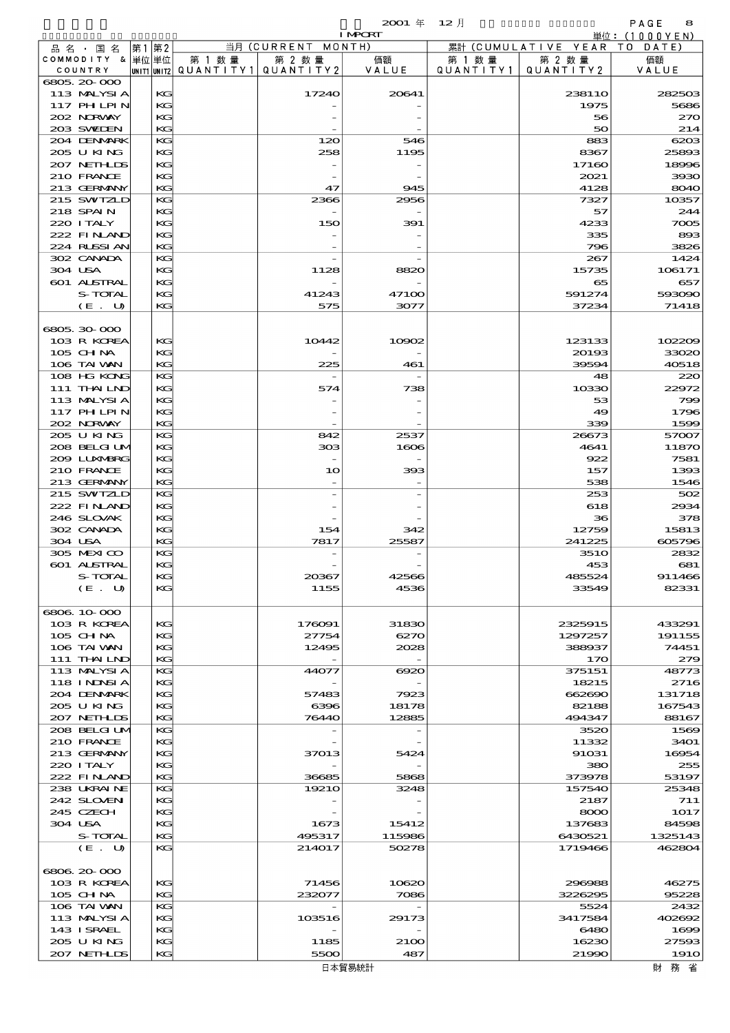| 品名・国名 COMMODITY & COUNTRY | 第1 単位 UNIT1 | 第2 単位 UNIT2 | 当月 (CURRENT MONTH) 第1数量 QUANTITY1 | 第2数量 QUANTITY2 | 価額 VALUE | 累計 (CUMULATIVE YEAR TO DATE) 第1数量 QUANTITY1 | 第2数量 QUANTITY2 | 価額 VALUE |
|---|---|---|---|---|---|---|---|---|
| 6805.20-000 | | | | | | | | |
| 113 MALYSIA | | KG | | 17240 | 20641 | | 238110 | 282503 |
| 117 PHILPIN | | KG | | - | - | | 1975 | 5686 |
| 202 NORWAY | | KG | | - | - | | 56 | 270 |
| 203 SWEDEN | | KG | | - | - | | 50 | 214 |
| 204 DENMARK | | KG | | 120 | 546 | | 883 | 6203 |
| 205 U KING | | KG | | 258 | 1195 | | 8367 | 25893 |
| 207 NETHLDS | | KG | | - | - | | 17160 | 18996 |
| 210 FRANCE | | KG | | - | - | | 2021 | 3930 |
| 213 GERMANY | | KG | | 47 | 945 | | 4128 | 8040 |
| 215 SWITZLD | | KG | | 2366 | 2956 | | 7327 | 10357 |
| 218 SPAIN | | KG | | - | - | | 57 | 244 |
| 220 ITALY | | KG | | 150 | 391 | | 4233 | 7005 |
| 222 FINLAND | | KG | | - | - | | 335 | 893 |
| 224 RUSSIAN | | KG | | - | - | | 796 | 3826 |
| 302 CANADA | | KG | | - | - | | 267 | 1424 |
| 304 USA | | KG | | 1128 | 8820 | | 15735 | 106171 |
| 601 AUSTRAL | | KG | | - | - | | 65 | 657 |
| S-TOTAL | | KG | | 41243 | 47100 | | 591274 | 593090 |
| (E. U) | | KG | | 575 | 3077 | | 37234 | 71418 |
| 6805.30-000 | | | | | | | | |
| 103 R KOREA | | KG | | 10442 | 10902 | | 123133 | 102209 |
| 105 CHINA | | KG | | - | - | | 20193 | 33020 |
| 106 TAIWAN | | KG | | 225 | 461 | | 39594 | 40518 |
| 108 HG KONG | | KG | | - | - | | 48 | 220 |
| 111 THAILND | | KG | | 574 | 738 | | 10330 | 22972 |
| 113 MALYSIA | | KG | | - | - | | 53 | 799 |
| 117 PHILPIN | | KG | | - | - | | 49 | 1796 |
| 202 NORWAY | | KG | | - | - | | 339 | 1599 |
| 205 U KING | | KG | | 842 | 2537 | | 26673 | 57007 |
| 208 BELGIUM | | KG | | 303 | 1606 | | 4641 | 11870 |
| 209 LUXMBRG | | KG | | - | - | | 922 | 7581 |
| 210 FRANCE | | KG | | 10 | 393 | | 157 | 1393 |
| 213 GERMANY | | KG | | - | - | | 538 | 1546 |
| 215 SWITZLD | | KG | | - | - | | 253 | 502 |
| 222 FINLAND | | KG | | - | - | | 618 | 2934 |
| 246 SLOVAK | | KG | | - | - | | 36 | 378 |
| 302 CANADA | | KG | | 154 | 342 | | 12759 | 15813 |
| 304 USA | | KG | | 7817 | 25587 | | 241225 | 605796 |
| 305 MEXICO | | KG | | - | - | | 3510 | 2832 |
| 601 AUSTRAL | | KG | | - | - | | 453 | 681 |
| S-TOTAL | | KG | | 20367 | 42566 | | 485524 | 911466 |
| (E. U) | | KG | | 1155 | 4536 | | 33549 | 82331 |
| 6806.10-000 | | | | | | | | |
| 103 R KOREA | | KG | | 176091 | 31830 | | 2325915 | 433291 |
| 105 CHINA | | KG | | 27754 | 6270 | | 1297257 | 191155 |
| 106 TAIWAN | | KG | | 12495 | 2028 | | 388937 | 74451 |
| 111 THAILND | | KG | | - | - | | 170 | 279 |
| 113 MALYSIA | | KG | | 44077 | 6920 | | 375151 | 48773 |
| 118 INDNSIA | | KG | | - | - | | 18215 | 2716 |
| 204 DENMARK | | KG | | 57483 | 7923 | | 662690 | 131718 |
| 205 U KING | | KG | | 6396 | 18178 | | 82188 | 167543 |
| 207 NETHLDS | | KG | | 76440 | 12885 | | 494347 | 88167 |
| 208 BELGIUM | | KG | | - | - | | 3520 | 1569 |
| 210 FRANCE | | KG | | - | - | | 11332 | 3401 |
| 213 GERMANY | | KG | | 37013 | 5424 | | 91031 | 16954 |
| 220 ITALY | | KG | | - | - | | 380 | 255 |
| 222 FINLAND | | KG | | 36685 | 5868 | | 373978 | 53197 |
| 238 UKRAINE | | KG | | 19210 | 3248 | | 157540 | 25348 |
| 242 SLOVENI | | KG | | - | - | | 2187 | 711 |
| 245 CZECH | | KG | | - | - | | 8000 | 1017 |
| 304 USA | | KG | | 1673 | 15412 | | 137683 | 84598 |
| S-TOTAL | | KG | | 495317 | 115986 | | 6430521 | 1325143 |
| (E. U) | | KG | | 214017 | 50278 | | 1719466 | 462804 |
| 6806.20-000 | | | | | | | | |
| 103 R KOREA | | KG | | 71456 | 10620 | | 296988 | 46275 |
| 105 CHINA | | KG | | 232077 | 7086 | | 3226295 | 95228 |
| 106 TAIWAN | | KG | | - | - | | 5524 | 2432 |
| 113 MALYSIA | | KG | | 103516 | 29173 | | 3417584 | 402692 |
| 143 ISRAEL | | KG | | - | - | | 6480 | 1699 |
| 205 U KING | | KG | | 1185 | 2100 | | 16230 | 27593 |
| 207 NETHLDS | | KG | | 5500 | 487 | | 21990 | 1910 |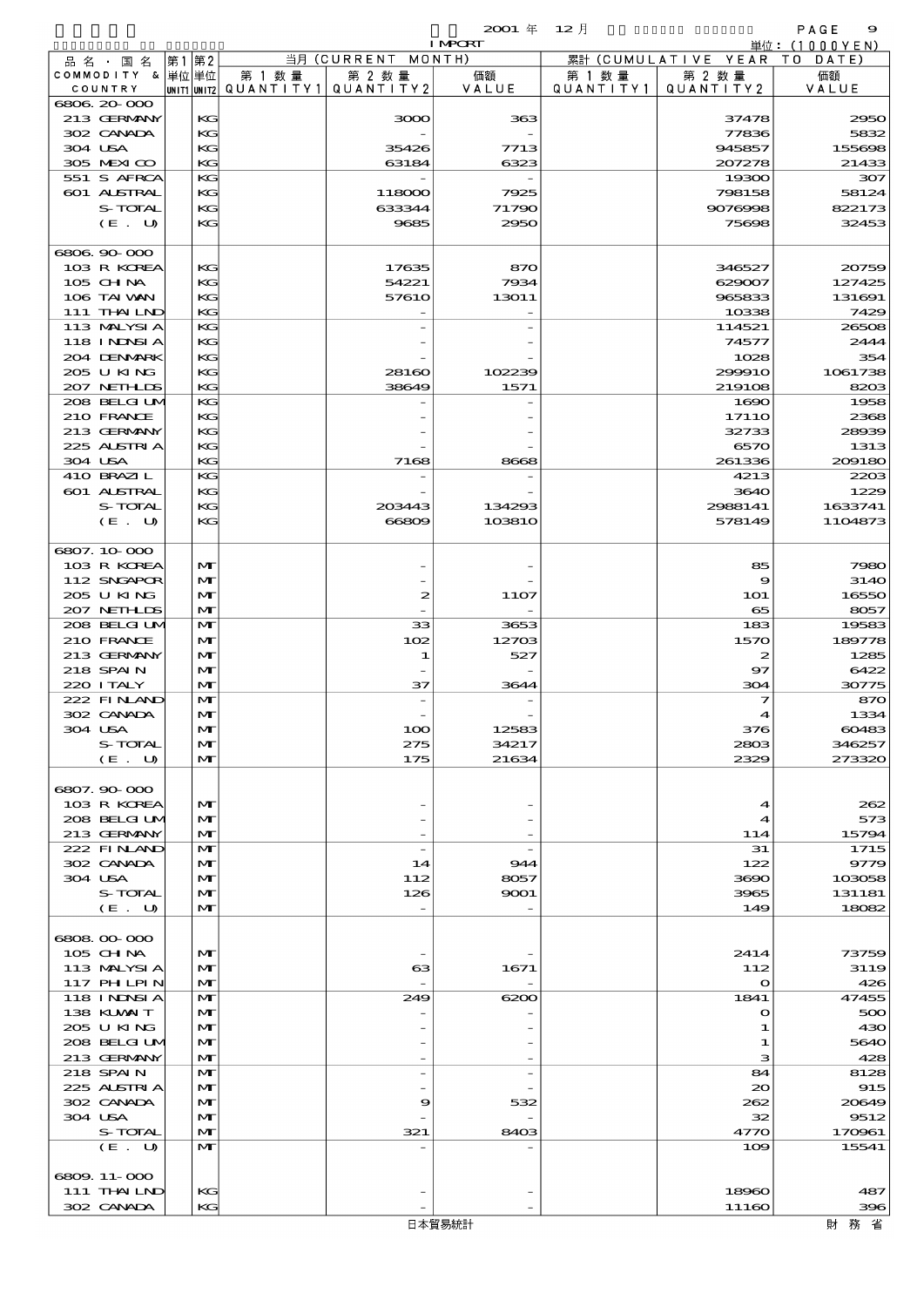2001 年 12 月 IMPORT

単位：(1000YEN)

| 品名・国名 COMMODITY & COUNTRY | 第1 単位 UNIT1 | 第2 単位 UNIT2 | 当月 (CURRENT MONTH) 第1数量 QUANTITY1 | 第2数量 QUANTITY2 | 価額 VALUE | 累計 (CUMULATIVE YEAR TO DATE) 第1数量 QUANTITY1 | 第2数量 QUANTITY2 | 価額 VALUE |
|---|---|---|---|---|---|---|---|---|
| 6806.20-000 | | | | | | | | |
| 213 GERMANY | | KG | | 3000 | 363 | | 37478 | 2950 |
| 302 CANADA | | KG | | - | - | | 77836 | 5832 |
| 304 USA | | KG | | 35426 | 7713 | | 945857 | 155698 |
| 305 MEXICO | | KG | | 63184 | 6323 | | 207278 | 21433 |
| 551 S AFRCA | | KG | | - | - | | 19300 | 307 |
| 601 AUSTRAL | | KG | | 118000 | 7925 | | 798158 | 58124 |
| S-TOTAL | | KG | | 633344 | 71790 | | 9076998 | 822173 |
| (E. U) | | KG | | 9685 | 2950 | | 75698 | 32453 |
| 6806.90-000 | | | | | | | | |
| 103 R KOREA | | KG | | 17635 | 870 | | 346527 | 20759 |
| 105 CHINA | | KG | | 54221 | 7934 | | 629007 | 127425 |
| 106 TAIWAN | | KG | | 57610 | 13011 | | 965833 | 131691 |
| 111 THAILND | | KG | | - | - | | 10338 | 7429 |
| 113 MALYSIA | | KG | | - | - | | 114521 | 26508 |
| 118 INDNSIA | | KG | | - | - | | 74577 | 2444 |
| 204 DENMARK | | KG | | - | - | | 1028 | 354 |
| 205 U KING | | KG | | 28160 | 102239 | | 299910 | 1061738 |
| 207 NETHLDS | | KG | | 38649 | 1571 | | 219108 | 8203 |
| 208 BELGIUM | | KG | | - | - | | 1690 | 1958 |
| 210 FRANCE | | KG | | - | - | | 17110 | 2368 |
| 213 GERMANY | | KG | | - | - | | 32733 | 28939 |
| 225 AUSTRIA | | KG | | - | - | | 6570 | 1313 |
| 304 USA | | KG | | 7168 | 8668 | | 261336 | 209180 |
| 410 BRAZIL | | KG | | - | - | | 4213 | 2203 |
| 601 AUSTRAL | | KG | | - | - | | 3640 | 1229 |
| S-TOTAL | | KG | | 203443 | 134293 | | 2988141 | 1633741 |
| (E. U) | | KG | | 66809 | 103810 | | 578149 | 1104873 |
| 6807.10-000 | | | | | | | | |
| 103 R KOREA | | MT | | - | - | | 85 | 7980 |
| 112 SNGAPOR | | MT | | - | - | | 9 | 3140 |
| 205 U KING | | MT | | 2 | 1107 | | 101 | 16550 |
| 207 NETHLDS | | MT | | - | - | | 65 | 8057 |
| 208 BELGIUM | | MT | | 33 | 3653 | | 183 | 19583 |
| 210 FRANCE | | MT | | 102 | 12703 | | 1570 | 189778 |
| 213 GERMANY | | MT | | 1 | 527 | | 2 | 1285 |
| 218 SPAIN | | MT | | - | - | | 97 | 6422 |
| 220 ITALY | | MT | | 37 | 3644 | | 304 | 30775 |
| 222 FINLAND | | MT | | - | - | | 7 | 870 |
| 302 CANADA | | MT | | - | - | | 4 | 1334 |
| 304 USA | | MT | | 100 | 12583 | | 376 | 60483 |
| S-TOTAL | | MT | | 275 | 34217 | | 2803 | 346257 |
| (E. U) | | MT | | 175 | 21634 | | 2329 | 273320 |
| 6807.90-000 | | | | | | | | |
| 103 R KOREA | | MT | | - | - | | 4 | 262 |
| 208 BELGIUM | | MT | | - | - | | 4 | 573 |
| 213 GERMANY | | MT | | - | - | | 114 | 15794 |
| 222 FINLAND | | MT | | - | - | | 31 | 1715 |
| 302 CANADA | | MT | | 14 | 944 | | 122 | 9779 |
| 304 USA | | MT | | 112 | 8057 | | 3690 | 103058 |
| S-TOTAL | | MT | | 126 | 9001 | | 3965 | 131181 |
| (E. U) | | MT | | - | - | | 149 | 18082 |
| 6808.00-000 | | | | | | | | |
| 105 CHINA | | MT | | - | - | | 2414 | 73759 |
| 113 MALYSIA | | MT | | 63 | 1671 | | 112 | 3119 |
| 117 PHILPIN | | MT | | - | - | | 0 | 426 |
| 118 INDNSIA | | MT | | 249 | 6200 | | 1841 | 47455 |
| 138 KUWAIT | | MT | | - | - | | 0 | 500 |
| 205 U KING | | MT | | - | - | | 1 | 430 |
| 208 BELGIUM | | MT | | - | - | | 1 | 5640 |
| 213 GERMANY | | MT | | - | - | | 3 | 428 |
| 218 SPAIN | | MT | | - | - | | 84 | 8128 |
| 225 AUSTRIA | | MT | | - | - | | 20 | 915 |
| 302 CANADA | | MT | | 9 | 532 | | 262 | 20649 |
| 304 USA | | MT | | - | - | | 32 | 9512 |
| S-TOTAL | | MT | | 321 | 8403 | | 4770 | 170961 |
| (E. U) | | MT | | - | - | | 109 | 15541 |
| 6809.11-000 | | | | | | | | |
| 111 THAILND | | KG | | - | - | | 18960 | 487 |
| 302 CANADA | | KG | | - | - | | 11160 | 396 |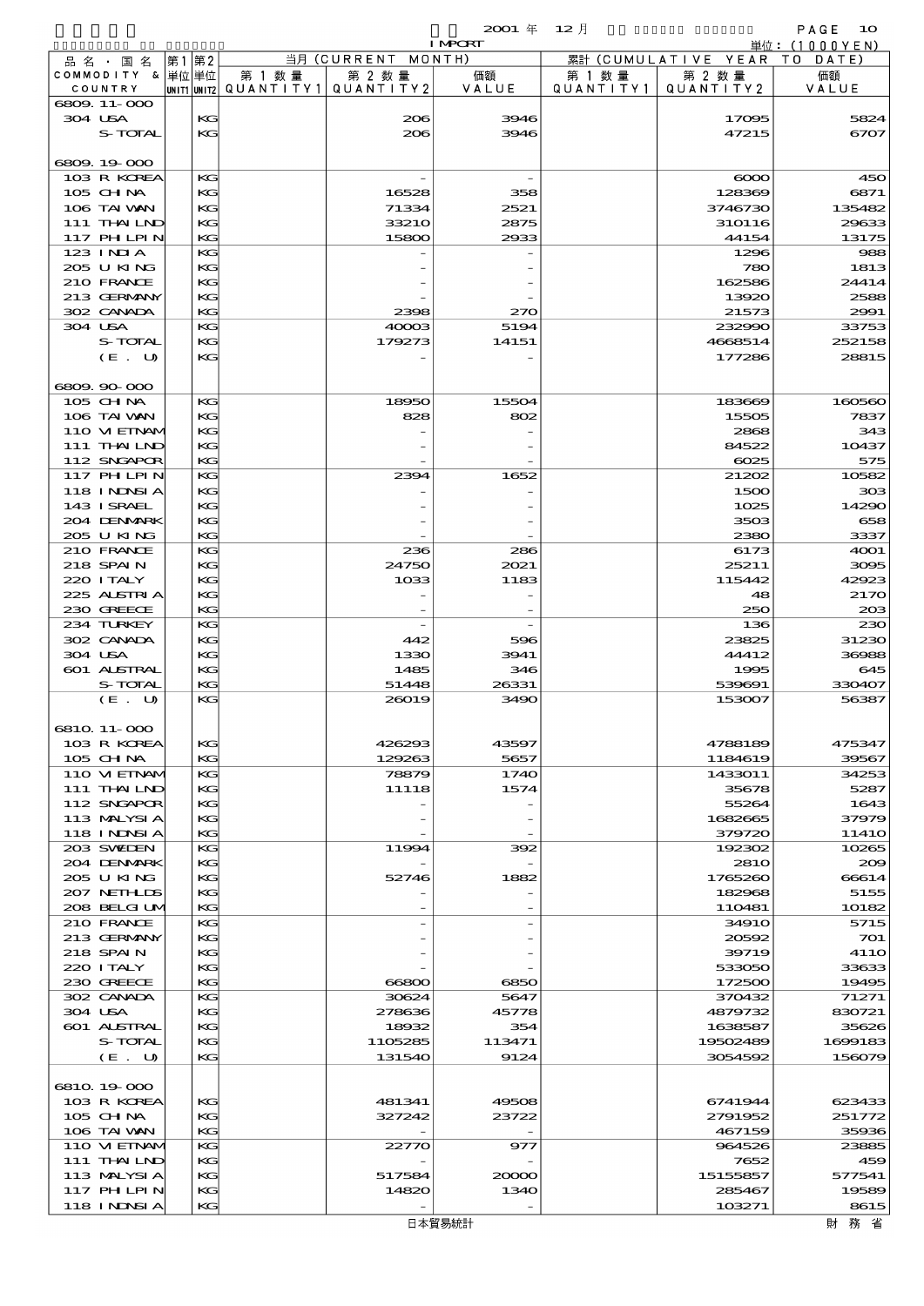2001 年 12 月 IMPORT 単位：(1000YEN)

| 品名・国名 COMMODITY & COUNTRY | 第1 単位 UNIT1 | 第2 単位 UNIT2 | 当月 (CURRENT MONTH) 第1数量 QUANTITY1 | 第2数量 QUANTITY2 | 価額 VALUE | 累計 (CUMULATIVE YEAR TO DATE) 第1数量 QUANTITY1 | 第2数量 QUANTITY2 | 価額 VALUE |
|---|---|---|---|---|---|---|---|---|
| 6809.11-000 | | | | | | | | |
| 304 USA | | KG | | 206 | 3946 | | 17095 | 5824 |
| S-TOTAL | | KG | | 206 | 3946 | | 47215 | 6707 |
| 6809.19-000 | | | | | | | | |
| 103 R KOREA | | KG | | - | - | | 6000 | 450 |
| 105 CHINA | | KG | | 16528 | 358 | | 128369 | 6871 |
| 106 TAIWAN | | KG | | 71334 | 2521 | | 3746730 | 135482 |
| 111 THAILND | | KG | | 33210 | 2875 | | 310116 | 29633 |
| 117 PHLPIN | | KG | | 15800 | 2933 | | 44154 | 13175 |
| 123 INDIA | | KG | | - | - | | 1296 | 988 |
| 205 U KING | | KG | | - | - | | 780 | 1813 |
| 210 FRANCE | | KG | | - | - | | 162586 | 24414 |
| 213 GERMANY | | KG | | - | - | | 13920 | 2588 |
| 302 CANADA | | KG | | 2398 | 270 | | 21573 | 2991 |
| 304 USA | | KG | | 40003 | 5194 | | 232990 | 33753 |
| S-TOTAL | | KG | | 179273 | 14151 | | 4668514 | 252158 |
| (E. U) | | KG | | - | - | | 177286 | 28815 |
| 6809.90-000 | | | | | | | | |
| 105 CHINA | | KG | | 18950 | 15504 | | 183669 | 160560 |
| 106 TAIWAN | | KG | | 828 | 802 | | 15505 | 7837 |
| 110 VIETNAM | | KG | | - | - | | 2868 | 343 |
| 111 THAILND | | KG | | - | - | | 84522 | 10437 |
| 112 SNGAPOR | | KG | | - | - | | 6025 | 575 |
| 117 PHLPIN | | KG | | 2394 | 1652 | | 21202 | 10582 |
| 118 INDNSIA | | KG | | - | - | | 1500 | 303 |
| 143 ISRAEL | | KG | | - | - | | 1025 | 14290 |
| 204 DENMARK | | KG | | - | - | | 3503 | 658 |
| 205 U KING | | KG | | - | - | | 2380 | 3337 |
| 210 FRANCE | | KG | | 236 | 286 | | 6173 | 4001 |
| 218 SPAIN | | KG | | 24750 | 2021 | | 25211 | 3095 |
| 220 ITALY | | KG | | 1033 | 1183 | | 115442 | 42923 |
| 225 AUSTRIA | | KG | | - | - | | 48 | 2170 |
| 230 GREECE | | KG | | - | - | | 250 | 203 |
| 234 TURKEY | | KG | | - | - | | 136 | 230 |
| 302 CANADA | | KG | | 442 | 596 | | 23825 | 31230 |
| 304 USA | | KG | | 1330 | 3941 | | 44412 | 36988 |
| 601 AUSTRAL | | KG | | 1485 | 346 | | 1995 | 645 |
| S-TOTAL | | KG | | 51448 | 26331 | | 539691 | 330407 |
| (E. U) | | KG | | 26019 | 3490 | | 153007 | 56387 |
| 6810.11-000 | | | | | | | | |
| 103 R KOREA | | KG | | 426293 | 43597 | | 4788189 | 475347 |
| 105 CHINA | | KG | | 129263 | 5657 | | 1184619 | 39567 |
| 110 VIETNAM | | KG | | 78879 | 1740 | | 1433011 | 34253 |
| 111 THAILND | | KG | | 11118 | 1574 | | 35678 | 5287 |
| 112 SNGAPOR | | KG | | - | - | | 55264 | 1643 |
| 113 MALYSIA | | KG | | - | - | | 1682665 | 37979 |
| 118 INDNSIA | | KG | | - | - | | 379720 | 11410 |
| 203 SWEDEN | | KG | | 11994 | 392 | | 192302 | 10265 |
| 204 DENMARK | | KG | | - | - | | 2810 | 209 |
| 205 U KING | | KG | | 52746 | 1882 | | 1765260 | 66614 |
| 207 NETHLDS | | KG | | - | - | | 182968 | 5155 |
| 208 BELGIUM | | KG | | - | - | | 110481 | 10182 |
| 210 FRANCE | | KG | | - | - | | 34910 | 5715 |
| 213 GERMANY | | KG | | - | - | | 20592 | 701 |
| 218 SPAIN | | KG | | - | - | | 39719 | 4110 |
| 220 ITALY | | KG | | - | - | | 533050 | 33633 |
| 230 GREECE | | KG | | 66800 | 6850 | | 172500 | 19495 |
| 302 CANADA | | KG | | 30624 | 5647 | | 370432 | 71271 |
| 304 USA | | KG | | 278636 | 45778 | | 4879732 | 830721 |
| 601 AUSTRAL | | KG | | 18932 | 354 | | 1638587 | 35626 |
| S-TOTAL | | KG | | 1105285 | 113471 | | 19502489 | 1699183 |
| (E. U) | | KG | | 131540 | 9124 | | 3054592 | 156079 |
| 6810.19-000 | | | | | | | | |
| 103 R KOREA | | KG | | 481341 | 49508 | | 6741944 | 623433 |
| 105 CHINA | | KG | | 327242 | 23722 | | 2791952 | 251772 |
| 106 TAIWAN | | KG | | - | - | | 467159 | 35936 |
| 110 VIETNAM | | KG | | 22770 | 977 | | 964526 | 23885 |
| 111 THAILND | | KG | | - | - | | 7652 | 459 |
| 113 MALYSIA | | KG | | 517584 | 20000 | | 15155857 | 577541 |
| 117 PHLPIN | | KG | | 14820 | 1340 | | 285467 | 19589 |
| 118 INDNSIA | | KG | | - | - | | 103271 | 8615 |

日本貿易統計　財務省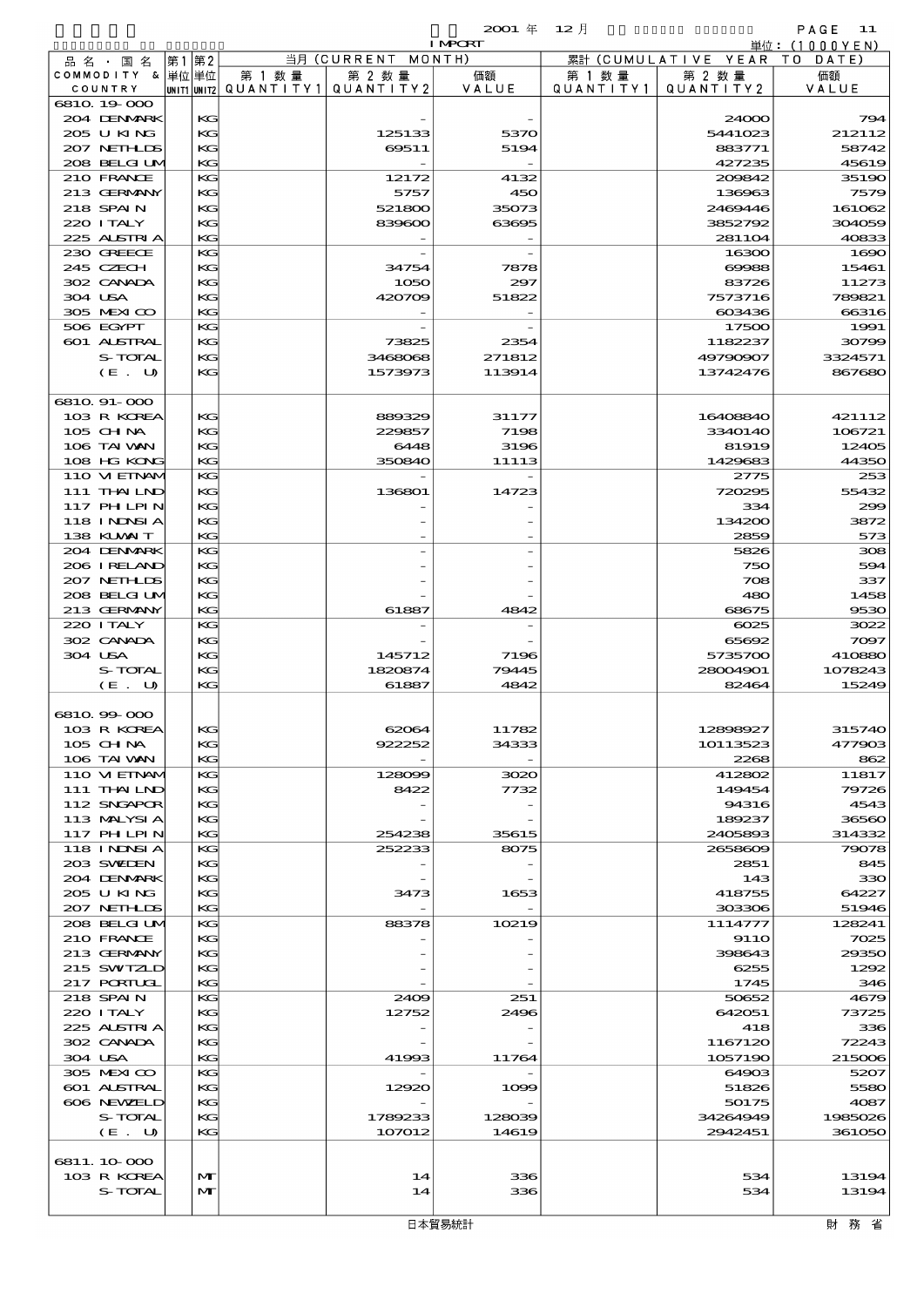| 品名・国名 COMMODITY & COUNTRY | 第1単位 UNIT1 | 第2単位 UNIT2 | 当月 (CURRENT MONTH) 第1数量 QUANTITY1 | 第2数量 QUANTITY2 | 価額 VALUE | 累計 (CUMULATIVE YEAR TO DATE) 第1数量 QUANTITY1 | 第2数量 QUANTITY2 | 価額 VALUE |
|---|---|---|---|---|---|---|---|---|
| 6810.19-000 | | | | | | | | |
| 204 DENMARK | | KG | | - | - | | 24000 | 794 |
| 205 U KING | | KG | | 125133 | 5370 | | 5441023 | 212112 |
| 207 NETHLDS | | KG | | 69511 | 5194 | | 883771 | 58742 |
| 208 BELGIUM | | KG | | - | - | | 427235 | 45619 |
| 210 FRANCE | | KG | | 12172 | 4132 | | 209842 | 35190 |
| 213 GERMANY | | KG | | 5757 | 450 | | 136963 | 7579 |
| 218 SPAIN | | KG | | 521800 | 35073 | | 2469446 | 161062 |
| 220 ITALY | | KG | | 839600 | 63695 | | 3852792 | 304059 |
| 225 ALSTRIA | | KG | | - | - | | 281104 | 40833 |
| 230 GREECE | | KG | | - | - | | 16300 | 1690 |
| 245 CZECH | | KG | | 34754 | 7878 | | 69988 | 15461 |
| 302 CANADA | | KG | | 1050 | 297 | | 83726 | 11273 |
| 304 USA | | KG | | 420709 | 51822 | | 7573716 | 789821 |
| 305 MEXICO | | KG | | - | - | | 603436 | 66316 |
| 506 EGYPT | | KG | | - | - | | 17500 | 1991 |
| 601 ALSTRAL | | KG | | 73825 | 2354 | | 1182237 | 30799 |
| S-TOTAL | | KG | | 3468068 | 271812 | | 49790907 | 3324571 |
| (E. U) | | KG | | 1573973 | 113914 | | 13742476 | 867680 |
| 6810.91-000 | | | | | | | | |
| 103 R KOREA | | KG | | 889329 | 31177 | | 16408840 | 421112 |
| 105 CHINA | | KG | | 229857 | 7198 | | 3340140 | 106721 |
| 106 TAIWAN | | KG | | 6448 | 3196 | | 81919 | 12405 |
| 108 HG KONG | | KG | | 350840 | 11113 | | 1429683 | 44350 |
| 110 VIETNAM | | KG | | - | - | | 2775 | 253 |
| 111 THAILND | | KG | | 136801 | 14723 | | 720295 | 55432 |
| 117 PHLPIN | | KG | | - | - | | 334 | 299 |
| 118 INDNSIA | | KG | | - | - | | 134200 | 3872 |
| 138 KUWAIT | | KG | | - | - | | 2859 | 573 |
| 204 DENMARK | | KG | | - | - | | 5826 | 308 |
| 206 IRELAND | | KG | | - | - | | 750 | 594 |
| 207 NETHLDS | | KG | | - | - | | 708 | 337 |
| 208 BELGIUM | | KG | | - | - | | 480 | 1458 |
| 213 GERMANY | | KG | | 61887 | 4842 | | 68675 | 9530 |
| 220 ITALY | | KG | | - | - | | 6025 | 3022 |
| 302 CANADA | | KG | | - | - | | 65692 | 7097 |
| 304 USA | | KG | | 145712 | 7196 | | 5735700 | 410880 |
| S-TOTAL | | KG | | 1820874 | 79445 | | 28004901 | 1078243 |
| (E. U) | | KG | | 61887 | 4842 | | 82464 | 15249 |
| 6810.99-000 | | | | | | | | |
| 103 R KOREA | | KG | | 62064 | 11782 | | 12898927 | 315740 |
| 105 CHINA | | KG | | 922252 | 34333 | | 10113523 | 477903 |
| 106 TAIWAN | | KG | | - | - | | 2268 | 862 |
| 110 VIETNAM | | KG | | 128099 | 3020 | | 412802 | 11817 |
| 111 THAILND | | KG | | 8422 | 7732 | | 149454 | 79726 |
| 112 SNGAPOR | | KG | | - | - | | 94316 | 4543 |
| 113 MALYSIA | | KG | | - | - | | 189237 | 36560 |
| 117 PHLPIN | | KG | | 254238 | 35615 | | 2405893 | 314332 |
| 118 INDNSIA | | KG | | 252233 | 8075 | | 2658609 | 79078 |
| 203 SWEDEN | | KG | | - | - | | 2851 | 845 |
| 204 DENMARK | | KG | | - | - | | 143 | 330 |
| 205 U KING | | KG | | 3473 | 1653 | | 418755 | 64227 |
| 207 NETHLDS | | KG | | - | - | | 303306 | 51946 |
| 208 BELGIUM | | KG | | 88378 | 10219 | | 1114777 | 128241 |
| 210 FRANCE | | KG | | - | - | | 9110 | 7025 |
| 213 GERMANY | | KG | | - | - | | 398643 | 29350 |
| 215 SWIZLD | | KG | | - | - | | 6255 | 1292 |
| 217 PORTUGL | | KG | | - | - | | 1745 | 346 |
| 218 SPAIN | | KG | | 2409 | 251 | | 50652 | 4679 |
| 220 ITALY | | KG | | 12752 | 2496 | | 642051 | 73725 |
| 225 ALSTRIA | | KG | | - | - | | 418 | 336 |
| 302 CANADA | | KG | | - | - | | 1167120 | 72243 |
| 304 USA | | KG | | 41993 | 11764 | | 1057190 | 215006 |
| 305 MEXICO | | KG | | - | - | | 64903 | 5207 |
| 601 ALSTRAL | | KG | | 12920 | 1099 | | 51826 | 5580 |
| 606 NEWZELD | | KG | | - | - | | 50175 | 4087 |
| S-TOTAL | | KG | | 1789233 | 128039 | | 34264949 | 1985026 |
| (E. U) | | KG | | 107012 | 14619 | | 2942451 | 361050 |
| 6811.10-000 | | | | | | | | |
| 103 R KOREA | | MT | | 14 | 336 | | 534 | 13194 |
| S-TOTAL | | MT | | 14 | 336 | | 534 | 13194 |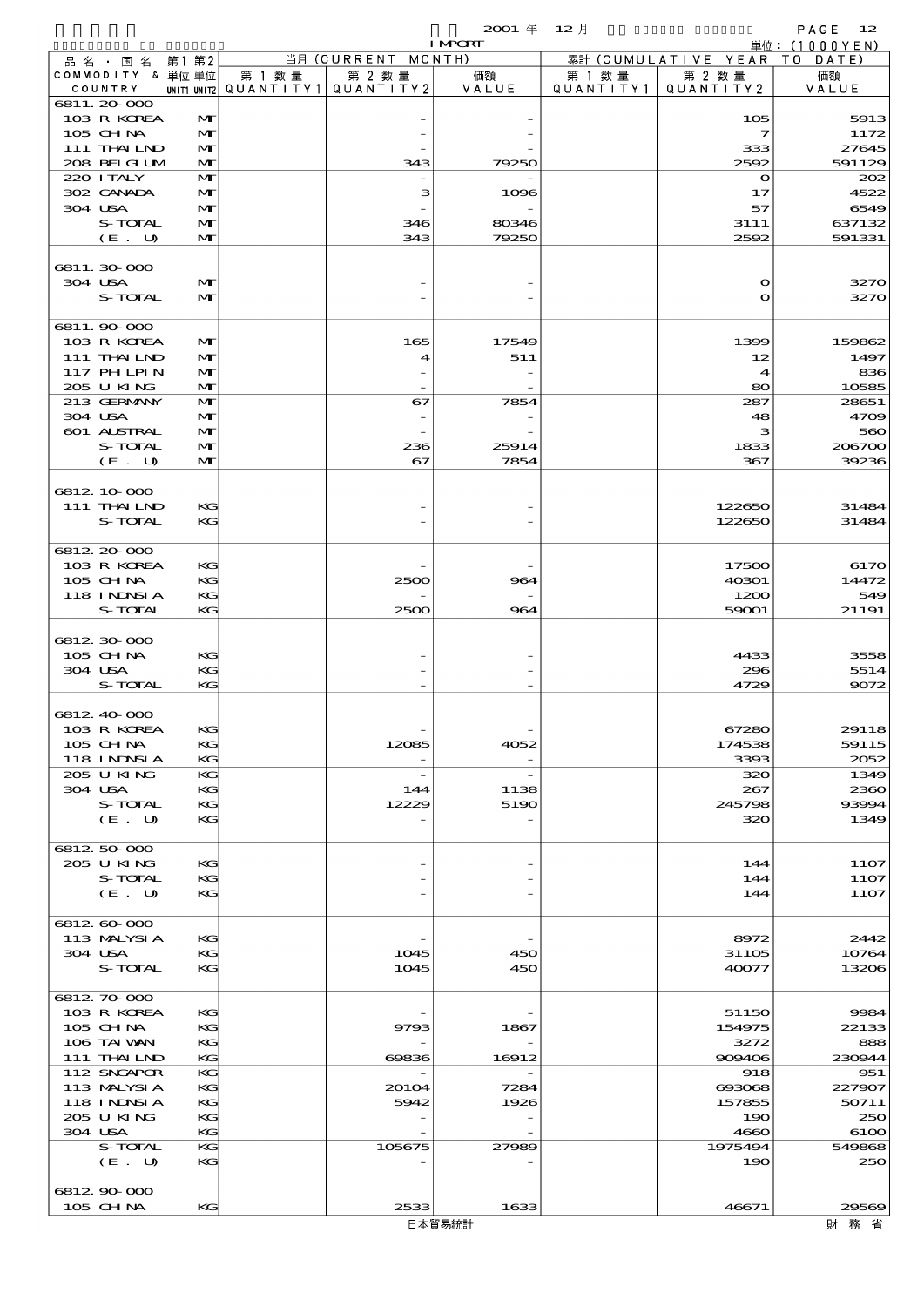2001 年 12 月 IMPORT

単位：(1000YEN)

| 品名・国名 COMMODITY & COUNTRY | 第1単位 UNIT1 | 第2単位 UNIT2 | 当月 (CURRENT MONTH) 第1数量 QUANTITY1 | 第2数量 QUANTITY2 | 価額 VALUE | 累計 (CUMULATIVE YEAR TO DATE) 第1数量 QUANTITY1 | 第2数量 QUANTITY2 | 価額 VALUE |
|---|---|---|---|---|---|---|---|---|
| 6811.20-000 | | | | | | | | |
| 103 R KOREA | | MT | | - | - | | 105 | 5913 |
| 105 CHINA | | MT | | - | - | | 7 | 1172 |
| 111 THAILND | | MT | | - | - | | 333 | 27645 |
| 208 BELGIUM | | MT | | 343 | 79250 | | 2592 | 591129 |
| 220 ITALY | | MT | | - | - | | 0 | 202 |
| 302 CANADA | | MT | | 3 | 1096 | | 17 | 4522 |
| 304 USA | | MT | | - | - | | 57 | 6549 |
| S-TOTAL | | MT | | 346 | 80346 | | 3111 | 637132 |
| (E. U) | | MT | | 343 | 79250 | | 2592 | 591331 |
| 6811.30-000 | | | | | | | | |
| 304 USA | | MT | | - | - | | 0 | 3270 |
| S-TOTAL | | MT | | - | - | | 0 | 3270 |
| 6811.90-000 | | | | | | | | |
| 103 R KOREA | | MT | | 165 | 17549 | | 1399 | 159862 |
| 111 THAILND | | MT | | 4 | 511 | | 12 | 1497 |
| 117 PHLPIN | | MT | | - | - | | 4 | 836 |
| 205 U KING | | MT | | - | - | | 80 | 10585 |
| 213 GERMANY | | MT | | 67 | 7854 | | 287 | 28651 |
| 304 USA | | MT | | - | - | | 48 | 4709 |
| 601 AUSTRAL | | MT | | - | - | | 3 | 560 |
| S-TOTAL | | MT | | 236 | 25914 | | 1833 | 206700 |
| (E. U) | | MT | | 67 | 7854 | | 367 | 39236 |
| 6812.10-000 | | | | | | | | |
| 111 THAILND | | KG | | - | - | | 122650 | 31484 |
| S-TOTAL | | KG | | - | - | | 122650 | 31484 |
| 6812.20-000 | | | | | | | | |
| 103 R KOREA | | KG | | - | - | | 17500 | 6170 |
| 105 CHINA | | KG | | 2500 | 964 | | 40301 | 14472 |
| 118 INDNSIA | | KG | | - | - | | 1200 | 549 |
| S-TOTAL | | KG | | 2500 | 964 | | 59001 | 21191 |
| 6812.30-000 | | | | | | | | |
| 105 CHINA | | KG | | - | - | | 4433 | 3558 |
| 304 USA | | KG | | - | - | | 296 | 5514 |
| S-TOTAL | | KG | | - | - | | 4729 | 9072 |
| 6812.40-000 | | | | | | | | |
| 103 R KOREA | | KG | | - | - | | 67280 | 29118 |
| 105 CHINA | | KG | | 12085 | 4052 | | 174538 | 59115 |
| 118 INDNSIA | | KG | | - | - | | 3393 | 2052 |
| 205 U KING | | KG | | - | - | | 320 | 1349 |
| 304 USA | | KG | | 144 | 1138 | | 267 | 2360 |
| S-TOTAL | | KG | | 12229 | 5190 | | 245798 | 93994 |
| (E. U) | | KG | | - | - | | 320 | 1349 |
| 6812.50-000 | | | | | | | | |
| 205 U KING | | KG | | - | - | | 144 | 1107 |
| S-TOTAL | | KG | | - | - | | 144 | 1107 |
| (E. U) | | KG | | - | - | | 144 | 1107 |
| 6812.60-000 | | | | | | | | |
| 113 MALYSIA | | KG | | - | - | | 8972 | 2442 |
| 304 USA | | KG | | 1045 | 450 | | 31105 | 10764 |
| S-TOTAL | | KG | | 1045 | 450 | | 40077 | 13206 |
| 6812.70-000 | | | | | | | | |
| 103 R KOREA | | KG | | - | - | | 51150 | 9984 |
| 105 CHINA | | KG | | 9793 | 1867 | | 154975 | 22133 |
| 106 TAIWAN | | KG | | - | - | | 3272 | 888 |
| 111 THAILND | | KG | | 69836 | 16912 | | 909406 | 230944 |
| 112 SNGAPOR | | KG | | - | - | | 918 | 951 |
| 113 MALYSIA | | KG | | 20104 | 7284 | | 693068 | 227907 |
| 118 INDNSIA | | KG | | 5942 | 1926 | | 157855 | 50711 |
| 205 U KING | | KG | | - | - | | 190 | 250 |
| 304 USA | | KG | | - | - | | 4660 | 6100 |
| S-TOTAL | | KG | | 105675 | 27989 | | 1975494 | 549868 |
| (E. U) | | KG | | - | - | | 190 | 250 |
| 6812.90-000 | | | | | | | | |
| 105 CHINA | | KG | | 2533 | 1633 | | 46671 | 29569 |

日本貿易統計　財務省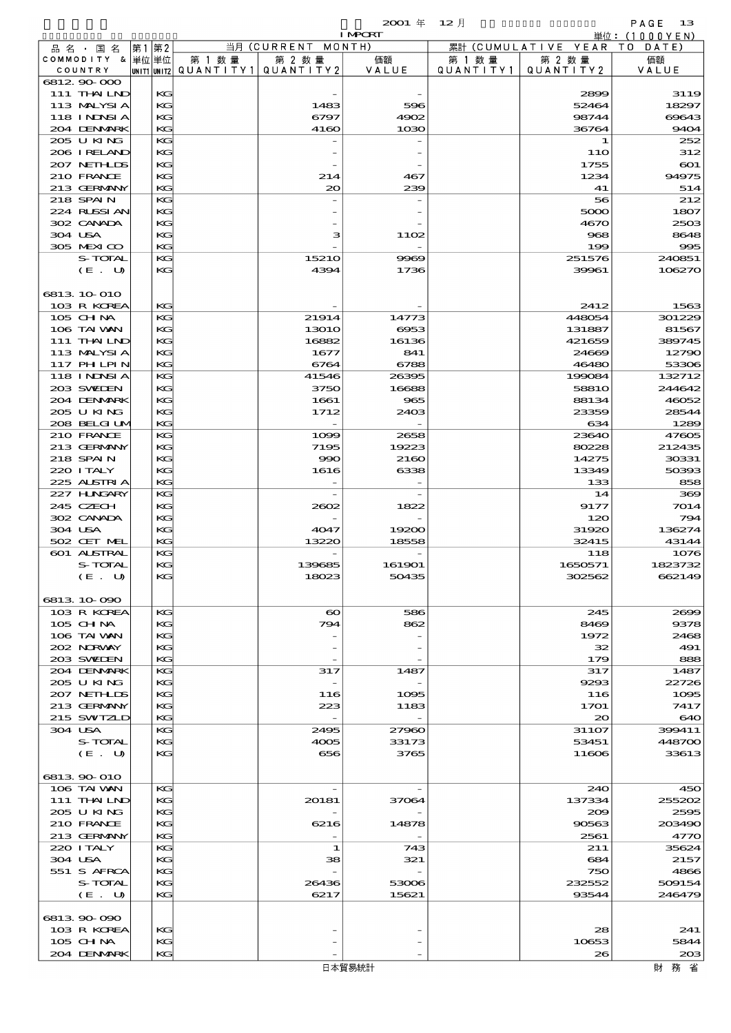2001 年 12 月 IMPORT

単位：(1000YEN)

| 品名・国名 COMMODITY & COUNTRY | 第1 単位 UNIT1 | 第2 単位 UNIT2 | 当月 (CURRENT MONTH) 第1数量 QUANTITY1 | 第2数量 QUANTITY2 | 価額 VALUE | 累計 (CUMULATIVE YEAR TO DATE) 第1数量 QUANTITY1 | 第2数量 QUANTITY2 | 価額 VALUE |
|---|---|---|---|---|---|---|---|---|
| 6812.90-000 | | | | | | | | |
| 111 THAILND | | KG | | - | - | | 2899 | 3119 |
| 113 MALYSIA | | KG | | 1483 | 596 | | 52464 | 18297 |
| 118 INDNSIA | | KG | | 6797 | 4902 | | 98744 | 69643 |
| 204 DENMARK | | KG | | 4160 | 1030 | | 36764 | 9404 |
| 205 U KING | | KG | | - | - | | 1 | 252 |
| 206 IRELAND | | KG | | - | - | | 110 | 312 |
| 207 NETHLDS | | KG | | - | - | | 1755 | 601 |
| 210 FRANCE | | KG | | 214 | 467 | | 1234 | 94975 |
| 213 GERMANY | | KG | | 20 | 239 | | 41 | 514 |
| 218 SPAIN | | KG | | - | - | | 56 | 212 |
| 224 RUSSIAN | | KG | | - | - | | 5000 | 1807 |
| 302 CANADA | | KG | | - | - | | 4670 | 2503 |
| 304 USA | | KG | | 3 | 1102 | | 968 | 8648 |
| 305 MEXICO | | KG | | - | - | | 199 | 995 |
| S-TOTAL | | KG | | 15210 | 9969 | | 251576 | 240851 |
| (E. U) | | KG | | 4394 | 1736 | | 39961 | 106270 |
| 6813.10-010 | | | | | | | | |
| 103 R KOREA | | KG | | - | - | | 2412 | 1563 |
| 105 CHINA | | KG | | 21914 | 14773 | | 448054 | 301229 |
| 106 TAIWAN | | KG | | 13010 | 6953 | | 131887 | 81567 |
| 111 THAILND | | KG | | 16882 | 16136 | | 421659 | 389745 |
| 113 MALYSIA | | KG | | 1677 | 841 | | 24669 | 12790 |
| 117 PHLPIN | | KG | | 6764 | 6788 | | 46480 | 53306 |
| 118 INDNSIA | | KG | | 41546 | 26395 | | 199084 | 132712 |
| 203 SWEDEN | | KG | | 3750 | 16688 | | 58810 | 244642 |
| 204 DENMARK | | KG | | 1661 | 965 | | 88134 | 46052 |
| 205 U KING | | KG | | 1712 | 2403 | | 23359 | 28544 |
| 208 BELGIUM | | KG | | - | - | | 634 | 1289 |
| 210 FRANCE | | KG | | 1099 | 2658 | | 23640 | 47605 |
| 213 GERMANY | | KG | | 7195 | 19223 | | 80228 | 212435 |
| 218 SPAIN | | KG | | 990 | 2160 | | 14275 | 30331 |
| 220 ITALY | | KG | | 1616 | 6338 | | 13349 | 50393 |
| 225 AUSTRIA | | KG | | - | - | | 133 | 858 |
| 227 HUNGARY | | KG | | - | - | | 14 | 369 |
| 245 CZECH | | KG | | 2602 | 1822 | | 9177 | 7014 |
| 302 CANADA | | KG | | - | - | | 120 | 794 |
| 304 USA | | KG | | 4047 | 19200 | | 31920 | 136274 |
| 502 CET MEL | | KG | | 13220 | 18558 | | 32415 | 43144 |
| 601 AUSTRAL | | KG | | - | - | | 118 | 1076 |
| S-TOTAL | | KG | | 139685 | 161901 | | 1650571 | 1823732 |
| (E. U) | | KG | | 18023 | 50435 | | 302562 | 662149 |
| 6813.10-090 | | | | | | | | |
| 103 R KOREA | | KG | | 60 | 586 | | 245 | 2699 |
| 105 CHINA | | KG | | 794 | 862 | | 8469 | 9378 |
| 106 TAIWAN | | KG | | - | - | | 1972 | 2468 |
| 202 NORWAY | | KG | | - | - | | 32 | 491 |
| 203 SWEDEN | | KG | | - | - | | 179 | 888 |
| 204 DENMARK | | KG | | 317 | 1487 | | 317 | 1487 |
| 205 U KING | | KG | | - | - | | 9293 | 22726 |
| 207 NETHLDS | | KG | | 116 | 1095 | | 116 | 1095 |
| 213 GERMANY | | KG | | 223 | 1183 | | 1701 | 7417 |
| 215 SWITZLD | | KG | | - | - | | 20 | 640 |
| 304 USA | | KG | | 2495 | 27960 | | 31107 | 399411 |
| S-TOTAL | | KG | | 4005 | 33173 | | 53451 | 448700 |
| (E. U) | | KG | | 656 | 3765 | | 11606 | 33613 |
| 6813.90-010 | | | | | | | | |
| 106 TAIWAN | | KG | | - | - | | 240 | 450 |
| 111 THAILND | | KG | | 20181 | 37064 | | 137334 | 255202 |
| 205 U KING | | KG | | - | - | | 209 | 2595 |
| 210 FRANCE | | KG | | 6216 | 14878 | | 90563 | 203490 |
| 213 GERMANY | | KG | | - | - | | 2561 | 4770 |
| 220 ITALY | | KG | | 1 | 743 | | 211 | 35624 |
| 304 USA | | KG | | 38 | 321 | | 684 | 2157 |
| 551 S AFRCA | | KG | | - | - | | 750 | 4866 |
| S-TOTAL | | KG | | 26436 | 53006 | | 232552 | 509154 |
| (E. U) | | KG | | 6217 | 15621 | | 93544 | 246479 |
| 6813.90-090 | | | | | | | | |
| 103 R KOREA | | KG | | - | - | | 28 | 241 |
| 105 CHINA | | KG | | - | - | | 10653 | 5844 |
| 204 DENMARK | | KG | | - | - | | 26 | 203 |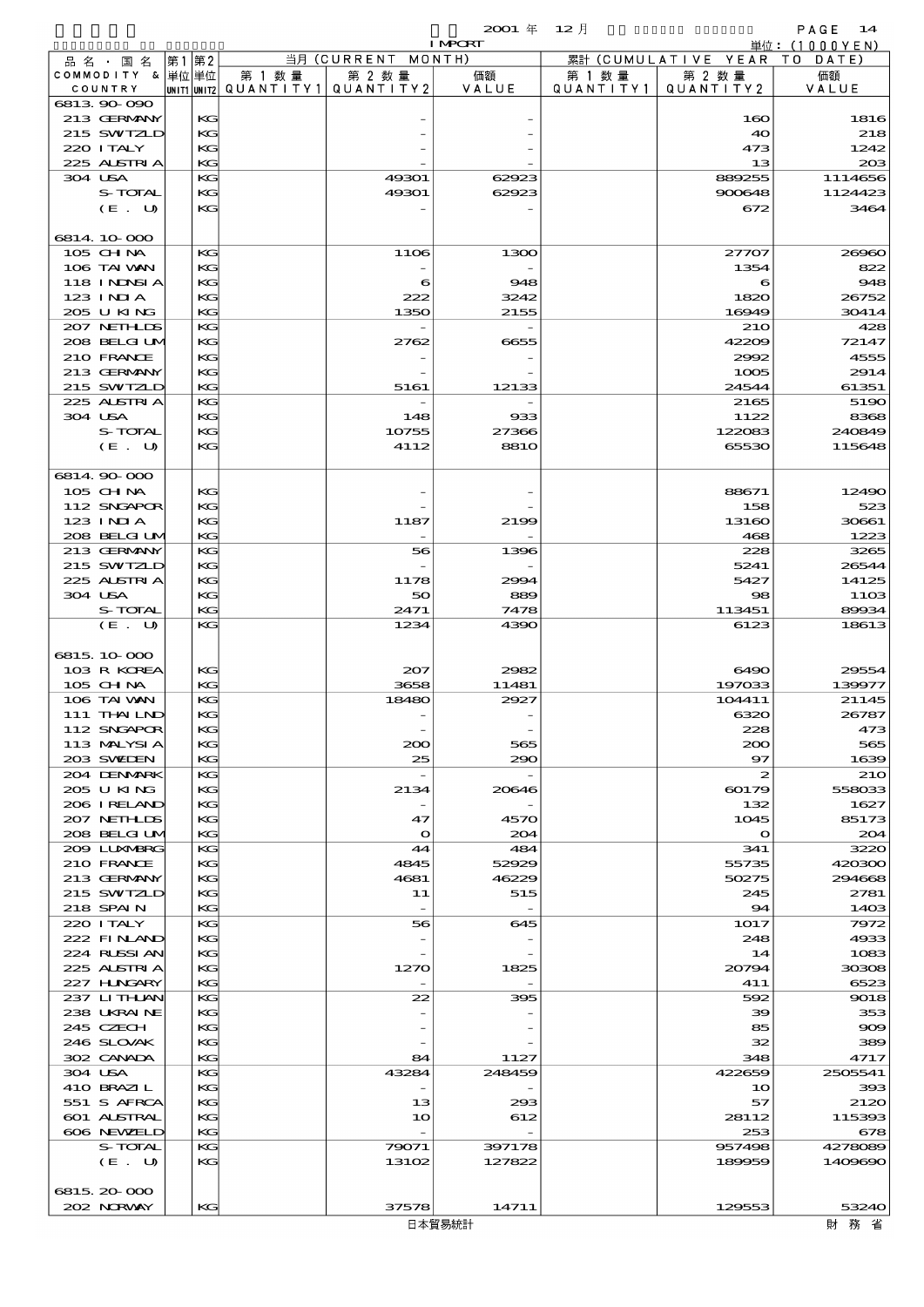2001 年 12 月 IMPORT

単位：(1000YEN)

| 品名・国名 COMMODITY & COUNTRY | 第1 単位 UNIT1 | 第2 単位 UNIT2 | 当月 (CURRENT MONTH) 第1数量 QUANTITY1 | 第2数量 QUANTITY2 | 価額 VALUE | 累計 (CUMULATIVE YEAR TO DATE) 第1数量 QUANTITY1 | 第2数量 QUANTITY2 | 価額 VALUE |
|---|---|---|---|---|---|---|---|---|
| 6813.90-090 | | | | | | | | |
| 213 GERMANY | | KG | | - | - | | 160 | 1816 |
| 215 SWITZLD | | KG | | - | - | | 40 | 218 |
| 220 ITALY | | KG | | - | - | | 473 | 1242 |
| 225 AUSTRIA | | KG | | - | - | | 13 | 203 |
| 304 USA | | KG | | 49301 | 62923 | | 889255 | 1114656 |
| S-TOTAL | | KG | | 49301 | 62923 | | 900648 | 1124423 |
| (E. U) | | KG | | - | - | | 672 | 3464 |
| 6814.10-000 | | | | | | | | |
| 105 CHINA | | KG | | 1106 | 1300 | | 27707 | 26960 |
| 106 TAIWAN | | KG | | - | - | | 1354 | 822 |
| 118 INDNSIA | | KG | | 6 | 948 | | 6 | 948 |
| 123 INDIA | | KG | | 222 | 3242 | | 1820 | 26752 |
| 205 U KING | | KG | | 1350 | 2155 | | 16949 | 30414 |
| 207 NETHLDS | | KG | | - | - | | 210 | 428 |
| 208 BELGIUM | | KG | | 2762 | 6655 | | 42209 | 72147 |
| 210 FRANCE | | KG | | - | - | | 2992 | 4555 |
| 213 GERMANY | | KG | | - | - | | 1005 | 2914 |
| 215 SWITZLD | | KG | | 5161 | 12133 | | 24544 | 61351 |
| 225 AUSTRIA | | KG | | - | - | | 2165 | 5190 |
| 304 USA | | KG | | 148 | 933 | | 1122 | 8368 |
| S-TOTAL | | KG | | 10755 | 27366 | | 122083 | 240849 |
| (E. U) | | KG | | 4112 | 8810 | | 65530 | 115648 |
| 6814.90-000 | | | | | | | | |
| 105 CHINA | | KG | | - | - | | 88671 | 12490 |
| 112 SNGAPOR | | KG | | - | - | | 158 | 523 |
| 123 INDIA | | KG | | 1187 | 2199 | | 13160 | 30661 |
| 208 BELGIUM | | KG | | - | - | | 468 | 1223 |
| 213 GERMANY | | KG | | 56 | 1396 | | 228 | 3265 |
| 215 SWITZLD | | KG | | - | - | | 5241 | 26544 |
| 225 AUSTRIA | | KG | | 1178 | 2994 | | 5427 | 14125 |
| 304 USA | | KG | | 50 | 889 | | 98 | 1103 |
| S-TOTAL | | KG | | 2471 | 7478 | | 113451 | 89934 |
| (E. U) | | KG | | 1234 | 4390 | | 6123 | 18613 |
| 6815.10-000 | | | | | | | | |
| 103 R KOREA | | KG | | 207 | 2982 | | 6490 | 29554 |
| 105 CHINA | | KG | | 3658 | 11481 | | 197033 | 139977 |
| 106 TAIWAN | | KG | | 18480 | 2927 | | 104411 | 21145 |
| 111 THAILND | | KG | | - | - | | 6320 | 26787 |
| 112 SNGAPOR | | KG | | - | - | | 228 | 473 |
| 113 MALYSIA | | KG | | 200 | 565 | | 200 | 565 |
| 203 SWEDEN | | KG | | 25 | 290 | | 97 | 1639 |
| 204 DENMARK | | KG | | - | - | | 2 | 210 |
| 205 U KING | | KG | | 2134 | 20646 | | 60179 | 558033 |
| 206 IRELAND | | KG | | - | - | | 132 | 1627 |
| 207 NETHLDS | | KG | | 47 | 4570 | | 1045 | 85173 |
| 208 BELGIUM | | KG | | 0 | 204 | | 0 | 204 |
| 209 LUXMBRG | | KG | | 44 | 484 | | 341 | 3220 |
| 210 FRANCE | | KG | | 4845 | 52929 | | 55735 | 420300 |
| 213 GERMANY | | KG | | 4681 | 46229 | | 50275 | 294668 |
| 215 SWITZLD | | KG | | 11 | 515 | | 245 | 2781 |
| 218 SPAIN | | KG | | - | - | | 94 | 1403 |
| 220 ITALY | | KG | | 56 | 645 | | 1017 | 7972 |
| 222 FINLAND | | KG | | - | - | | 248 | 4933 |
| 224 RUSSIAN | | KG | | - | - | | 14 | 1083 |
| 225 AUSTRIA | | KG | | 1270 | 1825 | | 20794 | 30308 |
| 227 HUNGARY | | KG | | - | - | | 411 | 6523 |
| 237 LITHUAN | | KG | | 22 | 395 | | 592 | 9018 |
| 238 UKRAINE | | KG | | - | - | | 39 | 353 |
| 245 CZECH | | KG | | - | - | | 85 | 909 |
| 246 SLOVAK | | KG | | - | - | | 32 | 389 |
| 302 CANADA | | KG | | 84 | 1127 | | 348 | 4717 |
| 304 USA | | KG | | 43284 | 248459 | | 422659 | 2505541 |
| 410 BRAZIL | | KG | | - | - | | 10 | 393 |
| 551 S AFRCA | | KG | | 13 | 293 | | 57 | 2120 |
| 601 AUSTRAL | | KG | | 10 | 612 | | 28112 | 115393 |
| 606 NEWZELD | | KG | | - | - | | 253 | 678 |
| S-TOTAL | | KG | | 79071 | 397178 | | 957498 | 4278089 |
| (E. U) | | KG | | 13102 | 127822 | | 189959 | 1409690 |
| 6815.20-000 | | | | | | | | |
| 202 NORWAY | | KG | | 37578 | 14711 | | 129553 | 53240 |

日本貿易統計　　財務省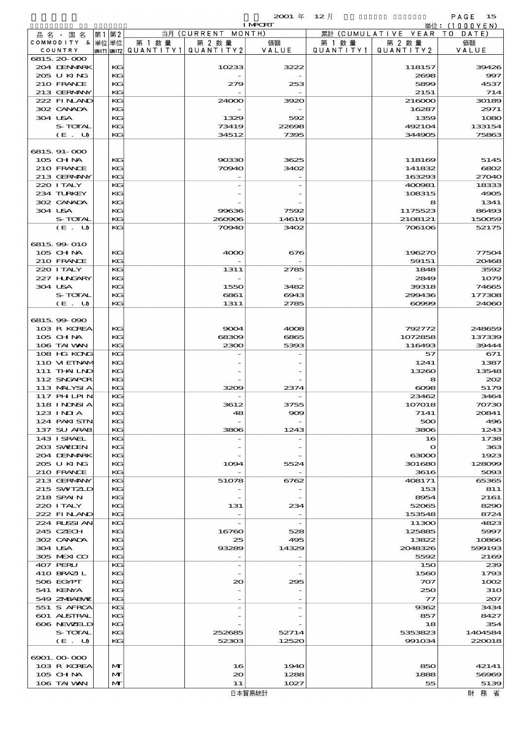2001 年 12 月 IMPORT

単位：(1000YEN)

| 品名・国名 COMMODITY & COUNTRY | 第1 UNIT1 | 第2 UNIT2 | 当月 (CURRENT MONTH) 第1数量 QUANTITY1 | 第2数量 QUANTITY2 | 価額 VALUE | 累計 (CUMULATIVE YEAR TO DATE) 第1数量 QUANTITY1 | 第2数量 QUANTITY2 | 価額 VALUE |
|---|---|---|---|---|---|---|---|---|
| 6815.20-000 | | | | | | | | |
| 204 DENMARK | | KG | | 10233 | 3222 | | 118157 | 39426 |
| 205 U KING | | KG | | - | - | | 2698 | 997 |
| 210 FRANCE | | KG | | 279 | 253 | | 5899 | 4537 |
| 213 GERMANY | | KG | | - | - | | 2151 | 714 |
| 222 FINLAND | | KG | | 24000 | 3920 | | 216000 | 30189 |
| 302 CANADA | | KG | | - | - | | 16287 | 2971 |
| 304 USA | | KG | | 1329 | 592 | | 1359 | 1080 |
| S-TOTAL | | KG | | 73419 | 22698 | | 492104 | 133154 |
| (E. U) | | KG | | 34512 | 7395 | | 344905 | 75863 |
| 6815.91-000 | | | | | | | | |
| 105 CHINA | | KG | | 90330 | 3625 | | 118169 | 5145 |
| 210 FRANCE | | KG | | 70940 | 3402 | | 141832 | 6802 |
| 213 GERMANY | | KG | | - | - | | 163293 | 27040 |
| 220 ITALY | | KG | | - | - | | 400981 | 18333 |
| 234 TURKEY | | KG | | - | - | | 108315 | 4905 |
| 302 CANADA | | KG | | - | - | | 8 | 1341 |
| 304 USA | | KG | | 99636 | 7592 | | 1175523 | 86493 |
| S-TOTAL | | KG | | 260906 | 14619 | | 2108121 | 150059 |
| (E. U) | | KG | | 70940 | 3402 | | 706106 | 52175 |
| 6815.99-010 | | | | | | | | |
| 105 CHINA | | KG | | 4000 | 676 | | 196270 | 77504 |
| 210 FRANCE | | KG | | - | - | | 59151 | 20468 |
| 220 ITALY | | KG | | 1311 | 2785 | | 1848 | 3592 |
| 227 HUNGARY | | KG | | - | - | | 2849 | 1079 |
| 304 USA | | KG | | 1550 | 3482 | | 39318 | 74665 |
| S-TOTAL | | KG | | 6861 | 6943 | | 299436 | 177308 |
| (E. U) | | KG | | 1311 | 2785 | | 60999 | 24060 |
| 6815.99-090 | | | | | | | | |
| 103 R KOREA | | KG | | 9004 | 4008 | | 792772 | 248659 |
| 105 CHINA | | KG | | 68309 | 6865 | | 1072858 | 137339 |
| 106 TAIWAN | | KG | | 2300 | 5393 | | 116493 | 39444 |
| 108 HG KONG | | KG | | - | - | | 57 | 671 |
| 110 VIETNAM | | KG | | - | - | | 1241 | 1387 |
| 111 THAILND | | KG | | - | - | | 13260 | 13548 |
| 112 SNGAPOR | | KG | | - | - | | 8 | 202 |
| 113 MALYSIA | | KG | | 3209 | 2374 | | 6098 | 5179 |
| 117 PHLPIN | | KG | | - | - | | 23462 | 3464 |
| 118 INDNSIA | | KG | | 3612 | 3755 | | 107018 | 70730 |
| 123 INDIA | | KG | | 48 | 909 | | 7141 | 20841 |
| 124 PAKISTN | | KG | | - | - | | 500 | 496 |
| 137 SU ARAB | | KG | | 3806 | 1243 | | 3806 | 1243 |
| 143 ISRAEL | | KG | | - | - | | 16 | 1738 |
| 203 SWEDEN | | KG | | - | - | | 0 | 363 |
| 204 DENMARK | | KG | | - | - | | 63000 | 1923 |
| 205 U KING | | KG | | 1094 | 5524 | | 301680 | 128099 |
| 210 FRANCE | | KG | | - | - | | 3616 | 5093 |
| 213 GERMANY | | KG | | 51078 | 6762 | | 408171 | 65365 |
| 215 SWITZLD | | KG | | - | - | | 153 | 811 |
| 218 SPAIN | | KG | | - | - | | 8954 | 2161 |
| 220 ITALY | | KG | | 131 | 234 | | 52065 | 8290 |
| 222 FINLAND | | KG | | - | - | | 153548 | 8724 |
| 224 RUSSIAN | | KG | | - | - | | 11300 | 4823 |
| 245 CZECH | | KG | | 16760 | 528 | | 125885 | 5997 |
| 302 CANADA | | KG | | 25 | 495 | | 13822 | 10866 |
| 304 USA | | KG | | 93289 | 14329 | | 2048326 | 599193 |
| 305 MEXICO | | KG | | - | - | | 5592 | 2169 |
| 407 PERU | | KG | | - | - | | 150 | 239 |
| 410 BRAZIL | | KG | | - | - | | 1560 | 1793 |
| 506 EGYPT | | KG | | 20 | 295 | | 707 | 1002 |
| 541 KENYA | | KG | | - | - | | 250 | 310 |
| 549 ZMBABWE | | KG | | - | - | | 77 | 207 |
| 551 S AFRCA | | KG | | - | - | | 9362 | 3434 |
| 601 AUSTRAL | | KG | | - | - | | 857 | 8427 |
| 606 NEWZELD | | KG | | - | - | | 18 | 354 |
| S-TOTAL | | KG | | 252685 | 52714 | | 5353823 | 1404584 |
| (E. U) | | KG | | 52303 | 12520 | | 991034 | 220018 |
| 6901.00-000 | | | | | | | | |
| 103 R KOREA | | MT | | 16 | 1940 | | 850 | 42141 |
| 105 CHINA | | MT | | 20 | 1288 | | 1888 | 56969 |
| 106 TAIWAN | | MT | | 11 | 1027 | | 55 | 5139 |

日本貿易統計　　財務省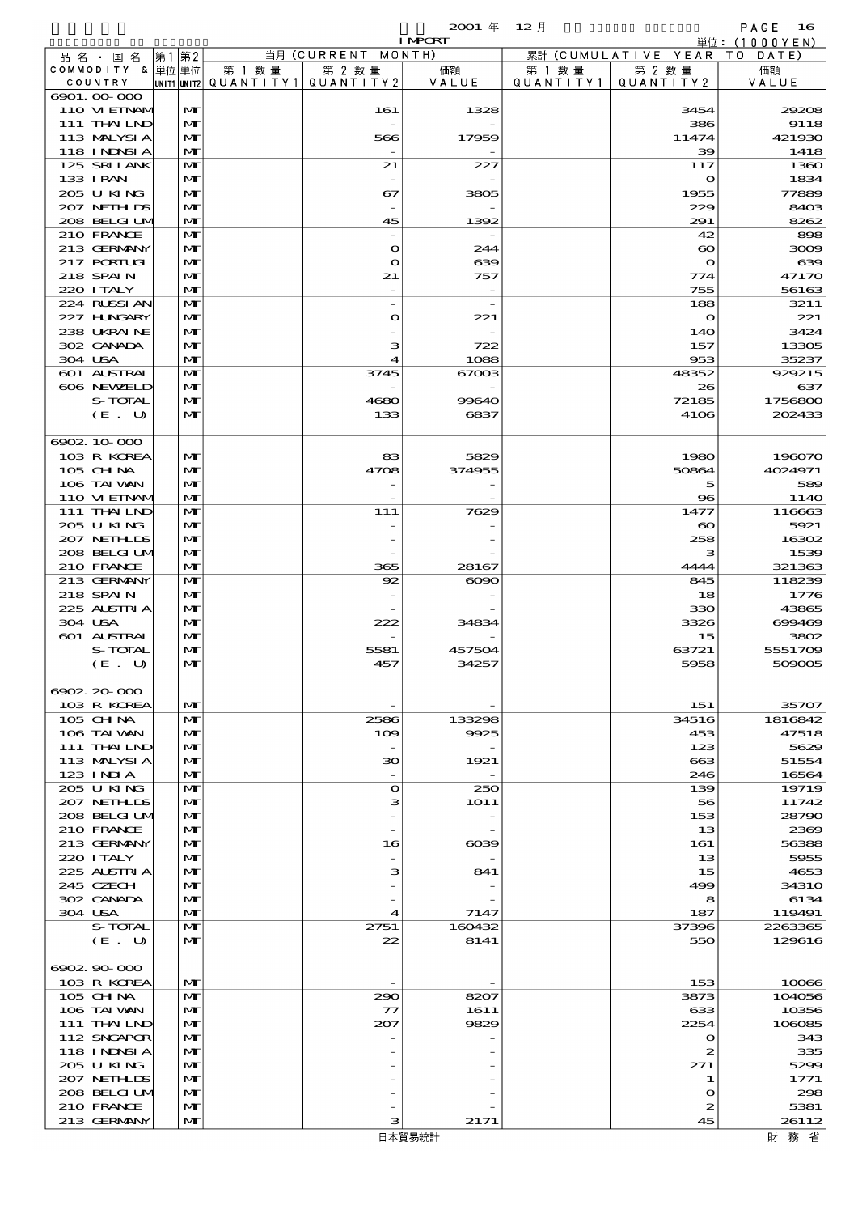2001 年 12 月 IMPORT

単位：(1000YEN)

| 品名・国名 COMMODITY & COUNTRY | 第1 単位 UNIT1 | 第2 単位 UNIT2 | 当月 (CURRENT MONTH) 第1数量 QUANTITY1 | 第2数量 QUANTITY2 | 価額 VALUE | 累計 (CUMULATIVE YEAR TO DATE) 第1数量 QUANTITY1 | 第2数量 QUANTITY2 | 価額 VALUE |
|---|---|---|---|---|---|---|---|---|
| 6901.00-000 | | | | | | | | |
| 110 VIETNAM | | MT | | 161 | 1328 | | 3454 | 29208 |
| 111 THAILND | | MT | | - | - | | 386 | 9118 |
| 113 MALYSIA | | MT | | 566 | 17959 | | 11474 | 421930 |
| 118 INDNSIA | | MT | | - | - | | 39 | 1418 |
| 125 SRI LANK | | MT | | 21 | 227 | | 117 | 1360 |
| 133 IRAN | | MT | | - | - | | 0 | 1834 |
| 205 U KING | | MT | | 67 | 3805 | | 1955 | 77889 |
| 207 NETHLDS | | MT | | - | - | | 229 | 8403 |
| 208 BELGIUM | | MT | | 45 | 1392 | | 291 | 8262 |
| 210 FRANCE | | MT | | - | - | | 42 | 898 |
| 213 GERMANY | | MT | | 0 | 244 | | 60 | 3009 |
| 217 PORTUGL | | MT | | 0 | 639 | | 0 | 639 |
| 218 SPAIN | | MT | | 21 | 757 | | 774 | 47170 |
| 220 ITALY | | MT | | - | - | | 755 | 56163 |
| 224 RUSSIAN | | MT | | - | - | | 188 | 3211 |
| 227 HUNGARY | | MT | | 0 | 221 | | 0 | 221 |
| 238 UKRAINE | | MT | | - | - | | 140 | 3424 |
| 302 CANADA | | MT | | 3 | 722 | | 157 | 13305 |
| 304 USA | | MT | | 4 | 1088 | | 953 | 35237 |
| 601 AUSTRAL | | MT | | 3745 | 67003 | | 48352 | 929215 |
| 606 NEWZELD | | MT | | - | - | | 26 | 637 |
| S-TOTAL | | MT | | 4680 | 99640 | | 72185 | 1756800 |
| (E. U) | | MT | | 133 | 6837 | | 4106 | 202433 |
| 6902.10-000 | | | | | | | | |
| 103 R KOREA | | MT | | 83 | 5829 | | 1980 | 196070 |
| 105 CHINA | | MT | | 4708 | 374955 | | 50864 | 4024971 |
| 106 TAIWAN | | MT | | - | - | | 5 | 589 |
| 110 VIETNAM | | MT | | - | - | | 96 | 1140 |
| 111 THAILND | | MT | | 111 | 7629 | | 1477 | 116663 |
| 205 U KING | | MT | | - | - | | 60 | 5921 |
| 207 NETHLDS | | MT | | - | - | | 258 | 16302 |
| 208 BELGIUM | | MT | | - | - | | 3 | 1539 |
| 210 FRANCE | | MT | | 365 | 28167 | | 4444 | 321363 |
| 213 GERMANY | | MT | | 92 | 6090 | | 845 | 118239 |
| 218 SPAIN | | MT | | - | - | | 18 | 1776 |
| 225 AUSTRIA | | MT | | - | - | | 330 | 43865 |
| 304 USA | | MT | | 222 | 34834 | | 3326 | 699469 |
| 601 AUSTRAL | | MT | | - | - | | 15 | 3802 |
| S-TOTAL | | MT | | 5581 | 457504 | | 63721 | 5551709 |
| (E. U) | | MT | | 457 | 34257 | | 5958 | 509005 |
| 6902.20-000 | | | | | | | | |
| 103 R KOREA | | MT | | - | - | | 151 | 35707 |
| 105 CHINA | | MT | | 2586 | 133298 | | 34516 | 1816842 |
| 106 TAIWAN | | MT | | 109 | 9925 | | 453 | 47518 |
| 111 THAILND | | MT | | - | - | | 123 | 5629 |
| 113 MALYSIA | | MT | | 30 | 1921 | | 663 | 51554 |
| 123 INDIA | | MT | | - | - | | 246 | 16564 |
| 205 U KING | | MT | | 0 | 250 | | 139 | 19719 |
| 207 NETHLDS | | MT | | 3 | 1011 | | 56 | 11742 |
| 208 BELGIUM | | MT | | - | - | | 153 | 28790 |
| 210 FRANCE | | MT | | - | - | | 13 | 2369 |
| 213 GERMANY | | MT | | 16 | 6039 | | 161 | 56388 |
| 220 ITALY | | MT | | - | - | | 13 | 5955 |
| 225 AUSTRIA | | MT | | 3 | 841 | | 15 | 4653 |
| 245 CZECH | | MT | | - | - | | 499 | 34310 |
| 302 CANADA | | MT | | - | - | | 8 | 6134 |
| 304 USA | | MT | | 4 | 7147 | | 187 | 119491 |
| S-TOTAL | | MT | | 2751 | 160432 | | 37396 | 2263365 |
| (E. U) | | MT | | 22 | 8141 | | 550 | 129616 |
| 6902.90-000 | | | | | | | | |
| 103 R KOREA | | MT | | - | - | | 153 | 10066 |
| 105 CHINA | | MT | | 290 | 8207 | | 3873 | 104056 |
| 106 TAIWAN | | MT | | 77 | 1611 | | 633 | 10356 |
| 111 THAILND | | MT | | 207 | 9829 | | 2254 | 106085 |
| 112 SNGAPOR | | MT | | - | - | | 0 | 343 |
| 118 INDNSIA | | MT | | - | - | | 2 | 335 |
| 205 U KING | | MT | | - | - | | 271 | 5299 |
| 207 NETHLDS | | MT | | - | - | | 1 | 1771 |
| 208 BELGIUM | | MT | | - | - | | 0 | 298 |
| 210 FRANCE | | MT | | - | - | | 2 | 5381 |
| 213 GERMANY | | MT | | 3 | 2171 | | 45 | 26112 |

日本貿易統計　　財務省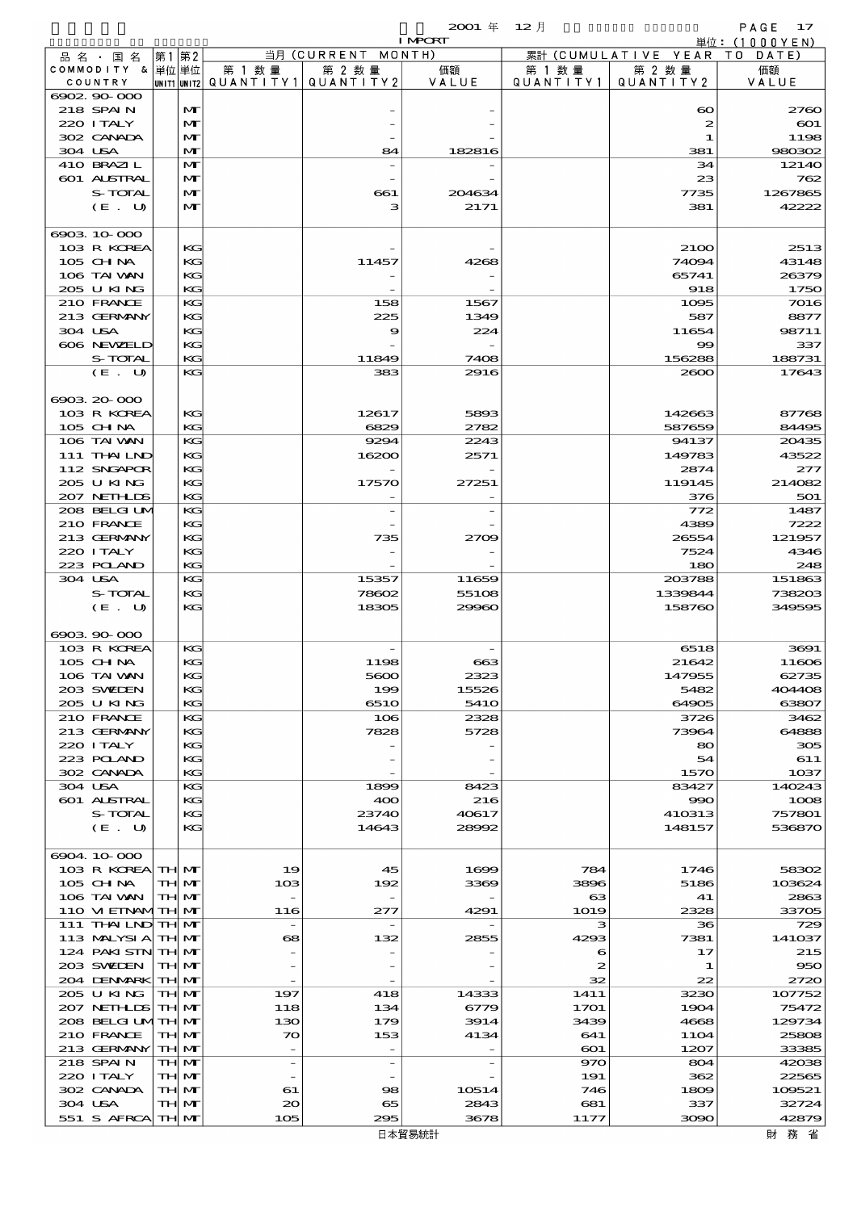| 品名・国名 COMMODITY & COUNTRY | 第1 単位 UNIT1 | 第2 単位 UNIT2 | 当月 (CURRENT MONTH) 第1数量 QUANTITY1 | 第2数量 QUANTITY2 | 価額 VALUE | 累計 (CUMULATIVE YEAR TO DATE) 第1数量 QUANTITY1 | 第2数量 QUANTITY2 | 価額 VALUE |
|---|---|---|---|---|---|---|---|---|
| 6902.90-000 | | | | | | | | |
| 218 SPAIN | | MT | | - | - | | 60 | 2760 |
| 220 ITALY | | MT | | - | - | | 2 | 601 |
| 302 CANADA | | MT | | - | - | | 1 | 1198 |
| 304 USA | | MT | | 84 | 182816 | | 381 | 980302 |
| 410 BRAZIL | | MT | | - | - | | 34 | 12140 |
| 601 AUSTRAL | | MT | | - | - | | 23 | 762 |
| S-TOTAL | | MT | | 661 | 204634 | | 7735 | 1267865 |
| (E. U) | | MT | | 3 | 2171 | | 381 | 42222 |
| 6903.10-000 | | | | | | | | |
| 103 R KOREA | | KG | | - | - | | 2100 | 2513 |
| 105 CHINA | | KG | | 11457 | 4268 | | 74094 | 43148 |
| 106 TAIWAN | | KG | | - | - | | 65741 | 26379 |
| 205 U KING | | KG | | - | - | | 918 | 1750 |
| 210 FRANCE | | KG | | 158 | 1567 | | 1095 | 7016 |
| 213 GERMANY | | KG | | 225 | 1349 | | 587 | 8877 |
| 304 USA | | KG | | 9 | 224 | | 11654 | 98711 |
| 606 NEWZELD | | KG | | - | - | | 99 | 337 |
| S-TOTAL | | KG | | 11849 | 7408 | | 156288 | 188731 |
| (E. U) | | KG | | 383 | 2916 | | 2600 | 17643 |
| 6903.20-000 | | | | | | | | |
| 103 R KOREA | | KG | | 12617 | 5893 | | 142663 | 87768 |
| 105 CHINA | | KG | | 6829 | 2782 | | 587659 | 84495 |
| 106 TAIWAN | | KG | | 9294 | 2243 | | 94137 | 20435 |
| 111 THAILND | | KG | | 16200 | 2571 | | 149783 | 43522 |
| 112 SNGAPOR | | KG | | - | - | | 2874 | 277 |
| 205 U KING | | KG | | 17570 | 27251 | | 119145 | 214082 |
| 207 NETHLDS | | KG | | - | - | | 376 | 501 |
| 208 BELGIUM | | KG | | - | - | | 772 | 1487 |
| 210 FRANCE | | KG | | - | - | | 4389 | 7222 |
| 213 GERMANY | | KG | | 735 | 2709 | | 26554 | 121957 |
| 220 ITALY | | KG | | - | - | | 7524 | 4346 |
| 223 POLAND | | KG | | - | - | | 180 | 248 |
| 304 USA | | KG | | 15357 | 11659 | | 203788 | 151863 |
| S-TOTAL | | KG | | 78602 | 55108 | | 1339844 | 738203 |
| (E. U) | | KG | | 18305 | 29960 | | 158760 | 349595 |
| 6903.90-000 | | | | | | | | |
| 103 R KOREA | | KG | | - | - | | 6518 | 3691 |
| 105 CHINA | | KG | | 1198 | 663 | | 21642 | 11606 |
| 106 TAIWAN | | KG | | 5600 | 2323 | | 147955 | 62735 |
| 203 SWEDEN | | KG | | 199 | 15526 | | 5482 | 404408 |
| 205 U KING | | KG | | 6510 | 5410 | | 64905 | 63807 |
| 210 FRANCE | | KG | | 106 | 2328 | | 3726 | 3462 |
| 213 GERMANY | | KG | | 7828 | 5728 | | 73964 | 64888 |
| 220 ITALY | | KG | | - | - | | 80 | 305 |
| 223 POLAND | | KG | | - | - | | 54 | 611 |
| 302 CANADA | | KG | | - | - | | 1570 | 1037 |
| 304 USA | | KG | | 1899 | 8423 | | 83427 | 140243 |
| 601 AUSTRAL | | KG | | 400 | 216 | | 990 | 1008 |
| S-TOTAL | | KG | | 23740 | 40617 | | 410313 | 757801 |
| (E. U) | | KG | | 14643 | 28992 | | 148157 | 536870 |
| 6904.10-000 | | | | | | | | |
| 103 R KOREA | TH | MT | 19 | 45 | 1699 | 784 | 1746 | 58302 |
| 105 CHINA | TH | MT | 103 | 192 | 3369 | 3896 | 5186 | 103624 |
| 106 TAIWAN | TH | MT | - | - | - | 63 | 41 | 2863 |
| 110 VIETNAM | TH | MT | 116 | 277 | 4291 | 1019 | 2328 | 33705 |
| 111 THAILND | TH | MT | - | - | - | 3 | 36 | 729 |
| 113 MALYSIA | TH | MT | 68 | 132 | 2855 | 4293 | 7381 | 141037 |
| 124 PAKISTN | TH | MT | - | - | - | 6 | 17 | 215 |
| 203 SWEDEN | TH | MT | - | - | - | 2 | 1 | 950 |
| 204 DENMARK | TH | MT | - | - | - | 32 | 22 | 2720 |
| 205 U KING | TH | MT | 197 | 418 | 14333 | 1411 | 3230 | 107752 |
| 207 NETHLDS | TH | MT | 118 | 134 | 6779 | 1701 | 1904 | 75472 |
| 208 BELGIUM | TH | MT | 130 | 179 | 3914 | 3439 | 4668 | 129734 |
| 210 FRANCE | TH | MT | 70 | 153 | 4134 | 641 | 1104 | 25808 |
| 213 GERMANY | TH | MT | - | - | - | 601 | 1207 | 33385 |
| 218 SPAIN | TH | MT | - | - | - | 970 | 804 | 42038 |
| 220 ITALY | TH | MT | - | - | - | 191 | 362 | 22565 |
| 302 CANADA | TH | MT | 61 | 98 | 10514 | 746 | 1809 | 109521 |
| 304 USA | TH | MT | 20 | 65 | 2843 | 681 | 337 | 32724 |
| 551 S AFRCA | TH | MT | 105 | 295 | 3678 | 1177 | 3090 | 42879 |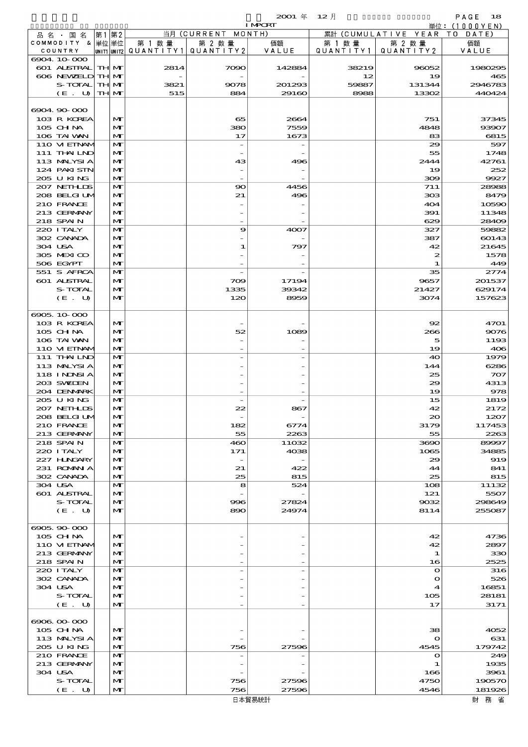2001 年 12 月 IMPORT

単位：(1000YEN)

| 品名・国名 COMMODITY & COUNTRY | 第1 単位 UNIT1 | 第2 単位 UNIT2 | 当月 (CURRENT MONTH) 第1数量 QUANTITY1 | 第2数量 QUANTITY2 | 価額 VALUE | 累計 (CUMULATIVE YEAR TO DATE) 第1数量 QUANTITY1 | 第2数量 QUANTITY2 | 価額 VALUE |
|---|---|---|---|---|---|---|---|---|
| 6904.10-000 | | | | | | | | |
| 601 AUSTRAL | TH | MT | 2814 | 7090 | 142884 | 38219 | 96052 | 1980295 |
| 606 NEWZELD | TH | MT | - | - | - | 12 | 19 | 465 |
| S-TOTAL | TH | MT | 3821 | 9078 | 201293 | 59887 | 131344 | 2946783 |
| (E. U) | TH | MT | 515 | 884 | 29160 | 8988 | 13302 | 440424 |
| 6904.90-000 | | | | | | | | |
| 103 R KOREA | | MT | | 65 | 2664 | | 751 | 37345 |
| 105 CHINA | | MT | | 380 | 7559 | | 4848 | 93907 |
| 106 TAIWAN | | MT | | 17 | 1673 | | 83 | 6815 |
| 110 VIETNAM | | MT | | - | - | | 29 | 597 |
| 111 THAILND | | MT | | - | - | | 55 | 1748 |
| 113 MALYSIA | | MT | | 43 | 496 | | 2444 | 42761 |
| 124 PAKISTN | | MT | | - | - | | 19 | 252 |
| 205 U KING | | MT | | - | - | | 309 | 9927 |
| 207 NETHLDS | | MT | | 90 | 4456 | | 711 | 28988 |
| 208 BELGIUM | | MT | | 21 | 496 | | 303 | 8479 |
| 210 FRANCE | | MT | | - | - | | 404 | 10590 |
| 213 GERMANY | | MT | | - | - | | 391 | 11348 |
| 218 SPAIN | | MT | | - | - | | 629 | 28409 |
| 220 ITALY | | MT | | 9 | 4007 | | 327 | 59882 |
| 302 CANADA | | MT | | - | - | | 387 | 60143 |
| 304 USA | | MT | | 1 | 797 | | 42 | 21645 |
| 305 MEXICO | | MT | | - | - | | 2 | 1578 |
| 506 EGYPT | | MT | | - | - | | 1 | 449 |
| 551 S AFRCA | | MT | | - | - | | 35 | 2774 |
| 601 AUSTRAL | | MT | | 709 | 17194 | | 9657 | 201537 |
| S-TOTAL | | MT | | 1335 | 39342 | | 21427 | 629174 |
| (E. U) | | MT | | 120 | 8959 | | 3074 | 157623 |
| 6905.10-000 | | | | | | | | |
| 103 R KOREA | | MT | | - | - | | 92 | 4701 |
| 105 CHINA | | MT | | 52 | 1089 | | 266 | 9076 |
| 106 TAIWAN | | MT | | - | - | | 5 | 1193 |
| 110 VIETNAM | | MT | | - | - | | 19 | 406 |
| 111 THAILND | | MT | | - | - | | 40 | 1979 |
| 113 MALYSIA | | MT | | - | - | | 144 | 6286 |
| 118 INDNSIA | | MT | | - | - | | 25 | 707 |
| 203 SWEDEN | | MT | | - | - | | 29 | 4313 |
| 204 DENMARK | | MT | | - | - | | 19 | 978 |
| 205 U KING | | MT | | - | - | | 15 | 1819 |
| 207 NETHLDS | | MT | | 22 | 867 | | 42 | 2172 |
| 208 BELGIUM | | MT | | - | - | | 20 | 1207 |
| 210 FRANCE | | MT | | 182 | 6774 | | 3179 | 117453 |
| 213 GERMANY | | MT | | 55 | 2263 | | 55 | 2263 |
| 218 SPAIN | | MT | | 460 | 11032 | | 3690 | 89997 |
| 220 ITALY | | MT | | 171 | 4038 | | 1065 | 34885 |
| 227 HUNGARY | | MT | | - | - | | 29 | 919 |
| 231 ROMANIA | | MT | | 21 | 422 | | 44 | 841 |
| 302 CANADA | | MT | | 25 | 815 | | 25 | 815 |
| 304 USA | | MT | | 8 | 524 | | 108 | 11132 |
| 601 AUSTRAL | | MT | | - | - | | 121 | 5507 |
| S-TOTAL | | MT | | 996 | 27824 | | 9032 | 298649 |
| (E. U) | | MT | | 890 | 24974 | | 8114 | 255087 |
| 6905.90-000 | | | | | | | | |
| 105 CHINA | | MT | | - | - | | 42 | 4736 |
| 110 VIETNAM | | MT | | - | - | | 42 | 2897 |
| 213 GERMANY | | MT | | - | - | | 1 | 330 |
| 218 SPAIN | | MT | | - | - | | 16 | 2525 |
| 220 ITALY | | MT | | - | - | | 0 | 316 |
| 302 CANADA | | MT | | - | - | | 0 | 526 |
| 304 USA | | MT | | - | - | | 4 | 16851 |
| S-TOTAL | | MT | | - | - | | 105 | 28181 |
| (E. U) | | MT | | - | - | | 17 | 3171 |
| 6906.00-000 | | | | | | | | |
| 105 CHINA | | MT | | - | - | | 38 | 4052 |
| 113 MALYSIA | | MT | | - | - | | 0 | 631 |
| 205 U KING | | MT | | 756 | 27596 | | 4545 | 179742 |
| 210 FRANCE | | MT | | - | - | | 0 | 249 |
| 213 GERMANY | | MT | | - | - | | 1 | 1935 |
| 304 USA | | MT | | - | - | | 166 | 3961 |
| S-TOTAL | | MT | | 756 | 27596 | | 4750 | 190570 |
| (E. U) | | MT | | 756 | 27596 | | 4546 | 181926 |

日本貿易統計　　財務省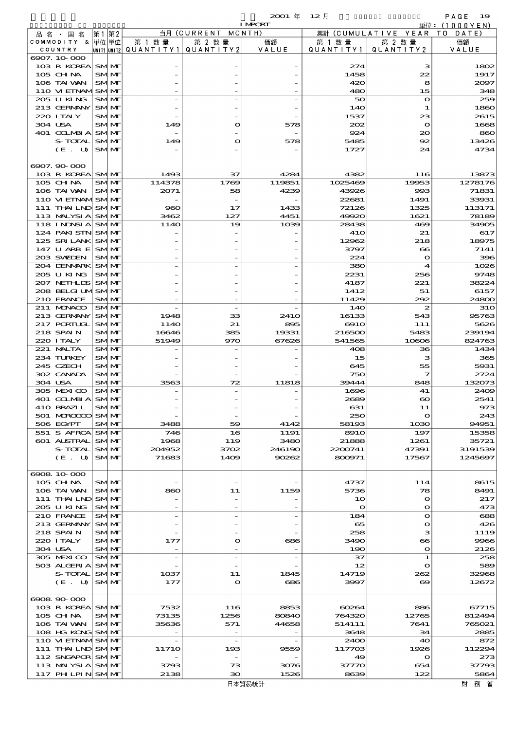2001 年 12 月 IMPORT

単位：(1000YEN)

| 品名・国名 COMMODITY & COUNTRY | 第1 単位 UNIT1 | 第2 単位 UNIT2 | 当月 (CURRENT MONTH) 第1数量 QUANTITY1 | 第2数量 QUANTITY2 | 価額 VALUE | 累計 (CUMULATIVE YEAR TO DATE) 第1数量 QUANTITY1 | 第2数量 QUANTITY2 | 価額 VALUE |
|---|---|---|---|---|---|---|---|---|
| 6907.10-000 | | | | | | | | |
| 103 R KOREA | SM | MT | - | - | - | 274 | 3 | 1802 |
| 105 CHINA | SM | MT | - | - | - | 1458 | 22 | 1917 |
| 106 TAIWAN | SM | MT | - | - | - | 420 | 8 | 2097 |
| 110 VIETNAM | SM | MT | - | - | - | 480 | 15 | 348 |
| 205 U KING | SM | MT | - | - | - | 50 | 0 | 259 |
| 213 GERMANY | SM | MT | - | - | - | 140 | 1 | 1860 |
| 220 ITALY | SM | MT | - | - | - | 1537 | 23 | 2615 |
| 304 USA | SM | MT | 149 | 0 | 578 | 202 | 0 | 1668 |
| 401 COLMBIA | SM | MT | - | - | - | 924 | 20 | 860 |
| S-TOTAL | SM | MT | 149 | 0 | 578 | 5485 | 92 | 13426 |
| (E. U) | SM | MT | - | - | - | 1727 | 24 | 4734 |
| 6907.90-000 | | | | | | | | |
| 103 R KOREA | SM | MT | 1493 | 37 | 4284 | 4382 | 116 | 13873 |
| 105 CHINA | SM | MT | 114378 | 1769 | 119851 | 1025469 | 19953 | 1278176 |
| 106 TAIWAN | SM | MT | 2071 | 58 | 4239 | 43926 | 993 | 71831 |
| 110 VIETNAM | SM | MT | - | - | - | 22681 | 1491 | 33931 |
| 111 THAILND | SM | MT | 960 | 17 | 1433 | 72126 | 1325 | 113171 |
| 113 MALYSIA | SM | MT | 3462 | 127 | 4451 | 49920 | 1621 | 78189 |
| 118 INDNSIA | SM | MT | 1140 | 19 | 1039 | 28438 | 469 | 34905 |
| 124 PAKISTN | SM | MT | - | - | - | 410 | 21 | 617 |
| 125 SRILANK | SM | MT | - | - | - | 12962 | 218 | 18975 |
| 147 U ARB E | SM | MT | - | - | - | 3797 | 66 | 7141 |
| 203 SWEDEN | SM | MT | - | - | - | 224 | 0 | 396 |
| 204 DENMARK | SM | MT | - | - | - | 380 | 4 | 1026 |
| 205 U KING | SM | MT | - | - | - | 2231 | 256 | 9748 |
| 207 NETHLDS | SM | MT | - | - | - | 4187 | 221 | 38224 |
| 208 BELGIUM | SM | MT | - | - | - | 1412 | 51 | 6157 |
| 210 FRANCE | SM | MT | - | - | - | 11429 | 292 | 24800 |
| 211 MONACO | SM | MT | - | - | - | 140 | 2 | 310 |
| 213 GERMANY | SM | MT | 1948 | 33 | 2410 | 16133 | 543 | 95763 |
| 217 PORTUGL | SM | MT | 1140 | 21 | 895 | 6910 | 111 | 5626 |
| 218 SPAIN | SM | MT | 16646 | 385 | 19331 | 216500 | 5483 | 239194 |
| 220 ITALY | SM | MT | 51949 | 970 | 67626 | 541565 | 10606 | 824763 |
| 221 MALTA | SM | MT | - | - | - | 408 | 36 | 1434 |
| 234 TURKEY | SM | MT | - | - | - | 15 | 3 | 365 |
| 245 CZECH | SM | MT | - | - | - | 645 | 55 | 5931 |
| 302 CANADA | SM | MT | - | - | - | 750 | 7 | 2724 |
| 304 USA | SM | MT | 3563 | 72 | 11818 | 39444 | 848 | 132073 |
| 305 MEXICO | SM | MT | - | - | - | 1696 | 41 | 2409 |
| 401 COLMBIA | SM | MT | - | - | - | 2689 | 60 | 2541 |
| 410 BRAZIL | SM | MT | - | - | - | 631 | 11 | 973 |
| 501 MOROCCO | SM | MT | - | - | - | 250 | 0 | 243 |
| 506 EGYPT | SM | MT | 3488 | 59 | 4142 | 58193 | 1030 | 94951 |
| 551 S AFRCA | SM | MT | 746 | 16 | 1191 | 8910 | 197 | 15358 |
| 601 AUSTRAL | SM | MT | 1968 | 119 | 3480 | 21888 | 1261 | 35721 |
| S-TOTAL | SM | MT | 204952 | 3702 | 246190 | 2200741 | 47391 | 3191539 |
| (E. U) | SM | MT | 71683 | 1409 | 90262 | 800971 | 17567 | 1245697 |
| 6908.10-000 | | | | | | | | |
| 105 CHINA | SM | MT | - | - | - | 4737 | 114 | 8615 |
| 106 TAIWAN | SM | MT | 860 | 11 | 1159 | 5736 | 78 | 8491 |
| 111 THAILND | SM | MT | - | - | - | 10 | 0 | 217 |
| 205 U KING | SM | MT | - | - | - | 0 | 0 | 473 |
| 210 FRANCE | SM | MT | - | - | - | 184 | 0 | 688 |
| 213 GERMANY | SM | MT | - | - | - | 65 | 0 | 426 |
| 218 SPAIN | SM | MT | - | - | - | 258 | 3 | 1119 |
| 220 ITALY | SM | MT | 177 | 0 | 686 | 3490 | 66 | 9966 |
| 304 USA | SM | MT | - | - | - | 190 | 0 | 2126 |
| 305 MEXICO | SM | MT | - | - | - | 37 | 1 | 258 |
| 503 ALGERIA | SM | MT | - | - | - | 12 | 0 | 589 |
| S-TOTAL | SM | MT | 1037 | 11 | 1845 | 14719 | 262 | 32968 |
| (E. U) | SM | MT | 177 | 0 | 686 | 3997 | 69 | 12672 |
| 6908.90-000 | | | | | | | | |
| 103 R KOREA | SM | MT | 7532 | 116 | 8853 | 60264 | 886 | 67715 |
| 105 CHINA | SM | MT | 73135 | 1256 | 80840 | 764320 | 12765 | 812494 |
| 106 TAIWAN | SM | MT | 35636 | 571 | 44658 | 514111 | 7641 | 765021 |
| 108 HG KONG | SM | MT | - | - | - | 3648 | 34 | 2885 |
| 110 VIETNAM | SM | MT | - | - | - | 2400 | 40 | 872 |
| 111 THAILND | SM | MT | 11710 | 193 | 9559 | 117703 | 1926 | 112294 |
| 112 SNGAPOR | SM | MT | - | - | - | 49 | 0 | 273 |
| 113 MALYSIA | SM | MT | 3793 | 73 | 3076 | 37770 | 654 | 37793 |
| 117 PHILPIN | SM | MT | 2138 | 30 | 1526 | 8639 | 122 | 5864 |

日本貿易統計　財務省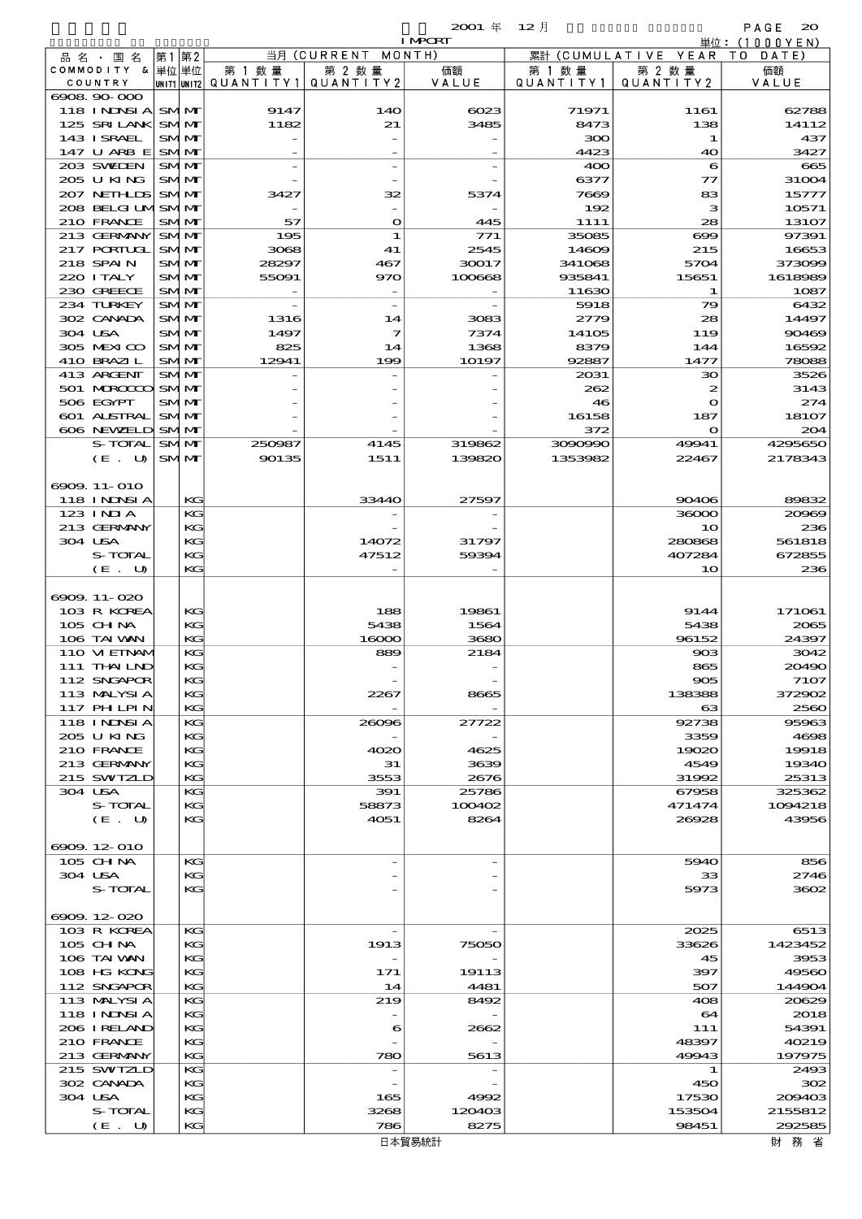2001 年 12 月 IMPORT 単位：(1000YEN)

| 品名・国名 COMMODITY & COUNTRY | 第1 単位 UNIT1 | 第2 単位 UNIT2 | 当月 (CURRENT MONTH) 第1数量 QUANTITY1 | 第2数量 QUANTITY2 | 価額 VALUE | 累計 (CUMULATIVE YEAR TO DATE) 第1数量 QUANTITY1 | 第2数量 QUANTITY2 | 価額 VALUE |
|---|---|---|---|---|---|---|---|---|
| 6908.90-000 | | | | | | | | |
| 118 INDNSIA | SM | MT | 9147 | 140 | 6023 | 71971 | 1161 | 62788 |
| 125 SRI LANK | SM | MT | 1182 | 21 | 3485 | 8473 | 138 | 14112 |
| 143 ISRAEL | SM | MT | - | - | - | 300 | 1 | 437 |
| 147 U ARB E | SM | MT | - | - | - | 4423 | 40 | 3427 |
| 203 SWEDEN | SM | MT | - | - | - | 400 | 6 | 665 |
| 205 U KING | SM | MT | - | - | - | 6377 | 77 | 31004 |
| 207 NETHLDS | SM | MT | 3427 | 32 | 5374 | 7669 | 83 | 15777 |
| 208 BELGIUM | SM | MT | - | - | - | 192 | 3 | 10571 |
| 210 FRANCE | SM | MT | 57 | 0 | 445 | 1111 | 28 | 13107 |
| 213 GERMANY | SM | MT | 195 | 1 | 771 | 35085 | 699 | 97391 |
| 217 PORTUGL | SM | MT | 3068 | 41 | 2545 | 14609 | 215 | 16653 |
| 218 SPAIN | SM | MT | 28297 | 467 | 30017 | 341068 | 5704 | 373099 |
| 220 ITALY | SM | MT | 55091 | 970 | 100668 | 935841 | 15651 | 1618989 |
| 230 GREECE | SM | MT | - | - | - | 11630 | 1 | 1087 |
| 234 TURKEY | SM | MT | - | - | - | 5918 | 79 | 6432 |
| 302 CANADA | SM | MT | 1316 | 14 | 3083 | 2779 | 28 | 14497 |
| 304 USA | SM | MT | 1497 | 7 | 7374 | 14105 | 119 | 90469 |
| 305 MEXICO | SM | MT | 825 | 14 | 1368 | 8379 | 144 | 16592 |
| 410 BRAZIL | SM | MT | 12941 | 199 | 10197 | 92887 | 1477 | 78088 |
| 413 ARGENT | SM | MT | - | - | - | 2031 | 30 | 3526 |
| 501 MOROCCO | SM | MT | - | - | - | 262 | 2 | 3143 |
| 506 EGYPT | SM | MT | - | - | - | 46 | 0 | 274 |
| 601 AUSTRAL | SM | MT | - | - | - | 16158 | 187 | 18107 |
| 606 NEWZELD | SM | MT | - | - | - | 372 | 0 | 204 |
| S-TOTAL | SM | MT | 250987 | 4145 | 319862 | 3090990 | 49941 | 4295650 |
| (E. U) | SM | MT | 90135 | 1511 | 139820 | 1353982 | 22467 | 2178343 |
| 6909.11-010 | | | | | | | | |
| 118 INDNSIA | | KG | | 33440 | 27597 | | 90406 | 89832 |
| 123 INDIA | | KG | | - | - | | 36000 | 20969 |
| 213 GERMANY | | KG | | - | - | | 10 | 236 |
| 304 USA | | KG | | 14072 | 31797 | | 280868 | 561818 |
| S-TOTAL | | KG | | 47512 | 59394 | | 407284 | 672855 |
| (E. U) | | KG | | - | - | | 10 | 236 |
| 6909.11-020 | | | | | | | | |
| 103 R KOREA | | KG | | 188 | 19861 | | 9144 | 171061 |
| 105 CHINA | | KG | | 5438 | 1564 | | 5438 | 2065 |
| 106 TAIWAN | | KG | | 16000 | 3680 | | 96152 | 24397 |
| 110 VIETNAM | | KG | | 889 | 2184 | | 903 | 3042 |
| 111 THAILND | | KG | | - | - | | 865 | 20490 |
| 112 SNGAPOR | | KG | | - | - | | 905 | 7107 |
| 113 MALYSIA | | KG | | 2267 | 8665 | | 138388 | 372902 |
| 117 PHILPIN | | KG | | - | - | | 63 | 2560 |
| 118 INDNSIA | | KG | | 26096 | 27722 | | 92738 | 95963 |
| 205 U KING | | KG | | - | - | | 3359 | 4698 |
| 210 FRANCE | | KG | | 4020 | 4625 | | 19020 | 19918 |
| 213 GERMANY | | KG | | 31 | 3639 | | 4549 | 19340 |
| 215 SWITZLD | | KG | | 3553 | 2676 | | 31992 | 25313 |
| 304 USA | | KG | | 391 | 25786 | | 67958 | 325362 |
| S-TOTAL | | KG | | 58873 | 100402 | | 471474 | 1094218 |
| (E. U) | | KG | | 4051 | 8264 | | 26928 | 43956 |
| 6909.12-010 | | | | | | | | |
| 105 CHINA | | KG | | - | - | | 5940 | 856 |
| 304 USA | | KG | | - | - | | 33 | 2746 |
| S-TOTAL | | KG | | - | - | | 5973 | 3602 |
| 6909.12-020 | | | | | | | | |
| 103 R KOREA | | KG | | - | - | | 2025 | 6513 |
| 105 CHINA | | KG | | 1913 | 75050 | | 33626 | 1423452 |
| 106 TAIWAN | | KG | | - | - | | 45 | 3953 |
| 108 HG KONG | | KG | | 171 | 19113 | | 397 | 49560 |
| 112 SNGAPOR | | KG | | 14 | 4481 | | 507 | 144904 |
| 113 MALYSIA | | KG | | 219 | 8492 | | 408 | 20629 |
| 118 INDNSIA | | KG | | - | - | | 64 | 2018 |
| 206 IRELAND | | KG | | 6 | 2662 | | 111 | 54391 |
| 210 FRANCE | | KG | | - | - | | 48397 | 40219 |
| 213 GERMANY | | KG | | 780 | 5613 | | 49943 | 197975 |
| 215 SWITZLD | | KG | | - | - | | 1 | 2493 |
| 302 CANADA | | KG | | - | - | | 450 | 302 |
| 304 USA | | KG | | 165 | 4992 | | 17530 | 209403 |
| S-TOTAL | | KG | | 3268 | 120403 | | 153504 | 2155812 |
| (E. U) | | KG | | 786 | 8275 | | 98451 | 292585 |

日本貿易統計　財務省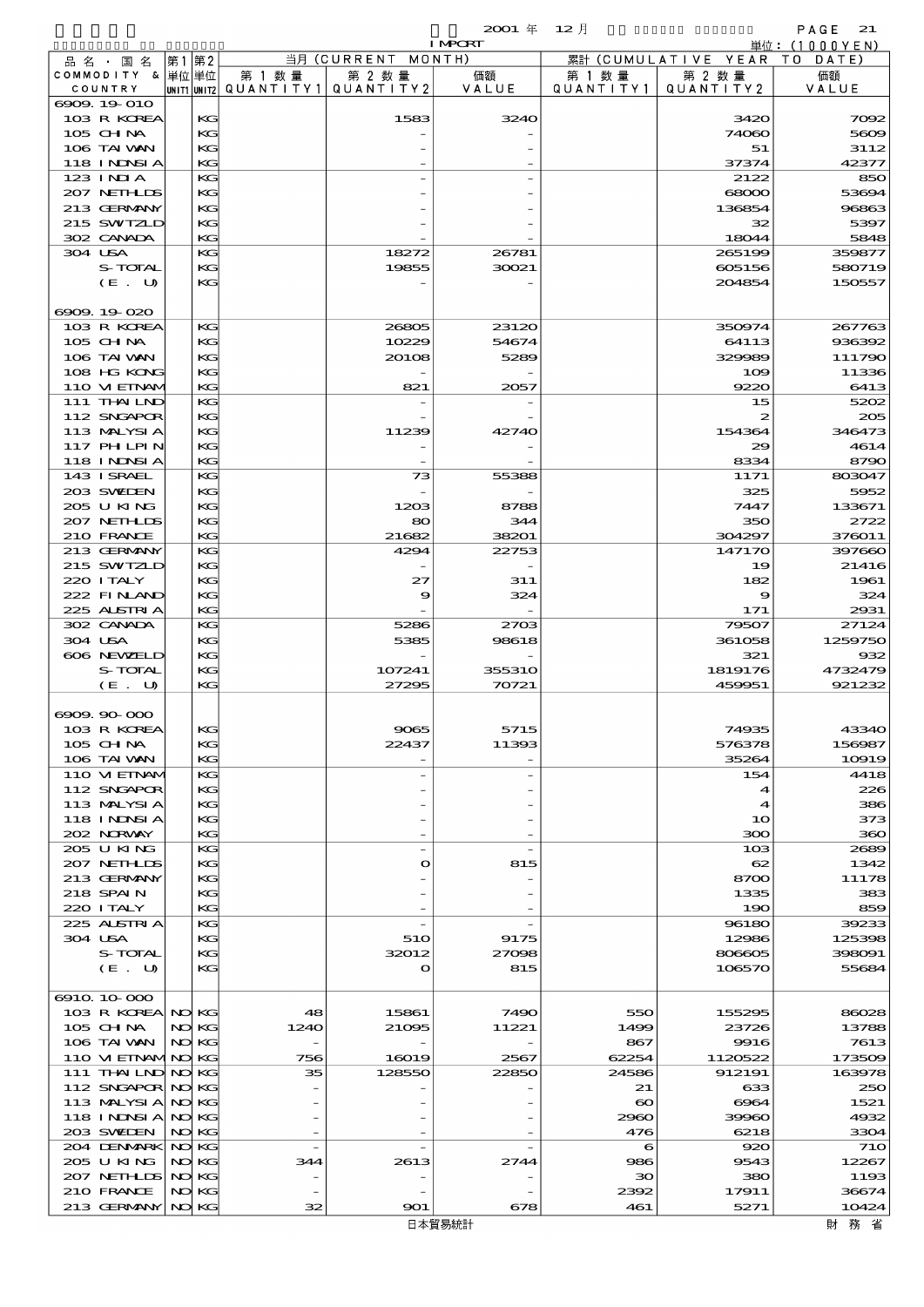2001 年 12 月 IMPORT

単位：(1000YEN)

| 品名・国名 COMMODITY & COUNTRY | 第1 単位 UNIT1 | 第2 単位 UNIT2 | 当月 (CURRENT MONTH) 第1数量 QUANTITY1 | 第2数量 QUANTITY2 | 価額 VALUE | 累計 (CUMULATIVE YEAR TO DATE) 第1数量 QUANTITY1 | 第2数量 QUANTITY2 | 価額 VALUE |
|---|---|---|---|---|---|---|---|---|
| 6909.19-010 | | | | | | | | |
| 103 R KOREA | | KG | | 1583 | 3240 | | 3420 | 7092 |
| 105 CHINA | | KG | | - | - | | 74060 | 5609 |
| 106 TAIWAN | | KG | | - | - | | 51 | 3112 |
| 118 INDNSIA | | KG | | - | - | | 37374 | 42377 |
| 123 INDIA | | KG | | - | - | | 2122 | 850 |
| 207 NETHLDS | | KG | | - | - | | 68000 | 53694 |
| 213 GERMANY | | KG | | - | - | | 136854 | 96863 |
| 215 SWITZLD | | KG | | - | - | | 32 | 5397 |
| 302 CANADA | | KG | | - | - | | 18044 | 5848 |
| 304 USA | | KG | | 18272 | 26781 | | 265199 | 359877 |
| S-TOTAL | | KG | | 19855 | 30021 | | 605156 | 580719 |
| (E. U) | | KG | | - | - | | 204854 | 150557 |
| 6909.19-020 | | | | | | | | |
| 103 R KOREA | | KG | | 26805 | 23120 | | 350974 | 267763 |
| 105 CHINA | | KG | | 10229 | 54674 | | 64113 | 936392 |
| 106 TAIWAN | | KG | | 20108 | 5289 | | 329989 | 111790 |
| 108 HG KONG | | KG | | - | - | | 109 | 11336 |
| 110 VIETNAM | | KG | | 821 | 2057 | | 9220 | 6413 |
| 111 THAILND | | KG | | - | - | | 15 | 5202 |
| 112 SNGAPOR | | KG | | - | - | | 2 | 205 |
| 113 MALYSIA | | KG | | 11239 | 42740 | | 154364 | 346473 |
| 117 PHILPIN | | KG | | - | - | | 29 | 4614 |
| 118 INDNSIA | | KG | | - | - | | 8334 | 8790 |
| 143 ISRAEL | | KG | | 73 | 55388 | | 1171 | 803047 |
| 203 SWEDEN | | KG | | - | - | | 325 | 5952 |
| 205 U KING | | KG | | 1203 | 8788 | | 7447 | 133671 |
| 207 NETHLDS | | KG | | 80 | 344 | | 350 | 2722 |
| 210 FRANCE | | KG | | 21682 | 38201 | | 304297 | 376011 |
| 213 GERMANY | | KG | | 4294 | 22753 | | 147170 | 397660 |
| 215 SWITZLD | | KG | | - | - | | 19 | 21416 |
| 220 ITALY | | KG | | 27 | 311 | | 182 | 1961 |
| 222 FINLAND | | KG | | 9 | 324 | | 9 | 324 |
| 225 AUSTRIA | | KG | | - | - | | 171 | 2931 |
| 302 CANADA | | KG | | 5286 | 2703 | | 79507 | 27124 |
| 304 USA | | KG | | 5385 | 98618 | | 361058 | 1259750 |
| 606 NEWZELD | | KG | | - | - | | 321 | 932 |
| S-TOTAL | | KG | | 107241 | 355310 | | 1819176 | 4732479 |
| (E. U) | | KG | | 27295 | 70721 | | 459951 | 921232 |
| 6909.90-000 | | | | | | | | |
| 103 R KOREA | | KG | | 9065 | 5715 | | 74935 | 43340 |
| 105 CHINA | | KG | | 22437 | 11393 | | 576378 | 156987 |
| 106 TAIWAN | | KG | | - | - | | 35264 | 10919 |
| 110 VIETNAM | | KG | | - | - | | 154 | 4418 |
| 112 SNGAPOR | | KG | | - | - | | 4 | 226 |
| 113 MALYSIA | | KG | | - | - | | 4 | 386 |
| 118 INDNSIA | | KG | | - | - | | 10 | 373 |
| 202 NORWAY | | KG | | - | - | | 300 | 360 |
| 205 U KING | | KG | | - | - | | 103 | 2689 |
| 207 NETHLDS | | KG | | 0 | 815 | | 62 | 1342 |
| 213 GERMANY | | KG | | - | - | | 8700 | 11178 |
| 218 SPAIN | | KG | | - | - | | 1335 | 383 |
| 220 ITALY | | KG | | - | - | | 190 | 859 |
| 225 AUSTRIA | | KG | | - | - | | 96180 | 39233 |
| 304 USA | | KG | | 510 | 9175 | | 12986 | 125398 |
| S-TOTAL | | KG | | 32012 | 27098 | | 806605 | 398091 |
| (E. U) | | KG | | 0 | 815 | | 106570 | 55684 |
| 6910.10-000 | | | | | | | | |
| 103 R KOREA | NO | KG | 48 | 15861 | 7490 | 550 | 155295 | 86028 |
| 105 CHINA | NO | KG | 1240 | 21095 | 11221 | 1499 | 23726 | 13788 |
| 106 TAIWAN | NO | KG | - | - | - | 867 | 9916 | 7613 |
| 110 VIETNAM | NO | KG | 756 | 16019 | 2567 | 62254 | 1120522 | 173509 |
| 111 THAILND | NO | KG | 35 | 128550 | 22850 | 24586 | 912191 | 163978 |
| 112 SNGAPOR | NO | KG | - | - | - | 21 | 633 | 250 |
| 113 MALYSIA | NO | KG | - | - | - | 60 | 6964 | 1521 |
| 118 INDNSIA | NO | KG | - | - | - | 2960 | 39960 | 4932 |
| 203 SWEDEN | NO | KG | - | - | - | 476 | 6218 | 3304 |
| 204 DENMARK | NO | KG | - | - | - | 6 | 920 | 710 |
| 205 U KING | NO | KG | 344 | 2613 | 2744 | 986 | 9543 | 12267 |
| 207 NETHLDS | NO | KG | - | - | - | 30 | 380 | 1193 |
| 210 FRANCE | NO | KG | - | - | - | 2392 | 17911 | 36674 |
| 213 GERMANY | NO | KG | 32 | 901 | 678 | 461 | 5271 | 10424 |

日本貿易統計　　財務省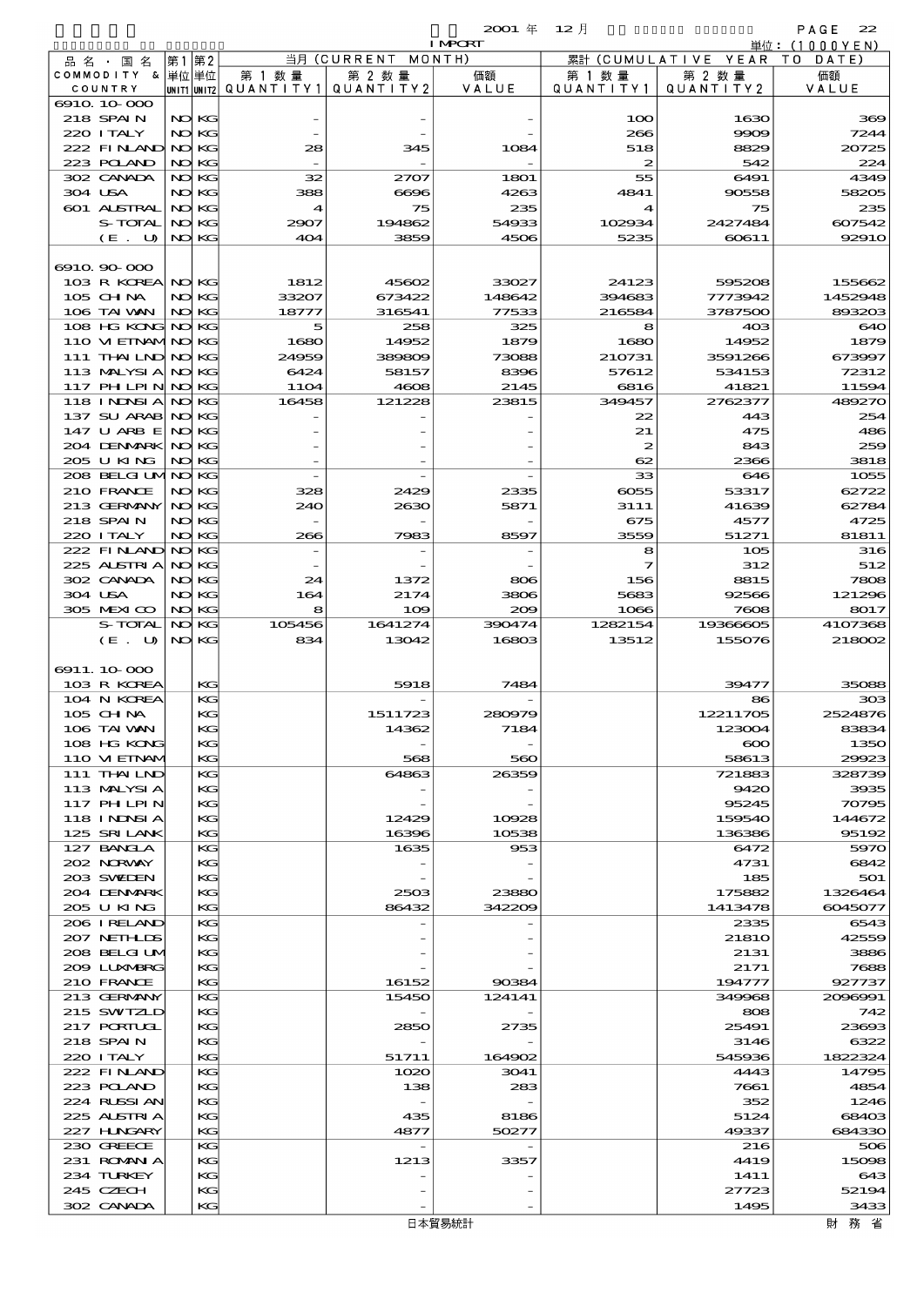2001 年 12 月 IMPORT

単位：(1000YEN)

| 品名・国名 COMMODITY & COUNTRY | 第1 単位 UNIT1 | 第2 単位 UNIT2 | 当月 (CURRENT MONTH) 第1数量 QUANTITY1 | 第2数量 QUANTITY2 | 価額 VALUE | 累計 (CUMULATIVE YEAR TO DATE) 第1数量 QUANTITY1 | 第2数量 QUANTITY2 | 価額 VALUE |
|---|---|---|---|---|---|---|---|---|
| 6910.10-000 | | | | | | | | |
| 218 SPAIN | NO | KG | - | - | - | 100 | 1630 | 369 |
| 220 ITALY | NO | KG | - | - | - | 266 | 9909 | 7244 |
| 222 FINLAND | NO | KG | 28 | 345 | 1084 | 518 | 8829 | 20725 |
| 223 POLAND | NO | KG | - | - | - | 2 | 542 | 224 |
| 302 CANADA | NO | KG | 32 | 2707 | 1801 | 55 | 6491 | 4349 |
| 304 USA | NO | KG | 388 | 6696 | 4263 | 4841 | 90558 | 58205 |
| 601 AUSTRAL | NO | KG | 4 | 75 | 235 | 4 | 75 | 235 |
| S-TOTAL | NO | KG | 2907 | 194862 | 54933 | 102934 | 2427484 | 607542 |
| (E. U) | NO | KG | 404 | 3859 | 4506 | 5235 | 60611 | 92910 |
| 6910.90-000 | | | | | | | | |
| 103 R KOREA | NO | KG | 1812 | 45602 | 33027 | 24123 | 595208 | 155662 |
| 105 CHINA | NO | KG | 33207 | 673422 | 148642 | 394683 | 7773942 | 1452948 |
| 106 TAIWAN | NO | KG | 18777 | 316541 | 77533 | 216584 | 3787500 | 893203 |
| 108 HG KONG | NO | KG | 5 | 258 | 325 | 8 | 403 | 640 |
| 110 VIETNAM | NO | KG | 1680 | 14952 | 1879 | 1680 | 14952 | 1879 |
| 111 THAILND | NO | KG | 24959 | 389809 | 73088 | 210731 | 3591266 | 673997 |
| 113 MALYSIA | NO | KG | 6424 | 58157 | 8396 | 57612 | 534153 | 72312 |
| 117 PHLPIN | NO | KG | 1104 | 4608 | 2145 | 6816 | 41821 | 11594 |
| 118 INDNSIA | NO | KG | 16458 | 121228 | 23815 | 349457 | 2762377 | 489270 |
| 137 SU ARAB | NO | KG | - | - | - | 22 | 443 | 254 |
| 147 U ARB E | NO | KG | - | - | - | 21 | 475 | 486 |
| 204 DENMARK | NO | KG | - | - | - | 2 | 843 | 259 |
| 205 U KING | NO | KG | - | - | - | 62 | 2366 | 3818 |
| 208 BELGIUM | NO | KG | - | - | - | 33 | 646 | 1055 |
| 210 FRANCE | NO | KG | 328 | 2429 | 2335 | 6055 | 53317 | 62722 |
| 213 GERMANY | NO | KG | 240 | 2630 | 5871 | 3111 | 41639 | 62784 |
| 218 SPAIN | NO | KG | - | - | - | 675 | 4577 | 4725 |
| 220 ITALY | NO | KG | 266 | 7983 | 8597 | 3559 | 51271 | 81811 |
| 222 FINLAND | NO | KG | - | - | - | 8 | 105 | 316 |
| 225 AUSTRIA | NO | KG | - | - | - | 7 | 312 | 512 |
| 302 CANADA | NO | KG | 24 | 1372 | 806 | 156 | 8815 | 7808 |
| 304 USA | NO | KG | 164 | 2174 | 3806 | 5683 | 92566 | 121296 |
| 305 MEXICO | NO | KG | 8 | 109 | 209 | 1066 | 7608 | 8017 |
| S-TOTAL | NO | KG | 105456 | 1641274 | 390474 | 1282154 | 19366605 | 4107368 |
| (E. U) | NO | KG | 834 | 13042 | 16803 | 13512 | 155076 | 218002 |
| 6911.10-000 | | | | | | | | |
| 103 R KOREA | | KG | | 5918 | 7484 | | 39477 | 35088 |
| 104 N KOREA | | KG | | - | - | | 86 | 303 |
| 105 CHINA | | KG | | 1511723 | 280979 | | 12211705 | 2524876 |
| 106 TAIWAN | | KG | | 14362 | 7184 | | 123004 | 83834 |
| 108 HG KONG | | KG | | - | - | | 600 | 1350 |
| 110 VIETNAM | | KG | | 568 | 560 | | 58613 | 29923 |
| 111 THAILND | | KG | | 64863 | 26359 | | 721883 | 328739 |
| 113 MALYSIA | | KG | | - | - | | 9420 | 3935 |
| 117 PHLPIN | | KG | | - | - | | 95245 | 70795 |
| 118 INDNSIA | | KG | | 12429 | 10928 | | 159540 | 144672 |
| 125 SRI LANK | | KG | | 16396 | 10538 | | 136386 | 95192 |
| 127 BANGLA | | KG | | 1635 | 953 | | 6472 | 5970 |
| 202 NORWAY | | KG | | - | - | | 4731 | 6842 |
| 203 SWEDEN | | KG | | - | - | | 185 | 501 |
| 204 DENMARK | | KG | | 2503 | 23880 | | 175882 | 1326464 |
| 205 U KING | | KG | | 86432 | 342209 | | 1413478 | 6045077 |
| 206 IRELAND | | KG | | - | - | | 2335 | 6543 |
| 207 NETHLDS | | KG | | - | - | | 21810 | 42559 |
| 208 BELGIUM | | KG | | - | - | | 2131 | 3886 |
| 209 LUXMBRG | | KG | | - | - | | 2171 | 7688 |
| 210 FRANCE | | KG | | 16152 | 90384 | | 194777 | 927737 |
| 213 GERMANY | | KG | | 15450 | 124141 | | 349968 | 2096991 |
| 215 SWITZLD | | KG | | - | - | | 808 | 742 |
| 217 PORTUGL | | KG | | 2850 | 2735 | | 25491 | 23693 |
| 218 SPAIN | | KG | | - | - | | 3146 | 6322 |
| 220 ITALY | | KG | | 51711 | 164902 | | 545936 | 1822324 |
| 222 FINLAND | | KG | | 1020 | 3041 | | 4443 | 14795 |
| 223 POLAND | | KG | | 138 | 283 | | 7661 | 4854 |
| 224 RUSSIAN | | KG | | - | - | | 352 | 1246 |
| 225 AUSTRIA | | KG | | 435 | 8186 | | 5124 | 68403 |
| 227 HUNGARY | | KG | | 4877 | 50277 | | 49337 | 684330 |
| 230 GREECE | | KG | | - | - | | 216 | 506 |
| 231 ROMANIA | | KG | | 1213 | 3357 | | 4419 | 15098 |
| 234 TURKEY | | KG | | - | - | | 1411 | 643 |
| 245 CZECH | | KG | | - | - | | 27723 | 52194 |
| 302 CANADA | | KG | | - | - | | 1495 | 3433 |

日本貿易統計　　財務省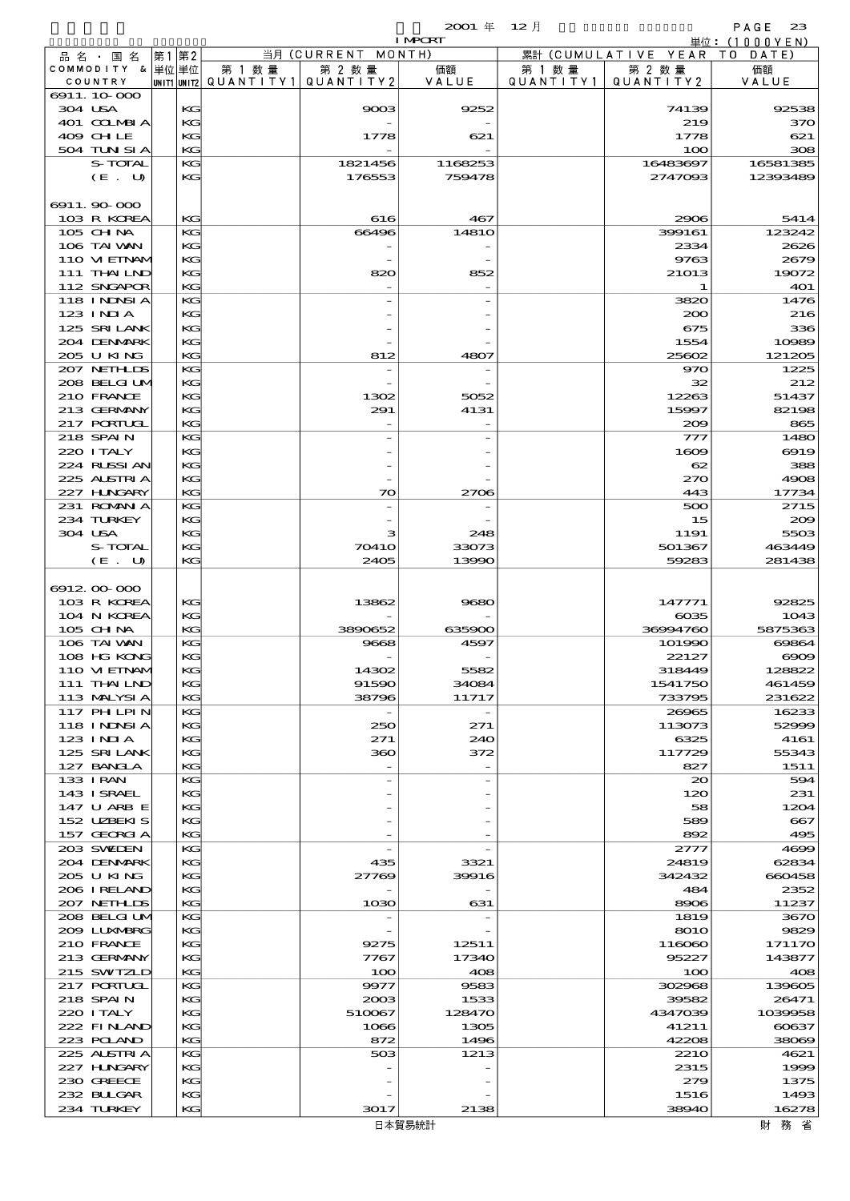2001 年 12 月 IMPORT

単位：(1000YEN)

| 品名・国名 COMMODITY & COUNTRY | 第1 単位 UNIT1 | 第2 単位 UNIT2 | 当月 (CURRENT MONTH) 第1数量 QUANTITY1 | 第2数量 QUANTITY2 | 価額 VALUE | 累計 (CUMULATIVE YEAR TO DATE) 第1数量 QUANTITY1 | 第2数量 QUANTITY2 | 価額 VALUE |
|---|---|---|---|---|---|---|---|---|
| 6911.10-000 | | | | | | | | |
| 304 USA | | KG | | 9003 | 9252 | | 74139 | 92538 |
| 401 COLMBIA | | KG | | - | - | | 219 | 370 |
| 409 CHILE | | KG | | 1778 | 621 | | 1778 | 621 |
| 504 TUNISIA | | KG | | - | - | | 100 | 308 |
| S-TOTAL | | KG | | 1821456 | 1168253 | | 16483697 | 16581385 |
| (E. U) | | KG | | 176553 | 759478 | | 2747093 | 12393489 |
| 6911.90-000 | | | | | | | | |
| 103 R KOREA | | KG | | 616 | 467 | | 2906 | 5414 |
| 105 CHINA | | KG | | 66496 | 14810 | | 399161 | 123242 |
| 106 TAIWAN | | KG | | - | - | | 2334 | 2626 |
| 110 VIETNAM | | KG | | - | - | | 9763 | 2679 |
| 111 THAILND | | KG | | 820 | 852 | | 21013 | 19072 |
| 112 SNGAPOR | | KG | | - | - | | 1 | 401 |
| 118 INDNSIA | | KG | | - | - | | 3820 | 1476 |
| 123 INDIA | | KG | | - | - | | 200 | 216 |
| 125 SRI LANK | | KG | | - | - | | 675 | 336 |
| 204 DENMARK | | KG | | - | - | | 1554 | 10989 |
| 205 U KING | | KG | | 812 | 4807 | | 25602 | 121205 |
| 207 NETHLDS | | KG | | - | - | | 970 | 1225 |
| 208 BELGIUM | | KG | | - | - | | 32 | 212 |
| 210 FRANCE | | KG | | 1302 | 5052 | | 12263 | 51437 |
| 213 GERMANY | | KG | | 291 | 4131 | | 15997 | 82198 |
| 217 PORTUGL | | KG | | - | - | | 209 | 865 |
| 218 SPAIN | | KG | | - | - | | 777 | 1480 |
| 220 ITALY | | KG | | - | - | | 1609 | 6919 |
| 224 RUSSIAN | | KG | | - | - | | 62 | 388 |
| 225 AUSTRIA | | KG | | - | - | | 270 | 4908 |
| 227 HUNGARY | | KG | | 70 | 2706 | | 443 | 17734 |
| 231 ROMANIA | | KG | | - | - | | 500 | 2715 |
| 234 TURKEY | | KG | | - | - | | 15 | 209 |
| 304 USA | | KG | | 3 | 248 | | 1191 | 5503 |
| S-TOTAL | | KG | | 70410 | 33073 | | 501367 | 463449 |
| (E. U) | | KG | | 2405 | 13990 | | 59283 | 281438 |
| 6912.00-000 | | | | | | | | |
| 103 R KOREA | | KG | | 13862 | 9680 | | 147771 | 92825 |
| 104 N KOREA | | KG | | - | - | | 6035 | 1043 |
| 105 CHINA | | KG | | 3890652 | 635900 | | 36994760 | 5875363 |
| 106 TAIWAN | | KG | | 9668 | 4597 | | 101990 | 69864 |
| 108 HG KONG | | KG | | - | - | | 22127 | 6909 |
| 110 VIETNAM | | KG | | 14302 | 5582 | | 318449 | 128822 |
| 111 THAILND | | KG | | 91590 | 34084 | | 1541750 | 461459 |
| 113 MALYSIA | | KG | | 38796 | 11717 | | 733795 | 231622 |
| 117 PHILPIN | | KG | | - | - | | 26965 | 16233 |
| 118 INDNSIA | | KG | | 250 | 271 | | 113073 | 52999 |
| 123 INDIA | | KG | | 271 | 240 | | 6325 | 4161 |
| 125 SRI LANK | | KG | | 360 | 372 | | 117729 | 55343 |
| 127 BANGLA | | KG | | - | - | | 827 | 1511 |
| 133 IRAN | | KG | | - | - | | 20 | 594 |
| 143 ISRAEL | | KG | | - | - | | 120 | 231 |
| 147 U ARB E | | KG | | - | - | | 58 | 1204 |
| 152 UZBEKIS | | KG | | - | - | | 589 | 667 |
| 157 GEORGIA | | KG | | - | - | | 892 | 495 |
| 203 SWEDEN | | KG | | - | - | | 2777 | 4699 |
| 204 DENMARK | | KG | | 435 | 3321 | | 24819 | 62834 |
| 205 U KING | | KG | | 27769 | 39916 | | 342432 | 660458 |
| 206 IRELAND | | KG | | - | - | | 484 | 2352 |
| 207 NETHLDS | | KG | | 1030 | 631 | | 8906 | 11237 |
| 208 BELGIUM | | KG | | - | - | | 1819 | 3670 |
| 209 LUXMBRG | | KG | | - | - | | 8010 | 9829 |
| 210 FRANCE | | KG | | 9275 | 12511 | | 116060 | 171170 |
| 213 GERMANY | | KG | | 7767 | 17340 | | 95227 | 143877 |
| 215 SWITZLD | | KG | | 100 | 408 | | 100 | 408 |
| 217 PORTUGL | | KG | | 9977 | 9583 | | 302968 | 139605 |
| 218 SPAIN | | KG | | 2003 | 1533 | | 39582 | 26471 |
| 220 ITALY | | KG | | 510067 | 128470 | | 4347039 | 1039958 |
| 222 FINLAND | | KG | | 1066 | 1305 | | 41211 | 60637 |
| 223 POLAND | | KG | | 872 | 1496 | | 42208 | 38069 |
| 225 AUSTRIA | | KG | | 503 | 1213 | | 2210 | 4621 |
| 227 HUNGARY | | KG | | - | - | | 2315 | 1999 |
| 230 GREECE | | KG | | - | - | | 279 | 1375 |
| 232 BULGAR | | KG | | - | - | | 1516 | 1493 |
| 234 TURKEY | | KG | | 3017 | 2138 | | 38940 | 16278 |

日本貿易統計　　財務省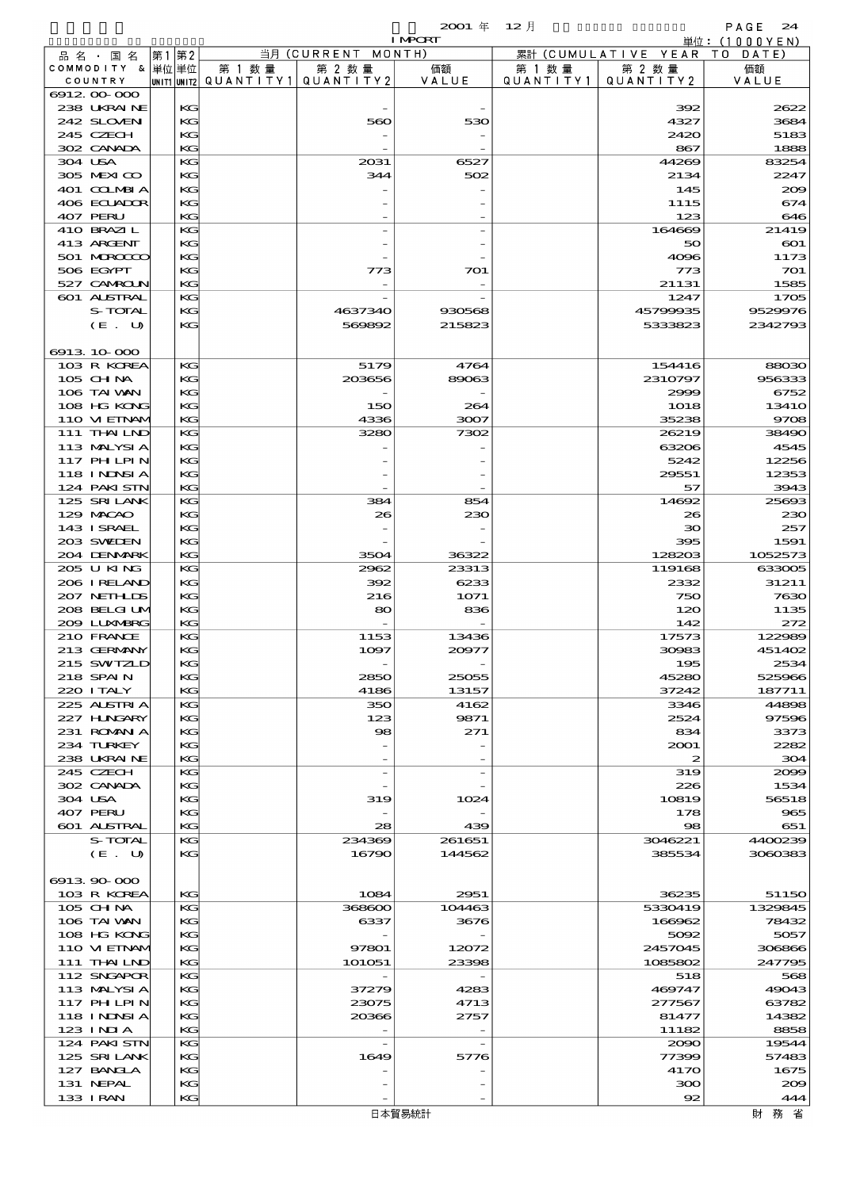| 品名・国名 COMMODITY & COUNTRY | 第1 単位 UNIT1 | 第2 単位 UNIT2 | 当月 (CURRENT MONTH) 第1数量 QUANTITY1 | 第2数量 QUANTITY2 | 価額 VALUE | 累計 (CUMULATIVE YEAR TO DATE) 第1数量 QUANTITY1 | 第2数量 QUANTITY2 | 価額 VALUE |
|---|---|---|---|---|---|---|---|---|
| 6912.00-000 | | | | | | | | |
| 238 UKRAINE | | KG | | - | - | | 392 | 2622 |
| 242 SLOVEN | | KG | | 560 | 530 | | 4327 | 3684 |
| 245 CZECH | | KG | | - | - | | 2420 | 5183 |
| 302 CANADA | | KG | | - | - | | 867 | 1888 |
| 304 USA | | KG | | 2031 | 6527 | | 44269 | 83254 |
| 305 MEXICO | | KG | | 344 | 502 | | 2134 | 2247 |
| 401 COLMBIA | | KG | | - | - | | 145 | 209 |
| 406 ECUADOR | | KG | | - | - | | 1115 | 674 |
| 407 PERU | | KG | | - | - | | 123 | 646 |
| 410 BRAZIL | | KG | | - | - | | 164669 | 21419 |
| 413 ARGENT | | KG | | - | - | | 50 | 601 |
| 501 MOROCCO | | KG | | - | - | | 4096 | 1173 |
| 506 EGYPT | | KG | | 773 | 701 | | 773 | 701 |
| 527 CAMROUN | | KG | | - | - | | 21131 | 1585 |
| 601 AUSTRAL | | KG | | - | - | | 1247 | 1705 |
| S-TOTAL | | KG | | 4637340 | 930568 | | 45799935 | 9529976 |
| (E. U) | | KG | | 569892 | 215823 | | 5333823 | 2342793 |
| 6913.10-000 | | | | | | | | |
| 103 R KOREA | | KG | | 5179 | 4764 | | 154416 | 88030 |
| 105 CHINA | | KG | | 203656 | 89063 | | 2310797 | 956333 |
| 106 TAIWAN | | KG | | - | - | | 2999 | 6752 |
| 108 HG KONG | | KG | | 150 | 264 | | 1018 | 13410 |
| 110 VIETNAM | | KG | | 4336 | 3007 | | 35238 | 9708 |
| 111 THAILND | | KG | | 3280 | 7302 | | 26219 | 38490 |
| 113 MALYSIA | | KG | | - | - | | 63206 | 4545 |
| 117 PHILPIN | | KG | | - | - | | 5242 | 12256 |
| 118 INDNSIA | | KG | | - | - | | 29551 | 12353 |
| 124 PAKISTN | | KG | | - | - | | 57 | 3943 |
| 125 SRI LANK | | KG | | 384 | 854 | | 14692 | 25693 |
| 129 MACAO | | KG | | 26 | 230 | | 26 | 230 |
| 143 ISRAEL | | KG | | - | - | | 30 | 257 |
| 203 SWEDEN | | KG | | - | - | | 395 | 1591 |
| 204 DENMARK | | KG | | 3504 | 36322 | | 128203 | 1052573 |
| 205 U KING | | KG | | 2962 | 23313 | | 119168 | 633005 |
| 206 IRELAND | | KG | | 392 | 6233 | | 2332 | 31211 |
| 207 NETHLDS | | KG | | 216 | 1071 | | 750 | 7630 |
| 208 BELGIUM | | KG | | 80 | 836 | | 120 | 1135 |
| 209 LUXMBRG | | KG | | - | - | | 142 | 272 |
| 210 FRANCE | | KG | | 1153 | 13436 | | 17573 | 122989 |
| 213 GERMANY | | KG | | 1097 | 20977 | | 30983 | 451402 |
| 215 SWITZLD | | KG | | - | - | | 195 | 2534 |
| 218 SPAIN | | KG | | 2850 | 25055 | | 45280 | 525966 |
| 220 ITALY | | KG | | 4186 | 13157 | | 37242 | 187711 |
| 225 AUSTRIA | | KG | | 350 | 4162 | | 3346 | 44898 |
| 227 HUNGARY | | KG | | 123 | 9871 | | 2524 | 97596 |
| 231 ROMANIA | | KG | | 98 | 271 | | 834 | 3373 |
| 234 TURKEY | | KG | | - | - | | 2001 | 2282 |
| 238 UKRAINE | | KG | | - | - | | 2 | 304 |
| 245 CZECH | | KG | | - | - | | 319 | 2099 |
| 302 CANADA | | KG | | - | - | | 226 | 1534 |
| 304 USA | | KG | | 319 | 1024 | | 10819 | 56518 |
| 407 PERU | | KG | | - | - | | 178 | 965 |
| 601 AUSTRAL | | KG | | 28 | 439 | | 98 | 651 |
| S-TOTAL | | KG | | 234369 | 261651 | | 3046221 | 4400239 |
| (E. U) | | KG | | 16790 | 144562 | | 385534 | 3060383 |
| 6913.90-000 | | | | | | | | |
| 103 R KOREA | | KG | | 1084 | 2951 | | 36235 | 51150 |
| 105 CHINA | | KG | | 368600 | 104463 | | 5330419 | 1329845 |
| 106 TAIWAN | | KG | | 6337 | 3676 | | 166962 | 78432 |
| 108 HG KONG | | KG | | - | - | | 5092 | 5057 |
| 110 VIETNAM | | KG | | 97801 | 12072 | | 2457045 | 306866 |
| 111 THAILND | | KG | | 101051 | 23398 | | 1085802 | 247795 |
| 112 SNGAPOR | | KG | | - | - | | 518 | 568 |
| 113 MALYSIA | | KG | | 37279 | 4283 | | 469747 | 49043 |
| 117 PHILPIN | | KG | | 23075 | 4713 | | 277567 | 63782 |
| 118 INDNSIA | | KG | | 20366 | 2757 | | 81477 | 14382 |
| 123 INDIA | | KG | | - | - | | 11182 | 8858 |
| 124 PAKISTN | | KG | | - | - | | 2090 | 19544 |
| 125 SRI LANK | | KG | | 1649 | 5776 | | 77399 | 57483 |
| 127 BANGLA | | KG | | - | - | | 4170 | 1675 |
| 131 NEPAL | | KG | | - | - | | 300 | 209 |
| 133 IRAN | | KG | | - | - | | 92 | 444 |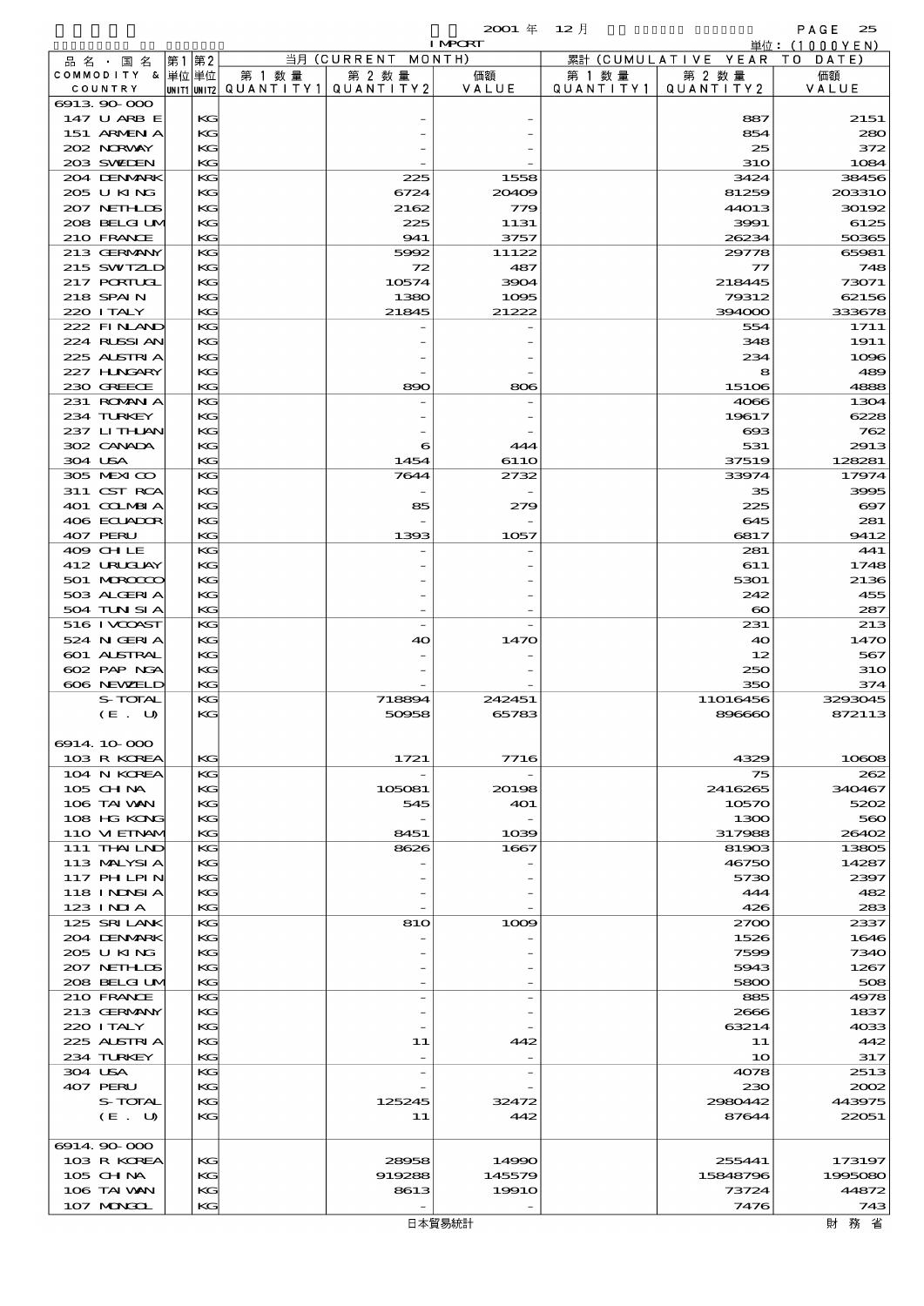2001 年 12 月 IMPORT

単位：(1000YEN)

| 品名・国名 COMMODITY & COUNTRY | 第1単位 UNIT1 | 第2単位 UNIT2 | 当月 (CURRENT MONTH) 第1数量 QUANTITY1 | 第2数量 QUANTITY2 | 価額 VALUE | 累計 (CUMULATIVE YEAR TO DATE) 第1数量 QUANTITY1 | 第2数量 QUANTITY2 | 価額 VALUE |
|---|---|---|---|---|---|---|---|---|
| 6913.90-000 | | | | | | | | |
| 147 U ARB E | | KG | | - | - | | 887 | 2151 |
| 151 ARMENIA | | KG | | - | - | | 854 | 280 |
| 202 NORWAY | | KG | | - | - | | 25 | 372 |
| 203 SWEDEN | | KG | | - | - | | 310 | 1084 |
| 204 DENMARK | | KG | | 225 | 1558 | | 3424 | 38456 |
| 205 U KING | | KG | | 6724 | 20409 | | 81259 | 203310 |
| 207 NETHLDS | | KG | | 2162 | 779 | | 44013 | 30192 |
| 208 BELGIUM | | KG | | 225 | 1131 | | 3991 | 6125 |
| 210 FRANCE | | KG | | 941 | 3757 | | 26234 | 50365 |
| 213 GERMANY | | KG | | 5992 | 11122 | | 29778 | 65981 |
| 215 SWITZLD | | KG | | 72 | 487 | | 77 | 748 |
| 217 PORTUGL | | KG | | 10574 | 3904 | | 218445 | 73071 |
| 218 SPAIN | | KG | | 1380 | 1095 | | 79312 | 62156 |
| 220 ITALY | | KG | | 21845 | 21222 | | 394000 | 333678 |
| 222 FINLAND | | KG | | - | - | | 554 | 1711 |
| 224 RUSSIAN | | KG | | - | - | | 348 | 1911 |
| 225 AUSTRIA | | KG | | - | - | | 234 | 1096 |
| 227 HUNGARY | | KG | | - | - | | 8 | 489 |
| 230 GREECE | | KG | | 890 | 806 | | 15106 | 4888 |
| 231 ROMANIA | | KG | | - | - | | 4066 | 1304 |
| 234 TURKEY | | KG | | - | - | | 19617 | 6228 |
| 237 LITHUAN | | KG | | - | - | | 693 | 762 |
| 302 CANADA | | KG | | 6 | 444 | | 531 | 2913 |
| 304 USA | | KG | | 1454 | 6110 | | 37519 | 128281 |
| 305 MEXICO | | KG | | 7644 | 2732 | | 33974 | 17974 |
| 311 CST RCA | | KG | | - | - | | 35 | 3995 |
| 401 COLMBIA | | KG | | 85 | 279 | | 225 | 697 |
| 406 ECUADOR | | KG | | - | - | | 645 | 281 |
| 407 PERU | | KG | | 1393 | 1057 | | 6817 | 9412 |
| 409 CHILE | | KG | | - | - | | 281 | 441 |
| 412 URUGUAY | | KG | | - | - | | 611 | 1748 |
| 501 MOROCCO | | KG | | - | - | | 5301 | 2136 |
| 503 ALGERIA | | KG | | - | - | | 242 | 455 |
| 504 TUNISIA | | KG | | - | - | | 60 | 287 |
| 516 IVCOAST | | KG | | - | - | | 231 | 213 |
| 524 NIGERIA | | KG | | 40 | 1470 | | 40 | 1470 |
| 601 AUSTRAL | | KG | | - | - | | 12 | 567 |
| 602 PAP NGA | | KG | | - | - | | 250 | 310 |
| 606 NEWZELD | | KG | | - | - | | 350 | 374 |
| S-TOTAL | | KG | | 718894 | 242451 | | 11016456 | 3293045 |
| (E. U) | | KG | | 50958 | 65783 | | 896660 | 872113 |
| 6914.10-000 | | | | | | | | |
| 103 R KOREA | | KG | | 1721 | 7716 | | 4329 | 10608 |
| 104 N KOREA | | KG | | - | - | | 75 | 262 |
| 105 CHINA | | KG | | 105081 | 20198 | | 2416265 | 340467 |
| 106 TAIWAN | | KG | | 545 | 401 | | 10570 | 5202 |
| 108 HG KONG | | KG | | - | - | | 1300 | 560 |
| 110 VIETNAM | | KG | | 8451 | 1039 | | 317988 | 26402 |
| 111 THAILND | | KG | | 8626 | 1667 | | 81903 | 13805 |
| 113 MALYSIA | | KG | | - | - | | 46750 | 14287 |
| 117 PHILPIN | | KG | | - | - | | 5730 | 2397 |
| 118 INDNSIA | | KG | | - | - | | 444 | 482 |
| 123 INDIA | | KG | | - | - | | 426 | 283 |
| 125 SRI LANK | | KG | | 810 | 1009 | | 2700 | 2337 |
| 204 DENMARK | | KG | | - | - | | 1526 | 1646 |
| 205 U KING | | KG | | - | - | | 7599 | 7340 |
| 207 NETHLDS | | KG | | - | - | | 5943 | 1267 |
| 208 BELGIUM | | KG | | - | - | | 5800 | 508 |
| 210 FRANCE | | KG | | - | - | | 885 | 4978 |
| 213 GERMANY | | KG | | - | - | | 2666 | 1837 |
| 220 ITALY | | KG | | - | - | | 63214 | 4033 |
| 225 AUSTRIA | | KG | | 11 | 442 | | 11 | 442 |
| 234 TURKEY | | KG | | - | - | | 10 | 317 |
| 304 USA | | KG | | - | - | | 4078 | 2513 |
| 407 PERU | | KG | | - | - | | 230 | 2002 |
| S-TOTAL | | KG | | 125245 | 32472 | | 2980442 | 443975 |
| (E. U) | | KG | | 11 | 442 | | 87644 | 22051 |
| 6914.90-000 | | | | | | | | |
| 103 R KOREA | | KG | | 28958 | 14990 | | 255441 | 173197 |
| 105 CHINA | | KG | | 919288 | 145579 | | 15848796 | 1995080 |
| 106 TAIWAN | | KG | | 8613 | 19910 | | 73724 | 44872 |
| 107 MONGOL | | KG | | - | - | | 7476 | 743 |

日本貿易統計　　財務省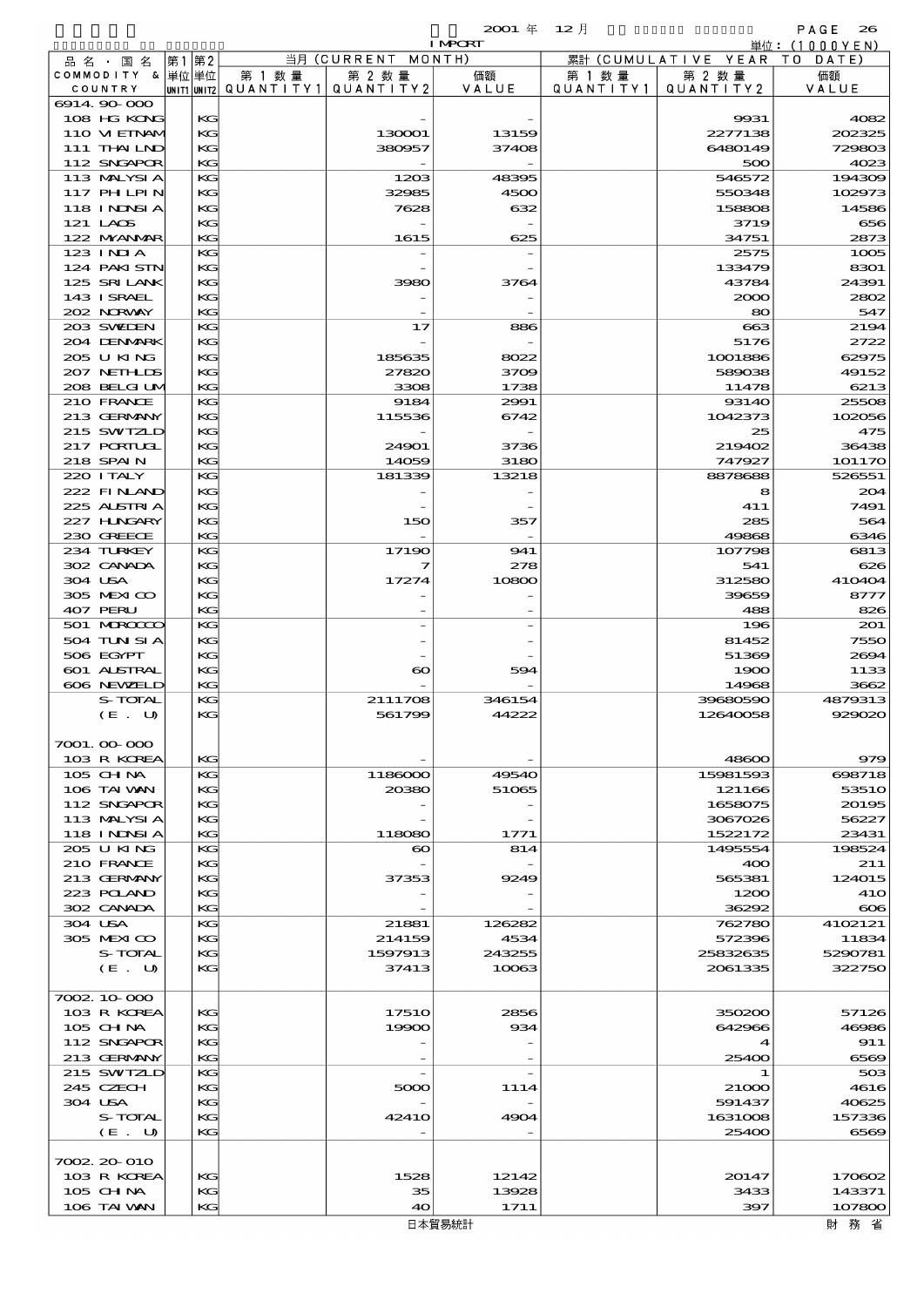2001 年 12 月 IMPORT

単位：(1000YEN)

| 品名・国名 COMMODITY & COUNTRY | 第1 単位 UNIT1 | 第2 単位 UNIT2 | 当月 (CURRENT MONTH) 第1数量 QUANTITY1 | 第2数量 QUANTITY2 | 価額 VALUE | 累計 (CUMULATIVE YEAR TO DATE) 第1数量 QUANTITY1 | 第2数量 QUANTITY2 | 価額 VALUE |
|---|---|---|---|---|---|---|---|---|
| 6914.90-000 | | | | | | | | |
| 108 HG KONG | | KG | | - | - | | 9931 | 4082 |
| 110 VIETNAM | | KG | | 130001 | 13159 | | 2277138 | 202325 |
| 111 THAILND | | KG | | 380957 | 37408 | | 6480149 | 729803 |
| 112 SNGAPOR | | KG | | - | - | | 500 | 4023 |
| 113 MALYSIA | | KG | | 1203 | 48395 | | 546572 | 194309 |
| 117 PHLPIN | | KG | | 32985 | 4500 | | 550348 | 102973 |
| 118 INDNSIA | | KG | | 7628 | 632 | | 158808 | 14586 |
| 121 LAOS | | KG | | - | - | | 3719 | 656 |
| 122 MYANMAR | | KG | | 1615 | 625 | | 34751 | 2873 |
| 123 INDIA | | KG | | - | - | | 2575 | 1005 |
| 124 PAKISTN | | KG | | - | - | | 133479 | 8301 |
| 125 SRILANK | | KG | | 3980 | 3764 | | 43784 | 24391 |
| 143 ISRAEL | | KG | | - | - | | 2000 | 2802 |
| 202 NORWAY | | KG | | - | - | | 80 | 547 |
| 203 SWEDEN | | KG | | 17 | 886 | | 663 | 2194 |
| 204 DENMARK | | KG | | - | - | | 5176 | 2722 |
| 205 U KING | | KG | | 185635 | 8022 | | 1001886 | 62975 |
| 207 NETHLDS | | KG | | 27820 | 3709 | | 589038 | 49152 |
| 208 BELGIUM | | KG | | 3308 | 1738 | | 11478 | 6213 |
| 210 FRANCE | | KG | | 9184 | 2991 | | 93140 | 25508 |
| 213 GERMANY | | KG | | 115536 | 6742 | | 1042373 | 102056 |
| 215 SWITZLD | | KG | | - | - | | 25 | 475 |
| 217 PORTUGL | | KG | | 24901 | 3736 | | 219402 | 36438 |
| 218 SPAIN | | KG | | 14059 | 3180 | | 747927 | 101170 |
| 220 ITALY | | KG | | 181339 | 13218 | | 8878688 | 526551 |
| 222 FINLAND | | KG | | - | - | | 8 | 204 |
| 225 AUSTRIA | | KG | | - | - | | 411 | 7491 |
| 227 HUNGARY | | KG | | 150 | 357 | | 285 | 564 |
| 230 GREECE | | KG | | - | - | | 49868 | 6346 |
| 234 TURKEY | | KG | | 17190 | 941 | | 107798 | 6813 |
| 302 CANADA | | KG | | 7 | 278 | | 541 | 626 |
| 304 USA | | KG | | 17274 | 10800 | | 312580 | 410404 |
| 305 MEXICO | | KG | | - | - | | 39659 | 8777 |
| 407 PERU | | KG | | - | - | | 488 | 826 |
| 501 MOROCCO | | KG | | - | - | | 196 | 201 |
| 504 TUNISIA | | KG | | - | - | | 81452 | 7550 |
| 506 EGYPT | | KG | | - | - | | 51369 | 2694 |
| 601 AUSTRAL | | KG | | 60 | 594 | | 1900 | 1133 |
| 606 NEWZELD | | KG | | - | - | | 14968 | 3662 |
| S-TOTAL | | KG | | 2111708 | 346154 | | 39680590 | 4879313 |
| (E. U) | | KG | | 561799 | 44222 | | 12640058 | 929020 |
| 7001.00-000 | | | | | | | | |
| 103 R KOREA | | KG | | - | - | | 48600 | 979 |
| 105 CHINA | | KG | | 1186000 | 49540 | | 15981593 | 698718 |
| 106 TAIWAN | | KG | | 20380 | 51065 | | 121166 | 53510 |
| 112 SNGAPOR | | KG | | - | - | | 1658075 | 20195 |
| 113 MALYSIA | | KG | | - | - | | 3067026 | 56227 |
| 118 INDNSIA | | KG | | 118080 | 1771 | | 1522172 | 23431 |
| 205 U KING | | KG | | 60 | 814 | | 1495554 | 198524 |
| 210 FRANCE | | KG | | - | - | | 400 | 211 |
| 213 GERMANY | | KG | | 37353 | 9249 | | 565381 | 124015 |
| 223 POLAND | | KG | | - | - | | 1200 | 410 |
| 302 CANADA | | KG | | - | - | | 36292 | 606 |
| 304 USA | | KG | | 21881 | 126282 | | 762780 | 4102121 |
| 305 MEXICO | | KG | | 214159 | 4534 | | 572396 | 11834 |
| S-TOTAL | | KG | | 1597913 | 243255 | | 25832635 | 5290781 |
| (E. U) | | KG | | 37413 | 10063 | | 2061335 | 322750 |
| 7002.10-000 | | | | | | | | |
| 103 R KOREA | | KG | | 17510 | 2856 | | 350200 | 57126 |
| 105 CHINA | | KG | | 19900 | 934 | | 642966 | 46986 |
| 112 SNGAPOR | | KG | | - | - | | 4 | 911 |
| 213 GERMANY | | KG | | - | - | | 25400 | 6569 |
| 215 SWITZLD | | KG | | - | - | | 1 | 503 |
| 245 CZECH | | KG | | 5000 | 1114 | | 21000 | 4616 |
| 304 USA | | KG | | - | - | | 591437 | 40625 |
| S-TOTAL | | KG | | 42410 | 4904 | | 1631008 | 157336 |
| (E. U) | | KG | | - | - | | 25400 | 6569 |
| 7002.20-010 | | | | | | | | |
| 103 R KOREA | | KG | | 1528 | 12142 | | 20147 | 170602 |
| 105 CHINA | | KG | | 35 | 13928 | | 3433 | 143371 |
| 106 TAIWAN | | KG | | 40 | 1711 | | 397 | 107800 |

日本貿易統計　財務省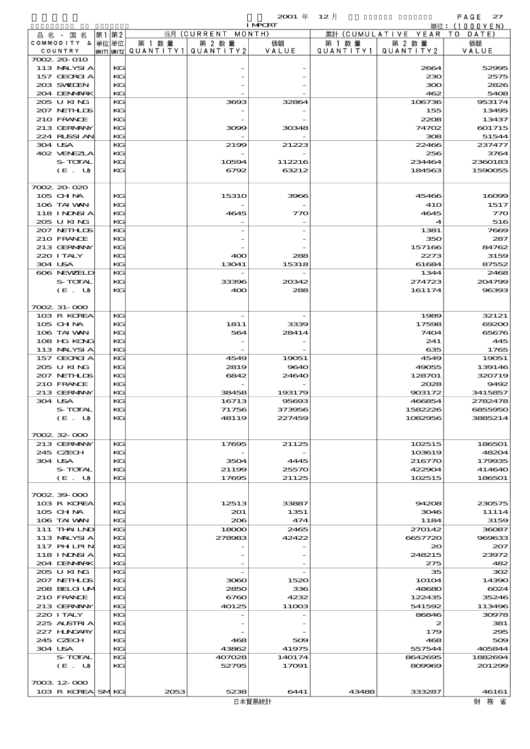| 品名・国名 COMMODITY & COUNTRY | 第1 単位 UNIT1 | 第2 単位 UNIT2 | 当月 (CURRENT MONTH) 第1数量 QUANTITY1 | 第2数量 QUANTITY2 | 価額 VALUE | 累計 (CUMULATIVE YEAR TO DATE) 第1数量 QUANTITY1 | 第2数量 QUANTITY2 | 価額 VALUE |
|---|---|---|---|---|---|---|---|---|
| 7002.20-010 | | | | | | | | |
| 113 MALYSIA | | KG | | - | - | | 2664 | 52995 |
| 157 GEORGIA | | KG | | - | - | | 230 | 2575 |
| 203 SWEDEN | | KG | | - | - | | 300 | 2826 |
| 204 DENMARK | | KG | | - | - | | 462 | 5408 |
| 205 U KING | | KG | | 3693 | 32864 | | 106736 | 953174 |
| 207 NETHLDS | | KG | | - | - | | 155 | 13495 |
| 210 FRANCE | | KG | | - | - | | 2208 | 13437 |
| 213 GERMANY | | KG | | 3099 | 30348 | | 74702 | 601715 |
| 224 RUSSIAN | | KG | | - | - | | 308 | 51544 |
| 304 USA | | KG | | 2199 | 21223 | | 22466 | 237477 |
| 402 VENEZLA | | KG | | - | - | | 256 | 3764 |
| S-TOTAL | | KG | | 10594 | 112216 | | 234464 | 2360183 |
| (E. U) | | KG | | 6792 | 63212 | | 184563 | 1590055 |
| 7002.20-020 | | | | | | | | |
| 105 CHINA | | KG | | 15310 | 3966 | | 45466 | 16099 |
| 106 TAIWAN | | KG | | - | - | | 410 | 1517 |
| 118 INDNSIA | | KG | | 4645 | 770 | | 4645 | 770 |
| 205 U KING | | KG | | - | - | | 4 | 516 |
| 207 NETHLDS | | KG | | - | - | | 1381 | 7669 |
| 210 FRANCE | | KG | | - | - | | 350 | 287 |
| 213 GERMANY | | KG | | - | - | | 157166 | 84762 |
| 220 ITALY | | KG | | 400 | 288 | | 2273 | 3159 |
| 304 USA | | KG | | 13041 | 15318 | | 61684 | 87552 |
| 606 NEWZELD | | KG | | - | - | | 1344 | 2468 |
| S-TOTAL | | KG | | 33396 | 20342 | | 274723 | 204799 |
| (E. U) | | KG | | 400 | 288 | | 161174 | 96393 |
| 7002.31-000 | | | | | | | | |
| 103 R KOREA | | KG | | - | - | | 1989 | 32121 |
| 105 CHINA | | KG | | 1811 | 3339 | | 17598 | 69200 |
| 106 TAIWAN | | KG | | 564 | 28414 | | 7404 | 65676 |
| 108 HG KONG | | KG | | - | - | | 241 | 445 |
| 113 MALYSIA | | KG | | - | - | | 635 | 1765 |
| 157 GEORGIA | | KG | | 4549 | 19051 | | 4549 | 19051 |
| 205 U KING | | KG | | 2819 | 9640 | | 49055 | 139146 |
| 207 NETHLDS | | KG | | 6842 | 24640 | | 128701 | 320719 |
| 210 FRANCE | | KG | | - | - | | 2028 | 9492 |
| 213 GERMANY | | KG | | 38458 | 193179 | | 903172 | 3415857 |
| 304 USA | | KG | | 16713 | 95693 | | 466854 | 2782478 |
| S-TOTAL | | KG | | 71756 | 373956 | | 1582226 | 6855950 |
| (E. U) | | KG | | 48119 | 227459 | | 1082956 | 3885214 |
| 7002.32-000 | | | | | | | | |
| 213 GERMANY | | KG | | 17695 | 21125 | | 102515 | 186501 |
| 245 CZECH | | KG | | - | - | | 103619 | 48204 |
| 304 USA | | KG | | 3504 | 4445 | | 216770 | 179935 |
| S-TOTAL | | KG | | 21199 | 25570 | | 422904 | 414640 |
| (E. U) | | KG | | 17695 | 21125 | | 102515 | 186501 |
| 7002.39-000 | | | | | | | | |
| 103 R KOREA | | KG | | 12513 | 33887 | | 94208 | 230575 |
| 105 CHINA | | KG | | 201 | 1351 | | 3046 | 11114 |
| 106 TAIWAN | | KG | | 206 | 474 | | 1184 | 3159 |
| 111 THAILND | | KG | | 18000 | 2465 | | 270142 | 36087 |
| 113 MALYSIA | | KG | | 278983 | 42422 | | 6657720 | 969633 |
| 117 PHILPIN | | KG | | - | - | | 20 | 207 |
| 118 INDNSIA | | KG | | - | - | | 248215 | 23972 |
| 204 DENMARK | | KG | | - | - | | 275 | 482 |
| 205 U KING | | KG | | - | - | | 35 | 302 |
| 207 NETHLDS | | KG | | 3060 | 1520 | | 10104 | 14390 |
| 208 BELGIUM | | KG | | 2850 | 336 | | 48680 | 6024 |
| 210 FRANCE | | KG | | 6760 | 4232 | | 122435 | 35246 |
| 213 GERMANY | | KG | | 40125 | 11003 | | 541592 | 113496 |
| 220 ITALY | | KG | | - | - | | 86846 | 30978 |
| 225 AUSTRIA | | KG | | - | - | | 2 | 381 |
| 227 HUNGARY | | KG | | - | - | | 179 | 295 |
| 245 CZECH | | KG | | 468 | 509 | | 468 | 509 |
| 304 USA | | KG | | 43862 | 41975 | | 557544 | 405844 |
| S-TOTAL | | KG | | 407028 | 140174 | | 8642695 | 1882694 |
| (E. U) | | KG | | 52795 | 17091 | | 809969 | 201299 |
| 7003.12-000 | | | | | | | | |
| 103 R KOREA | SM | KG | 2053 | 5238 | 6441 | 43488 | 333287 | 46161 |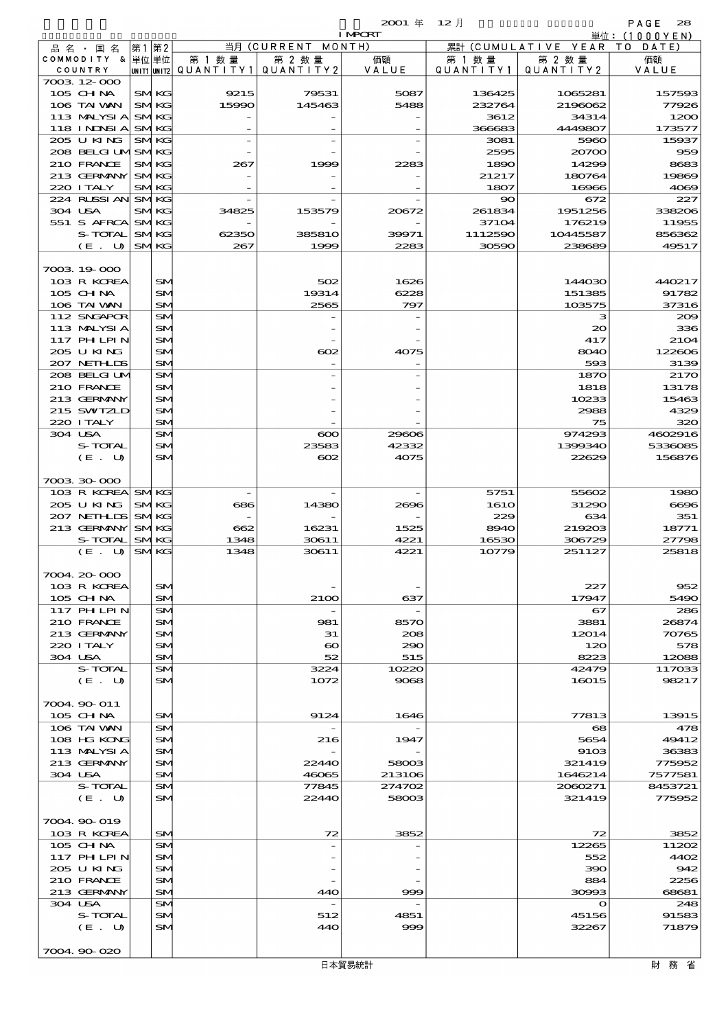2001 年 12 月 IMPORT

単位：(1000YEN)

| 品名・国名 COMMODITY & COUNTRY | 第1 単位 UNIT1 | 第2 単位 UNIT2 | 当月 (CURRENT MONTH) 第1数量 QUANTITY1 | 第2数量 QUANTITY2 | 価額 VALUE | 累計 (CUMULATIVE YEAR TO DATE) 第1数量 QUANTITY1 | 第2数量 QUANTITY2 | 価額 VALUE |
|---|---|---|---|---|---|---|---|---|
| 7003.12-000 | | | | | | | | |
| 105 CHINA | SM | KG | 9215 | 79531 | 5087 | 136425 | 1065281 | 157593 |
| 106 TAIWAN | SM | KG | 15990 | 145463 | 5488 | 232764 | 2196062 | 77926 |
| 113 MALYSIA | SM | KG | - | - | - | 3612 | 34314 | 1200 |
| 118 INDNSIA | SM | KG | - | - | - | 366683 | 4449807 | 173577 |
| 205 U KING | SM | KG | - | - | - | 3081 | 5960 | 15937 |
| 208 BELGIUM | SM | KG | - | - | - | 2595 | 20700 | 959 |
| 210 FRANCE | SM | KG | 267 | 1999 | 2283 | 1890 | 14299 | 8683 |
| 213 GERMANY | SM | KG | - | - | - | 21217 | 180764 | 19869 |
| 220 ITALY | SM | KG | - | - | - | 1807 | 16966 | 4069 |
| 224 RUSSIAN | SM | KG | - | - | - | 90 | 672 | 227 |
| 304 USA | SM | KG | 34825 | 153579 | 20672 | 261834 | 1951256 | 338206 |
| 551 S AFRCA | SM | KG | - | - | - | 37104 | 176219 | 11955 |
| S-TOTAL | SM | KG | 62350 | 385810 | 39971 | 1112590 | 10445587 | 856362 |
| (E. U) | SM | KG | 267 | 1999 | 2283 | 30590 | 238689 | 49517 |
| 7003.19-000 | | | | | | | | |
| 103 R KOREA | | SM | | 502 | 1626 | | 144030 | 440217 |
| 105 CHINA | | SM | | 19314 | 6228 | | 151385 | 91782 |
| 106 TAIWAN | | SM | | 2565 | 797 | | 103575 | 37316 |
| 112 SNGAPOR | | SM | | - | - | | 3 | 209 |
| 113 MALYSIA | | SM | | - | - | | 20 | 336 |
| 117 PHLPIN | | SM | | - | - | | 417 | 2104 |
| 205 U KING | | SM | | 602 | 4075 | | 8040 | 122606 |
| 207 NETHLDS | | SM | | - | - | | 593 | 3139 |
| 208 BELGIUM | | SM | | - | - | | 1870 | 2170 |
| 210 FRANCE | | SM | | - | - | | 1818 | 13178 |
| 213 GERMANY | | SM | | - | - | | 10233 | 15463 |
| 215 SWTZLD | | SM | | - | - | | 2988 | 4329 |
| 220 ITALY | | SM | | - | - | | 75 | 320 |
| 304 USA | | SM | | 600 | 29606 | | 974293 | 4602916 |
| S-TOTAL | | SM | | 23583 | 42332 | | 1399340 | 5336085 |
| (E. U) | | SM | | 602 | 4075 | | 22629 | 156876 |
| 7003.30-000 | | | | | | | | |
| 103 R KOREA | SM | KG | - | - | - | 5751 | 55602 | 1980 |
| 205 U KING | SM | KG | 686 | 14380 | 2696 | 1610 | 31290 | 6696 |
| 207 NETHLDS | SM | KG | - | - | - | 229 | 634 | 351 |
| 213 GERMANY | SM | KG | 662 | 16231 | 1525 | 8940 | 219203 | 18771 |
| S-TOTAL | SM | KG | 1348 | 30611 | 4221 | 16530 | 306729 | 27798 |
| (E. U) | SM | KG | 1348 | 30611 | 4221 | 10779 | 251127 | 25818 |
| 7004.20-000 | | | | | | | | |
| 103 R KOREA | | SM | | - | - | | 227 | 952 |
| 105 CHINA | | SM | | 2100 | 637 | | 17947 | 5490 |
| 117 PHLPIN | | SM | | - | - | | 67 | 286 |
| 210 FRANCE | | SM | | 981 | 8570 | | 3881 | 26874 |
| 213 GERMANY | | SM | | 31 | 208 | | 12014 | 70765 |
| 220 ITALY | | SM | | 60 | 290 | | 120 | 578 |
| 304 USA | | SM | | 52 | 515 | | 8223 | 12088 |
| S-TOTAL | | SM | | 3224 | 10220 | | 42479 | 117033 |
| (E. U) | | SM | | 1072 | 9068 | | 16015 | 98217 |
| 7004.90-011 | | | | | | | | |
| 105 CHINA | | SM | | 9124 | 1646 | | 77813 | 13915 |
| 106 TAIWAN | | SM | | - | - | | 68 | 478 |
| 108 HG KONG | | SM | | 216 | 1947 | | 5654 | 49412 |
| 113 MALYSIA | | SM | | - | - | | 9103 | 36383 |
| 213 GERMANY | | SM | | 22440 | 58003 | | 321419 | 775952 |
| 304 USA | | SM | | 46065 | 213106 | | 1646214 | 7577581 |
| S-TOTAL | | SM | | 77845 | 274702 | | 2060271 | 8453721 |
| (E. U) | | SM | | 22440 | 58003 | | 321419 | 775952 |
| 7004.90-019 | | | | | | | | |
| 103 R KOREA | | SM | | 72 | 3852 | | 72 | 3852 |
| 105 CHINA | | SM | | - | - | | 12265 | 11202 |
| 117 PHLPIN | | SM | | - | - | | 552 | 4402 |
| 205 U KING | | SM | | - | - | | 390 | 942 |
| 210 FRANCE | | SM | | - | - | | 884 | 2256 |
| 213 GERMANY | | SM | | 440 | 999 | | 30993 | 68681 |
| 304 USA | | SM | | - | - | | 0 | 248 |
| S-TOTAL | | SM | | 512 | 4851 | | 45156 | 91583 |
| (E. U) | | SM | | 440 | 999 | | 32267 | 71879 |
| 7004.90-020 | | | | | | | | |

日本貿易統計　財務省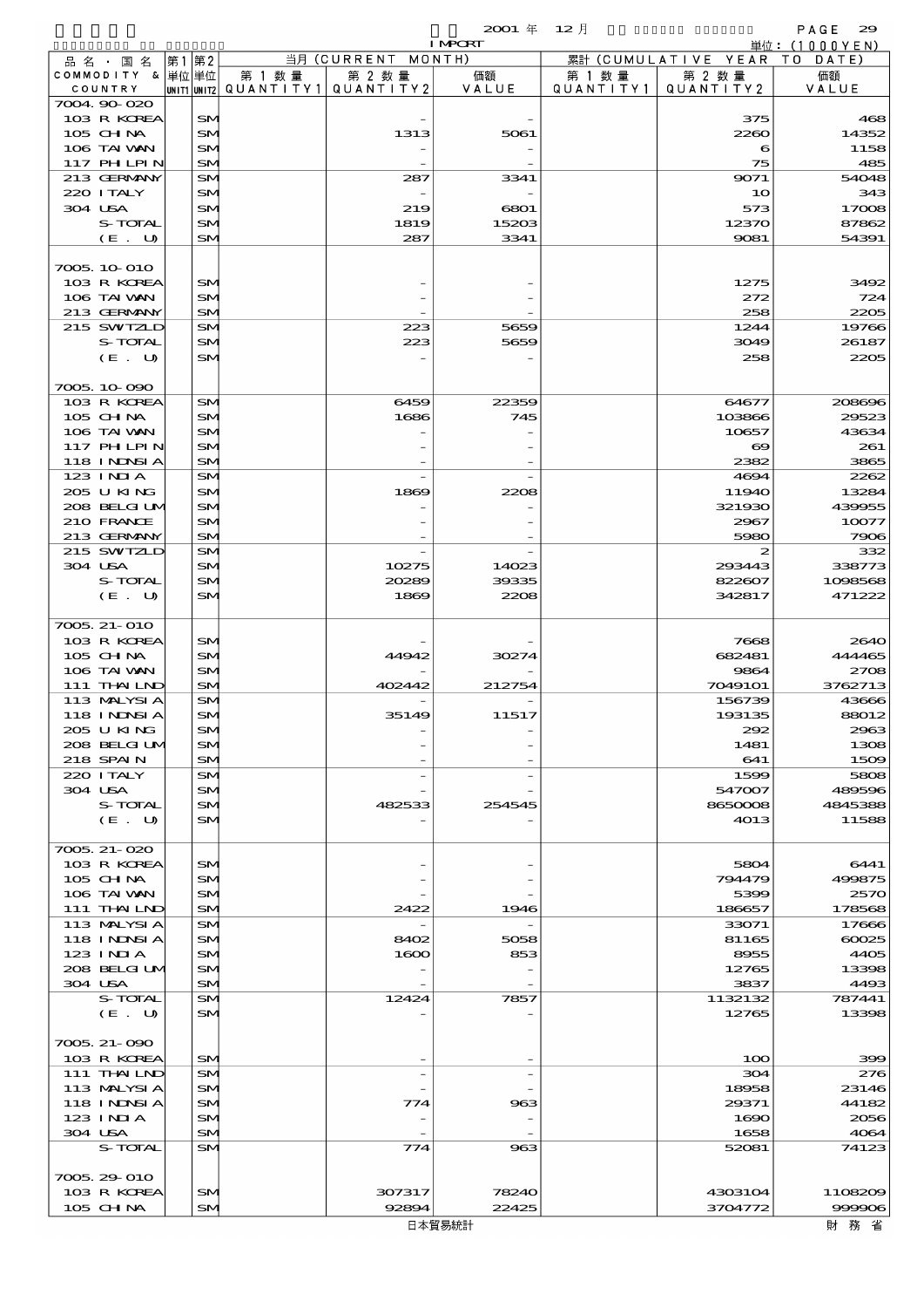2001 年 12 月 IMPORT

単位：(1000YEN)

| 品名・国名 COMMODITY & COUNTRY | 第1 単位 UNIT1 | 第2 単位 UNIT2 | 当月 (CURRENT MONTH) 第1数量 QUANTITY1 | 第2数量 QUANTITY2 | 価額 VALUE | 累計 (CUMULATIVE YEAR TO DATE) 第1数量 QUANTITY1 | 第2数量 QUANTITY2 | 価額 VALUE |
|---|---|---|---|---|---|---|---|---|
| 7004.90-020 | | | | | | | | |
| 103 R KOREA | | SM | | - | - | | 375 | 468 |
| 105 CHINA | | SM | | 1313 | 5061 | | 2260 | 14352 |
| 106 TAIWAN | | SM | | - | - | | 6 | 1158 |
| 117 PHLPIN | | SM | | - | - | | 75 | 485 |
| 213 GERMANY | | SM | | 287 | 3341 | | 9071 | 54048 |
| 220 ITALY | | SM | | - | - | | 10 | 343 |
| 304 USA | | SM | | 219 | 6801 | | 573 | 17008 |
| S-TOTAL | | SM | | 1819 | 15203 | | 12370 | 87862 |
| (E. U) | | SM | | 287 | 3341 | | 9081 | 54391 |
| 7005.10-010 | | | | | | | | |
| 103 R KOREA | | SM | | - | - | | 1275 | 3492 |
| 106 TAIWAN | | SM | | - | - | | 272 | 724 |
| 213 GERMANY | | SM | | - | - | | 258 | 2205 |
| 215 SWTZLD | | SM | | 223 | 5659 | | 1244 | 19766 |
| S-TOTAL | | SM | | 223 | 5659 | | 3049 | 26187 |
| (E. U) | | SM | | - | - | | 258 | 2205 |
| 7005.10-090 | | | | | | | | |
| 103 R KOREA | | SM | | 6459 | 22359 | | 64677 | 208696 |
| 105 CHINA | | SM | | 1686 | 745 | | 103866 | 29523 |
| 106 TAIWAN | | SM | | - | - | | 10657 | 43634 |
| 117 PHLPIN | | SM | | - | - | | 69 | 261 |
| 118 INDNSIA | | SM | | - | - | | 2382 | 3865 |
| 123 INDIA | | SM | | - | - | | 4694 | 2262 |
| 205 U KING | | SM | | 1869 | 2208 | | 11940 | 13284 |
| 208 BELGIUM | | SM | | - | - | | 321930 | 439955 |
| 210 FRANCE | | SM | | - | - | | 2967 | 10077 |
| 213 GERMANY | | SM | | - | - | | 5980 | 7906 |
| 215 SWTZLD | | SM | | - | - | | 2 | 332 |
| 304 USA | | SM | | 10275 | 14023 | | 293443 | 338773 |
| S-TOTAL | | SM | | 20289 | 39335 | | 822607 | 1098568 |
| (E. U) | | SM | | 1869 | 2208 | | 342817 | 471222 |
| 7005.21-010 | | | | | | | | |
| 103 R KOREA | | SM | | - | - | | 7668 | 2640 |
| 105 CHINA | | SM | | 44942 | 30274 | | 682481 | 444465 |
| 106 TAIWAN | | SM | | - | - | | 9864 | 2708 |
| 111 THAILND | | SM | | 402442 | 212754 | | 7049101 | 3762713 |
| 113 MALYSIA | | SM | | - | - | | 156739 | 43666 |
| 118 INDNSIA | | SM | | 35149 | 11517 | | 193135 | 88012 |
| 205 U KING | | SM | | - | - | | 292 | 2963 |
| 208 BELGIUM | | SM | | - | - | | 1481 | 1308 |
| 218 SPAIN | | SM | | - | - | | 641 | 1509 |
| 220 ITALY | | SM | | - | - | | 1599 | 5808 |
| 304 USA | | SM | | - | - | | 547007 | 489596 |
| S-TOTAL | | SM | | 482533 | 254545 | | 8650008 | 4845388 |
| (E. U) | | SM | | - | - | | 4013 | 11588 |
| 7005.21-020 | | | | | | | | |
| 103 R KOREA | | SM | | - | - | | 5804 | 6441 |
| 105 CHINA | | SM | | - | - | | 794479 | 499875 |
| 106 TAIWAN | | SM | | - | - | | 5399 | 2570 |
| 111 THAILND | | SM | | 2422 | 1946 | | 186657 | 178568 |
| 113 MALYSIA | | SM | | - | - | | 33071 | 17666 |
| 118 INDNSIA | | SM | | 8402 | 5058 | | 81165 | 60025 |
| 123 INDIA | | SM | | 1600 | 853 | | 8955 | 4405 |
| 208 BELGIUM | | SM | | - | - | | 12765 | 13398 |
| 304 USA | | SM | | - | - | | 3837 | 4493 |
| S-TOTAL | | SM | | 12424 | 7857 | | 1132132 | 787441 |
| (E. U) | | SM | | - | - | | 12765 | 13398 |
| 7005.21-090 | | | | | | | | |
| 103 R KOREA | | SM | | - | - | | 100 | 399 |
| 111 THAILND | | SM | | - | - | | 304 | 276 |
| 113 MALYSIA | | SM | | - | - | | 18958 | 23146 |
| 118 INDNSIA | | SM | | 774 | 963 | | 29371 | 44182 |
| 123 INDIA | | SM | | - | - | | 1690 | 2056 |
| 304 USA | | SM | | - | - | | 1658 | 4064 |
| S-TOTAL | | SM | | 774 | 963 | | 52081 | 74123 |
| 7005.29-010 | | | | | | | | |
| 103 R KOREA | | SM | | 307317 | 78240 | | 4303104 | 1108209 |
| 105 CHINA | | SM | | 92894 | 22425 | | 3704772 | 999906 |

日本貿易統計　財務省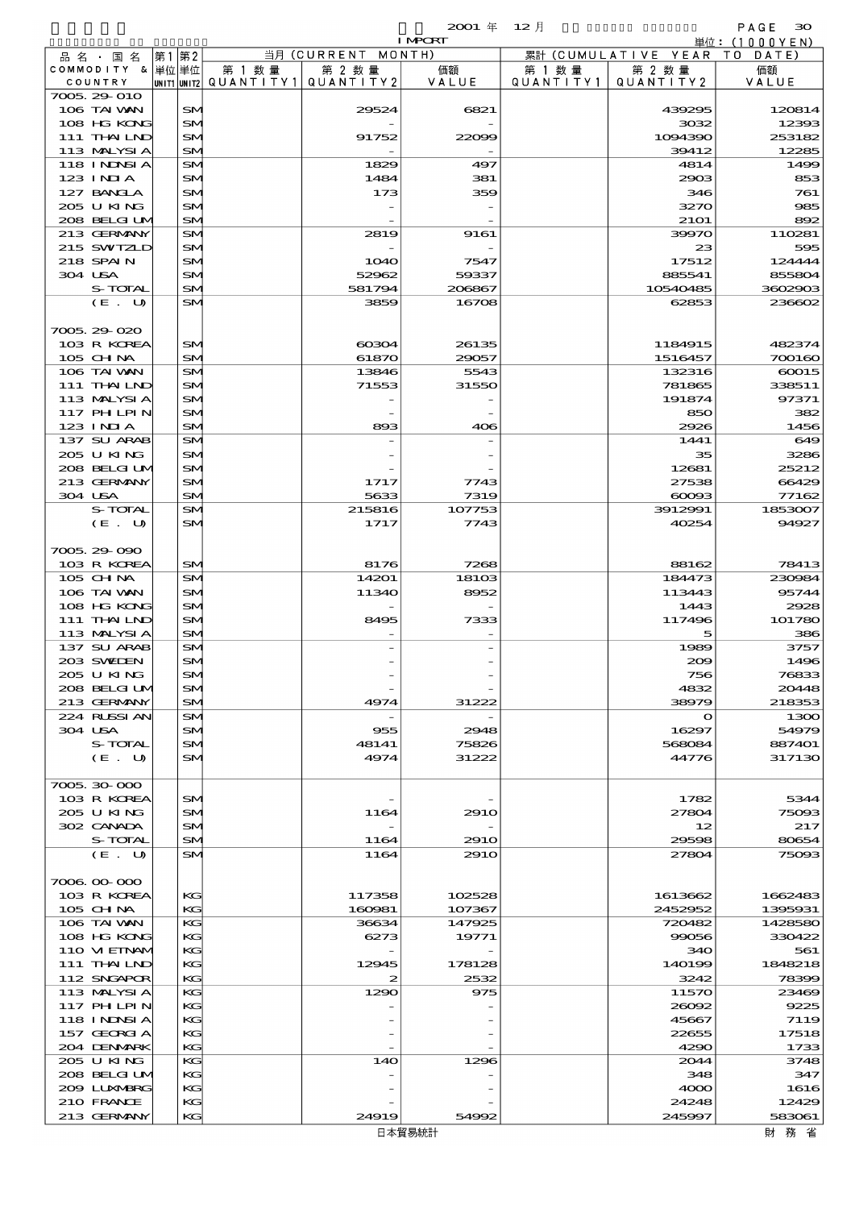2001 年 12 月　IMPORT

単位：(1000YEN)

| 品名・国名 COMMODITY & COUNTRY | 第1 単位 UNIT1 | 第2 単位 UNIT2 | 当月 (CURRENT MONTH) 第1数量 QUANTITY1 | 第2数量 QUANTITY2 | 価額 VALUE | 累計 (CUMULATIVE YEAR TO DATE) 第1数量 QUANTITY1 | 第2数量 QUANTITY2 | 価額 VALUE |
|---|---|---|---|---|---|---|---|---|
| 7005.29-010 | | | | | | | | |
| 106 TAIWAN | | SM | | 29524 | 6821 | | 439295 | 120814 |
| 108 HG KONG | | SM | | - | - | | 3032 | 12393 |
| 111 THAILND | | SM | | 91752 | 22099 | | 1094390 | 253182 |
| 113 MALYSIA | | SM | | - | - | | 39412 | 12285 |
| 118 INDNSIA | | SM | | 1829 | 497 | | 4814 | 1499 |
| 123 INDIA | | SM | | 1484 | 381 | | 2903 | 853 |
| 127 BANGLA | | SM | | 173 | 359 | | 346 | 761 |
| 205 U KING | | SM | | - | - | | 3270 | 985 |
| 208 BELGIUM | | SM | | - | - | | 2101 | 892 |
| 213 GERMANY | | SM | | 2819 | 9161 | | 39970 | 110281 |
| 215 SWITZLD | | SM | | - | - | | 23 | 595 |
| 218 SPAIN | | SM | | 1040 | 7547 | | 17512 | 124444 |
| 304 USA | | SM | | 52962 | 59337 | | 885541 | 855804 |
| S-TOTAL | | SM | | 581794 | 206867 | | 10540485 | 3602903 |
| (E. U) | | SM | | 3859 | 16708 | | 62853 | 236602 |
| 7005.29-020 | | | | | | | | |
| 103 R KOREA | | SM | | 60304 | 26135 | | 1184915 | 482374 |
| 105 CHINA | | SM | | 61870 | 29057 | | 1516457 | 700160 |
| 106 TAIWAN | | SM | | 13846 | 5543 | | 132316 | 60015 |
| 111 THAILND | | SM | | 71553 | 31550 | | 781865 | 338511 |
| 113 MALYSIA | | SM | | - | - | | 191874 | 97371 |
| 117 PHILPIN | | SM | | - | - | | 850 | 382 |
| 123 INDIA | | SM | | 893 | 406 | | 2926 | 1456 |
| 137 SU ARAB | | SM | | - | - | | 1441 | 649 |
| 205 U KING | | SM | | - | - | | 35 | 3286 |
| 208 BELGIUM | | SM | | - | - | | 12681 | 25212 |
| 213 GERMANY | | SM | | 1717 | 7743 | | 27538 | 66429 |
| 304 USA | | SM | | 5633 | 7319 | | 60093 | 77162 |
| S-TOTAL | | SM | | 215816 | 107753 | | 3912991 | 1853007 |
| (E. U) | | SM | | 1717 | 7743 | | 40254 | 94927 |
| 7005.29-090 | | | | | | | | |
| 103 R KOREA | | SM | | 8176 | 7268 | | 88162 | 78413 |
| 105 CHINA | | SM | | 14201 | 18103 | | 184473 | 230984 |
| 106 TAIWAN | | SM | | 11340 | 8952 | | 113443 | 95744 |
| 108 HG KONG | | SM | | - | - | | 1443 | 2928 |
| 111 THAILND | | SM | | 8495 | 7333 | | 117496 | 101780 |
| 113 MALYSIA | | SM | | - | - | | 5 | 386 |
| 137 SU ARAB | | SM | | - | - | | 1989 | 3757 |
| 203 SWEDEN | | SM | | - | - | | 209 | 1496 |
| 205 U KING | | SM | | - | - | | 756 | 76833 |
| 208 BELGIUM | | SM | | - | - | | 4832 | 20448 |
| 213 GERMANY | | SM | | 4974 | 31222 | | 38979 | 218353 |
| 224 RUSSIAN | | SM | | - | - | | 0 | 1300 |
| 304 USA | | SM | | 955 | 2948 | | 16297 | 54979 |
| S-TOTAL | | SM | | 48141 | 75826 | | 568084 | 887401 |
| (E. U) | | SM | | 4974 | 31222 | | 44776 | 317130 |
| 7005.30-000 | | | | | | | | |
| 103 R KOREA | | SM | | - | - | | 1782 | 5344 |
| 205 U KING | | SM | | 1164 | 2910 | | 27804 | 75093 |
| 302 CANADA | | SM | | - | - | | 12 | 217 |
| S-TOTAL | | SM | | 1164 | 2910 | | 29598 | 80654 |
| (E. U) | | SM | | 1164 | 2910 | | 27804 | 75093 |
| 7006.00-000 | | | | | | | | |
| 103 R KOREA | | KG | | 117358 | 102528 | | 1613662 | 1662483 |
| 105 CHINA | | KG | | 160981 | 107367 | | 2452952 | 1395931 |
| 106 TAIWAN | | KG | | 36634 | 147925 | | 720482 | 1428580 |
| 108 HG KONG | | KG | | 6273 | 19771 | | 99056 | 330422 |
| 110 VIETNAM | | KG | | - | - | | 340 | 561 |
| 111 THAILND | | KG | | 12945 | 178128 | | 140199 | 1848218 |
| 112 SNGAPOR | | KG | | 2 | 2532 | | 3242 | 78399 |
| 113 MALYSIA | | KG | | 1290 | 975 | | 11570 | 23469 |
| 117 PHILPIN | | KG | | - | - | | 26092 | 9225 |
| 118 INDNSIA | | KG | | - | - | | 45667 | 7119 |
| 157 GEORGIA | | KG | | - | - | | 22655 | 17518 |
| 204 DENMARK | | KG | | - | - | | 4290 | 1733 |
| 205 U KING | | KG | | 140 | 1296 | | 2044 | 3748 |
| 208 BELGIUM | | KG | | - | - | | 348 | 347 |
| 209 LUXMBRG | | KG | | - | - | | 4000 | 1616 |
| 210 FRANCE | | KG | | - | - | | 24248 | 12429 |
| 213 GERMANY | | KG | | 24919 | 54992 | | 245997 | 583061 |

日本貿易統計　財務省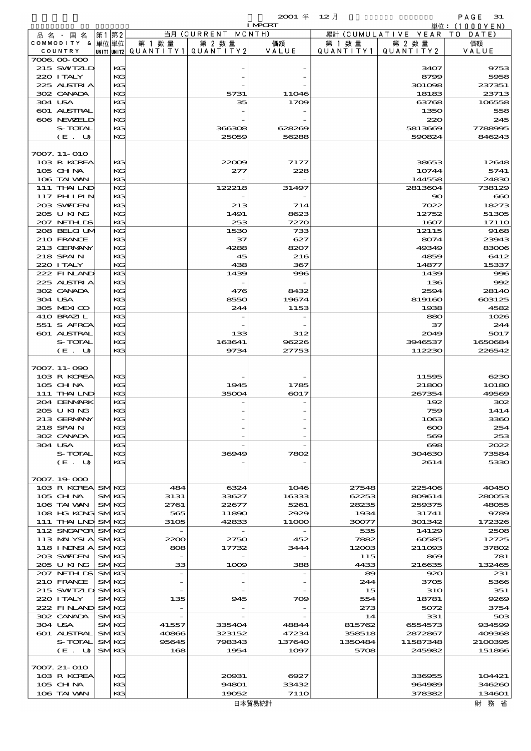2001 年 12 月 IMPORT

単位：(1000YEN)

| 品名・国名 COMMODITY & COUNTRY | 第1 単位 UNIT1 | 第2 単位 UNIT2 | 当月 (CURRENT MONTH) 第1数量 QUANTITY1 | 第2数量 QUANTITY2 | 価額 VALUE | 累計 (CUMULATIVE YEAR TO DATE) 第1数量 QUANTITY1 | 第2数量 QUANTITY2 | 価額 VALUE |
|---|---|---|---|---|---|---|---|---|
| 7006.00-000 | | | | | | | | |
| 215 SWTZLD | | KG | | - | - | | 3407 | 9753 |
| 220 ITALY | | KG | | - | - | | 8799 | 5958 |
| 225 AUSTRIA | | KG | | - | - | | 301098 | 237351 |
| 302 CANADA | | KG | | 5731 | 11046 | | 18183 | 23713 |
| 304 USA | | KG | | 35 | 1709 | | 63768 | 106558 |
| 601 AUSTRAL | | KG | | - | - | | 1350 | 558 |
| 606 NEWZELD | | KG | | - | - | | 220 | 245 |
| S-TOTAL | | KG | | 366308 | 628269 | | 5813669 | 7788995 |
| (E. U) | | KG | | 25059 | 56288 | | 590824 | 846243 |
| 7007.11-010 | | | | | | | | |
| 103 R KOREA | | KG | | 22009 | 7177 | | 38653 | 12648 |
| 105 CHINA | | KG | | 277 | 228 | | 10744 | 5741 |
| 106 TAIWAN | | KG | | - | - | | 144558 | 24830 |
| 111 THAILND | | KG | | 122218 | 31497 | | 2813604 | 738129 |
| 117 PHILPIN | | KG | | - | - | | 90 | 660 |
| 203 SWEDEN | | KG | | 213 | 714 | | 7022 | 18273 |
| 205 U KING | | KG | | 1491 | 8623 | | 12752 | 51305 |
| 207 NETHLDS | | KG | | 253 | 7270 | | 1607 | 17110 |
| 208 BELGIUM | | KG | | 1530 | 733 | | 12115 | 9168 |
| 210 FRANCE | | KG | | 37 | 627 | | 8074 | 23943 |
| 213 GERMANY | | KG | | 4288 | 8207 | | 49349 | 83006 |
| 218 SPAIN | | KG | | 45 | 216 | | 4859 | 6412 |
| 220 ITALY | | KG | | 438 | 367 | | 14877 | 15337 |
| 222 FINLAND | | KG | | 1439 | 996 | | 1439 | 996 |
| 225 AUSTRIA | | KG | | - | - | | 136 | 992 |
| 302 CANADA | | KG | | 476 | 8432 | | 2594 | 28140 |
| 304 USA | | KG | | 8550 | 19674 | | 819160 | 603125 |
| 305 MEXICO | | KG | | 244 | 1153 | | 1938 | 4582 |
| 410 BRAZIL | | KG | | - | - | | 880 | 1026 |
| 551 S AFRCA | | KG | | - | - | | 37 | 244 |
| 601 AUSTRAL | | KG | | 133 | 312 | | 2049 | 5017 |
| S-TOTAL | | KG | | 163641 | 96226 | | 3946537 | 1650684 |
| (E. U) | | KG | | 9734 | 27753 | | 112230 | 226542 |
| 7007.11-090 | | | | | | | | |
| 103 R KOREA | | KG | | - | - | | 11595 | 6230 |
| 105 CHINA | | KG | | 1945 | 1785 | | 21800 | 10180 |
| 111 THAILND | | KG | | 35004 | 6017 | | 267354 | 49569 |
| 204 DENMARK | | KG | | - | - | | 192 | 302 |
| 205 U KING | | KG | | - | - | | 759 | 1414 |
| 213 GERMANY | | KG | | - | - | | 1063 | 3360 |
| 218 SPAIN | | KG | | - | - | | 600 | 254 |
| 302 CANADA | | KG | | - | - | | 569 | 253 |
| 304 USA | | KG | | - | - | | 698 | 2022 |
| S-TOTAL | | KG | | 36949 | 7802 | | 304630 | 73584 |
| (E. U) | | KG | | - | - | | 2614 | 5330 |
| 7007.19-000 | | | | | | | | |
| 103 R KOREA | SM | KG | 484 | 6324 | 1046 | 27548 | 225406 | 40450 |
| 105 CHINA | SM | KG | 3131 | 33627 | 16333 | 62253 | 809614 | 280053 |
| 106 TAIWAN | SM | KG | 2761 | 22677 | 5261 | 28235 | 259375 | 48055 |
| 108 HG KONG | SM | KG | 565 | 11890 | 2929 | 1934 | 31741 | 9789 |
| 111 THAILND | SM | KG | 3105 | 42833 | 11000 | 30077 | 301342 | 172326 |
| 112 SNGAPOR | SM | KG | - | - | - | 535 | 14129 | 2508 |
| 113 MALYSIA | SM | KG | 2200 | 2750 | 452 | 7882 | 60585 | 12725 |
| 118 INDNSIA | SM | KG | 808 | 17732 | 3444 | 12003 | 211093 | 37802 |
| 203 SWEDEN | SM | KG | - | - | - | 115 | 869 | 781 |
| 205 U KING | SM | KG | 33 | 1009 | 388 | 4433 | 216635 | 132465 |
| 207 NETHLDS | SM | KG | - | - | - | 89 | 920 | 231 |
| 210 FRANCE | SM | KG | - | - | - | 244 | 3705 | 5366 |
| 215 SWTZLD | SM | KG | - | - | - | 15 | 310 | 351 |
| 220 ITALY | SM | KG | 135 | 945 | 709 | 554 | 18781 | 9269 |
| 222 FINLAND | SM | KG | - | - | - | 273 | 5072 | 3754 |
| 302 CANADA | SM | KG | - | - | - | 14 | 331 | 503 |
| 304 USA | SM | KG | 41557 | 335404 | 48844 | 815762 | 6554573 | 934599 |
| 601 AUSTRAL | SM | KG | 40866 | 323152 | 47234 | 358518 | 2872867 | 409368 |
| S-TOTAL | SM | KG | 95645 | 798343 | 137640 | 1350484 | 11587348 | 2100395 |
| (E. U) | SM | KG | 168 | 1954 | 1097 | 5708 | 245982 | 151866 |
| 7007.21-010 | | | | | | | | |
| 103 R KOREA | | KG | | 20931 | 6927 | | 336955 | 104421 |
| 105 CHINA | | KG | | 94801 | 33432 | | 964989 | 346260 |
| 106 TAIWAN | | KG | | 19052 | 7110 | | 378382 | 134601 |

日本貿易統計　財務省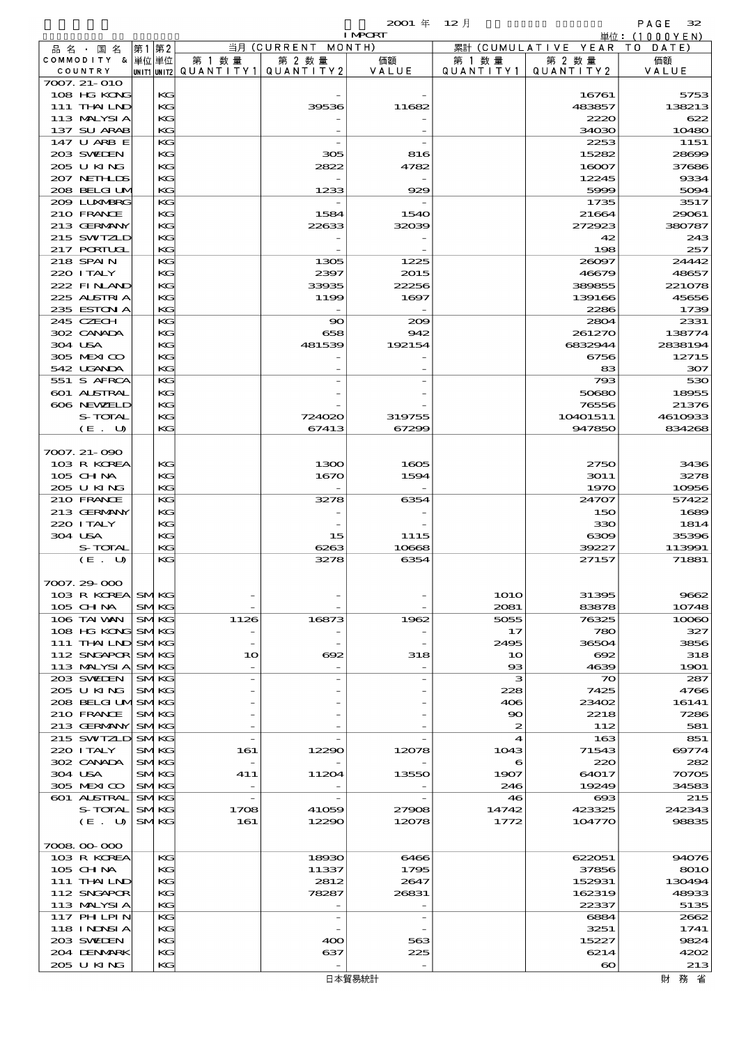2001 年 12 月 IMPORT

単位：(1000YEN)

| 品名・国名 COMMODITY & COUNTRY | 第1単位 UNIT1 | 第2単位 UNIT2 | 当月 (CURRENT MONTH) 第1数量 QUANTITY1 | 第2数量 QUANTITY2 | 価額 VALUE | 累計 (CUMULATIVE YEAR TO DATE) 第1数量 QUANTITY1 | 第2数量 QUANTITY2 | 価額 VALUE |
|---|---|---|---|---|---|---|---|---|
| 7007.21-010 | | | | | | | | |
| 108 HG KONG | | KG | | - | - | | 16761 | 5753 |
| 111 THAILND | | KG | | 39536 | 11682 | | 483857 | 138213 |
| 113 MALYSIA | | KG | | - | - | | 2220 | 622 |
| 137 SU ARAB | | KG | | - | - | | 34030 | 10480 |
| 147 U ARB E | | KG | | - | - | | 2253 | 1151 |
| 203 SWEDEN | | KG | | 305 | 816 | | 15282 | 28699 |
| 205 U KING | | KG | | 2822 | 4782 | | 16007 | 37686 |
| 207 NETHLDS | | KG | | - | - | | 12245 | 9334 |
| 208 BELGIUM | | KG | | 1233 | 929 | | 5999 | 5094 |
| 209 LUXMBRG | | KG | | - | - | | 1735 | 3517 |
| 210 FRANCE | | KG | | 1584 | 1540 | | 21664 | 29061 |
| 213 GERMANY | | KG | | 22633 | 32039 | | 272923 | 380787 |
| 215 SWITZLD | | KG | | - | - | | 42 | 243 |
| 217 PORTUGL | | KG | | - | - | | 198 | 257 |
| 218 SPAIN | | KG | | 1305 | 1225 | | 26097 | 24442 |
| 220 ITALY | | KG | | 2397 | 2015 | | 46679 | 48657 |
| 222 FINLAND | | KG | | 33935 | 22256 | | 389855 | 221078 |
| 225 AUSTRIA | | KG | | 1199 | 1697 | | 139166 | 45656 |
| 235 ESTONIA | | KG | | - | - | | 2286 | 1739 |
| 245 CZECH | | KG | | 90 | 209 | | 2804 | 2331 |
| 302 CANADA | | KG | | 658 | 942 | | 261270 | 138774 |
| 304 USA | | KG | | 481539 | 192154 | | 6832944 | 2838194 |
| 305 MEXICO | | KG | | - | - | | 6756 | 12715 |
| 542 UGANDA | | KG | | - | - | | 83 | 307 |
| 551 S AFRCA | | KG | | - | - | | 793 | 530 |
| 601 AUSTRAL | | KG | | - | - | | 50680 | 18955 |
| 606 NEWZELD | | KG | | - | - | | 76556 | 21376 |
| S-TOTAL | | KG | | 724020 | 319755 | | 10401511 | 4610933 |
| (E. U) | | KG | | 67413 | 67299 | | 947850 | 834268 |
| 7007.21-090 | | | | | | | | |
| 103 R KOREA | | KG | | 1300 | 1605 | | 2750 | 3436 |
| 105 CHINA | | KG | | 1670 | 1594 | | 3011 | 3278 |
| 205 U KING | | KG | | - | - | | 1970 | 10956 |
| 210 FRANCE | | KG | | 3278 | 6354 | | 24707 | 57422 |
| 213 GERMANY | | KG | | - | - | | 150 | 1689 |
| 220 ITALY | | KG | | - | - | | 330 | 1814 |
| 304 USA | | KG | | 15 | 1115 | | 6309 | 35396 |
| S-TOTAL | | KG | | 6263 | 10668 | | 39227 | 113991 |
| (E. U) | | KG | | 3278 | 6354 | | 27157 | 71881 |
| 7007.29-000 | | | | | | | | |
| 103 R KOREA | SM | KG | - | - | - | 1010 | 31395 | 9662 |
| 105 CHINA | SM | KG | - | - | - | 2081 | 83878 | 10748 |
| 106 TAIWAN | SM | KG | 1126 | 16873 | 1962 | 5055 | 76325 | 10060 |
| 108 HG KONG | SM | KG | - | - | - | 17 | 780 | 327 |
| 111 THAILND | SM | KG | - | - | - | 2495 | 36504 | 3856 |
| 112 SNGAPOR | SM | KG | 10 | 692 | 318 | 10 | 692 | 318 |
| 113 MALYSIA | SM | KG | - | - | - | 93 | 4639 | 1901 |
| 203 SWEDEN | SM | KG | - | - | - | 3 | 70 | 287 |
| 205 U KING | SM | KG | - | - | - | 228 | 7425 | 4766 |
| 208 BELGIUM | SM | KG | - | - | - | 406 | 23402 | 16141 |
| 210 FRANCE | SM | KG | - | - | - | 90 | 2218 | 7286 |
| 213 GERMANY | SM | KG | - | - | - | 2 | 112 | 581 |
| 215 SWITZLD | SM | KG | - | - | - | 4 | 163 | 851 |
| 220 ITALY | SM | KG | 161 | 12290 | 12078 | 1043 | 71543 | 69774 |
| 302 CANADA | SM | KG | - | - | - | 6 | 220 | 282 |
| 304 USA | SM | KG | 411 | 11204 | 13550 | 1907 | 64017 | 70705 |
| 305 MEXICO | SM | KG | - | - | - | 246 | 19249 | 34583 |
| 601 AUSTRAL | SM | KG | - | - | - | 46 | 693 | 215 |
| S-TOTAL | SM | KG | 1708 | 41059 | 27908 | 14742 | 423325 | 242343 |
| (E. U) | SM | KG | 161 | 12290 | 12078 | 1772 | 104770 | 98835 |
| 7008.00-000 | | | | | | | | |
| 103 R KOREA | | KG | | 18930 | 6466 | | 622051 | 94076 |
| 105 CHINA | | KG | | 11337 | 1795 | | 37856 | 8010 |
| 111 THAILND | | KG | | 2812 | 2647 | | 152931 | 130494 |
| 112 SNGAPOR | | KG | | 78287 | 26831 | | 162319 | 48933 |
| 113 MALYSIA | | KG | | - | - | | 22337 | 5135 |
| 117 PHILPIN | | KG | | - | - | | 6884 | 2662 |
| 118 INDNSIA | | KG | | - | - | | 3251 | 1741 |
| 203 SWEDEN | | KG | | 400 | 563 | | 15227 | 9824 |
| 204 DENMARK | | KG | | 637 | 225 | | 6214 | 4202 |
| 205 U KING | | KG | | - | - | | 60 | 213 |

日本貿易統計 財務省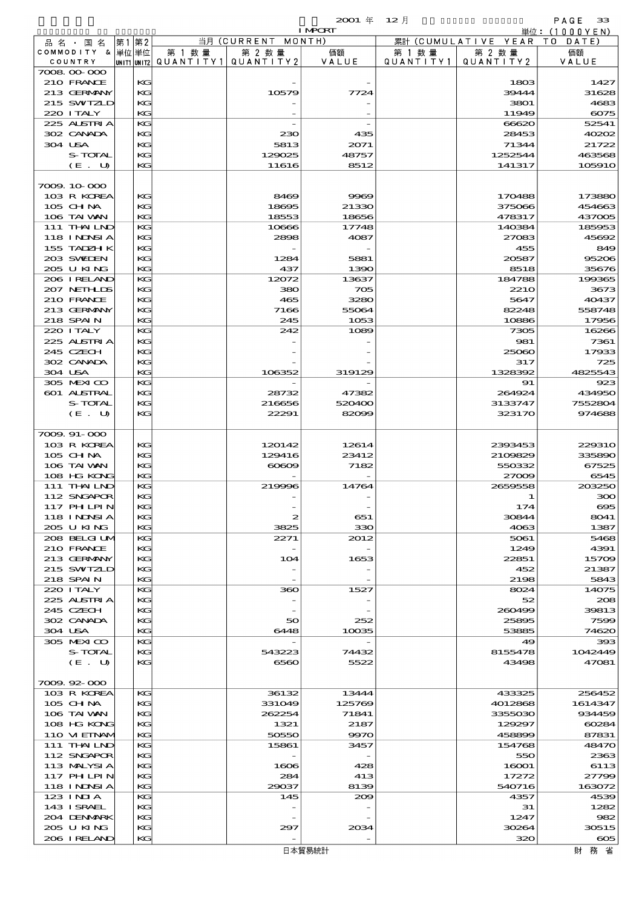2001 年 12 月 IMPORT

単位：(1000YEN)

| 品名・国名 COMMODITY & COUNTRY | 第1 単位 UNIT1 | 第2 単位 UNIT2 | 当月 (CURRENT MONTH) 第1数量 QUANTITY1 | 第2数量 QUANTITY2 | 価額 VALUE | 累計 (CUMULATIVE YEAR TO DATE) 第1数量 QUANTITY1 | 第2数量 QUANTITY2 | 価額 VALUE |
|---|---|---|---|---|---|---|---|---|
| 7008.00-000 | | | | | | | | |
| 210 FRANCE | | KG | | - | - | | 1803 | 1427 |
| 213 GERMANY | | KG | | 10579 | 7724 | | 39444 | 31628 |
| 215 SWITZLD | | KG | | - | - | | 3801 | 4683 |
| 220 ITALY | | KG | | - | - | | 11949 | 6075 |
| 225 AUSTRIA | | KG | | - | - | | 66620 | 52541 |
| 302 CANADA | | KG | | 230 | 435 | | 28453 | 40202 |
| 304 USA | | KG | | 5813 | 2071 | | 71344 | 21722 |
| S-TOTAL | | KG | | 129025 | 48757 | | 1252544 | 463568 |
| (E. U) | | KG | | 11616 | 8512 | | 141317 | 105910 |
| 7009.10-000 | | | | | | | | |
| 103 R KOREA | | KG | | 8469 | 9969 | | 170488 | 173880 |
| 105 CHINA | | KG | | 18695 | 21330 | | 375066 | 454663 |
| 106 TAIWAN | | KG | | 18553 | 18656 | | 478317 | 437005 |
| 111 THAILND | | KG | | 10666 | 17748 | | 140384 | 185953 |
| 118 INDNSIA | | KG | | 2898 | 4087 | | 27083 | 45692 |
| 155 TADZHIK | | KG | | - | - | | 455 | 849 |
| 203 SWEDEN | | KG | | 1284 | 5881 | | 20587 | 95206 |
| 205 U KING | | KG | | 437 | 1390 | | 8518 | 35676 |
| 206 IRELAND | | KG | | 12072 | 13637 | | 184788 | 199365 |
| 207 NETHLDS | | KG | | 380 | 705 | | 2210 | 3673 |
| 210 FRANCE | | KG | | 465 | 3280 | | 5647 | 40437 |
| 213 GERMANY | | KG | | 7166 | 55064 | | 82248 | 558748 |
| 218 SPAIN | | KG | | 245 | 1053 | | 10886 | 17956 |
| 220 ITALY | | KG | | 242 | 1089 | | 7305 | 16266 |
| 225 AUSTRIA | | KG | | - | - | | 981 | 7361 |
| 245 CZECH | | KG | | - | - | | 25060 | 17933 |
| 302 CANADA | | KG | | - | - | | 317 | 725 |
| 304 USA | | KG | | 106352 | 319129 | | 1328392 | 4825543 |
| 305 MEXICO | | KG | | - | - | | 91 | 923 |
| 601 AUSTRAL | | KG | | 28732 | 47382 | | 264924 | 434950 |
| S-TOTAL | | KG | | 216656 | 520400 | | 3133747 | 7552804 |
| (E. U) | | KG | | 22291 | 82099 | | 323170 | 974688 |
| 7009.91-000 | | | | | | | | |
| 103 R KOREA | | KG | | 120142 | 12614 | | 2393453 | 229310 |
| 105 CHINA | | KG | | 129416 | 23412 | | 2109829 | 335890 |
| 106 TAIWAN | | KG | | 60609 | 7182 | | 550332 | 67525 |
| 108 HG KONG | | KG | | - | - | | 27009 | 6545 |
| 111 THAILND | | KG | | 219996 | 14764 | | 2659558 | 203250 |
| 112 SNGAPOR | | KG | | - | - | | 1 | 300 |
| 117 PHLPIN | | KG | | - | - | | 174 | 695 |
| 118 INDNSIA | | KG | | 2 | 651 | | 30844 | 8041 |
| 205 U KING | | KG | | 3825 | 330 | | 4063 | 1387 |
| 208 BELGIUM | | KG | | 2271 | 2012 | | 5061 | 5468 |
| 210 FRANCE | | KG | | - | - | | 1249 | 4391 |
| 213 GERMANY | | KG | | 104 | 1653 | | 22851 | 15709 |
| 215 SWITZLD | | KG | | - | - | | 452 | 21387 |
| 218 SPAIN | | KG | | - | - | | 2198 | 5843 |
| 220 ITALY | | KG | | 360 | 1527 | | 8024 | 14075 |
| 225 AUSTRIA | | KG | | - | - | | 52 | 208 |
| 245 CZECH | | KG | | - | - | | 260499 | 39813 |
| 302 CANADA | | KG | | 50 | 252 | | 25895 | 7599 |
| 304 USA | | KG | | 6448 | 10035 | | 53885 | 74620 |
| 305 MEXICO | | KG | | - | - | | 49 | 393 |
| S-TOTAL | | KG | | 543223 | 74432 | | 8155478 | 1042449 |
| (E. U) | | KG | | 6560 | 5522 | | 43498 | 47081 |
| 7009.92-000 | | | | | | | | |
| 103 R KOREA | | KG | | 36132 | 13444 | | 433325 | 256452 |
| 105 CHINA | | KG | | 331049 | 125769 | | 4012868 | 1614347 |
| 106 TAIWAN | | KG | | 262254 | 71841 | | 3355030 | 934459 |
| 108 HG KONG | | KG | | 1321 | 2187 | | 129297 | 60284 |
| 110 VIETNAM | | KG | | 50550 | 9970 | | 458899 | 87831 |
| 111 THAILND | | KG | | 15861 | 3457 | | 154768 | 48470 |
| 112 SNGAPOR | | KG | | - | - | | 550 | 2363 |
| 113 MALYSIA | | KG | | 1606 | 428 | | 16001 | 6113 |
| 117 PHLPIN | | KG | | 284 | 413 | | 17272 | 27799 |
| 118 INDNSIA | | KG | | 29037 | 8139 | | 540716 | 163072 |
| 123 INDIA | | KG | | 145 | 209 | | 4357 | 4539 |
| 143 ISRAEL | | KG | | - | - | | 31 | 1282 |
| 204 DENMARK | | KG | | - | - | | 1247 | 982 |
| 205 U KING | | KG | | 297 | 2034 | | 30264 | 30515 |
| 206 IRELAND | | KG | | - | - | | 320 | 605 |

日本貿易統計　　財務省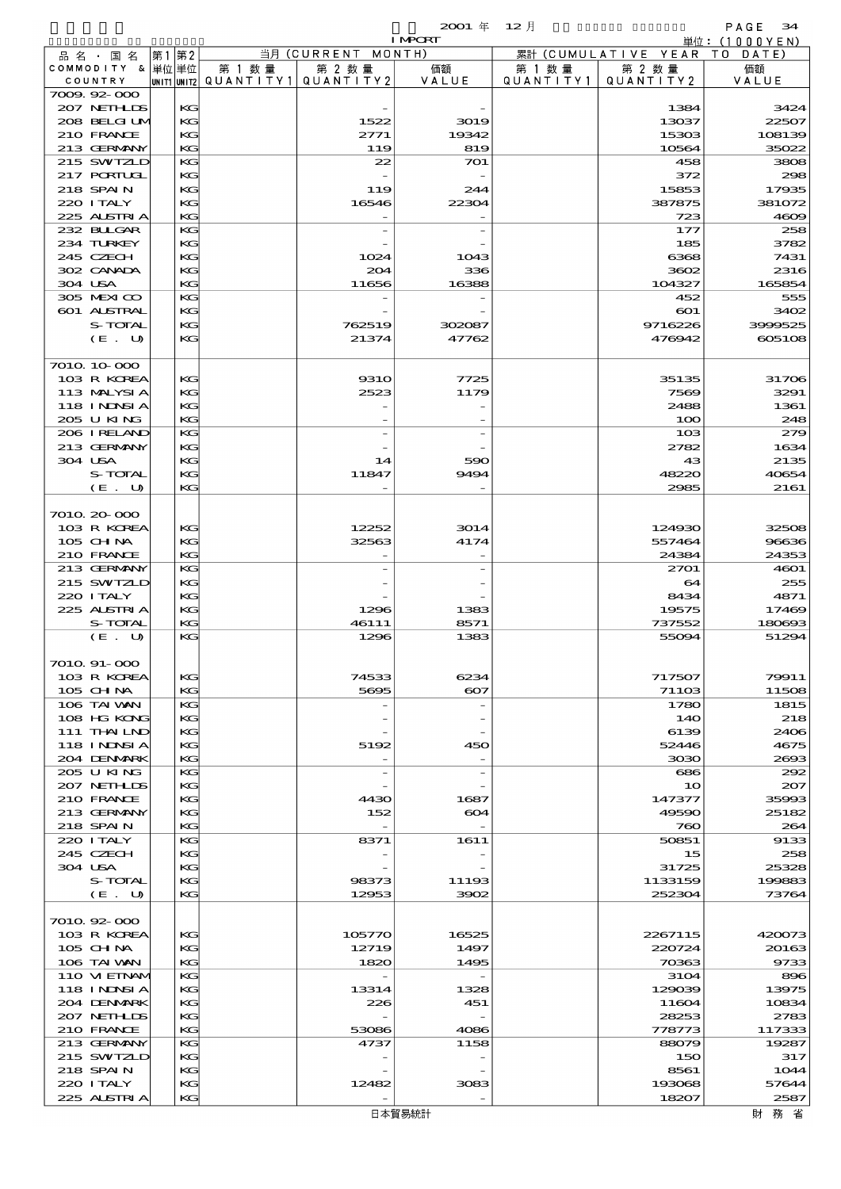2001 年 12 月

IMPORT

単位：(1000YEN)

| 品名・国名 COMMODITY & COUNTRY | 第1 単位 UNIT1 | 第2 単位 UNIT2 | 当月 (CURRENT MONTH) 第1数量 QUANTITY1 | 第2数量 QUANTITY2 | 価額 VALUE | 累計 (CUMULATIVE YEAR TO DATE) 第1数量 QUANTITY1 | 第2数量 QUANTITY2 | 価額 VALUE |
|---|---|---|---|---|---|---|---|---|
| 7009.92-000 | | | | | | | | |
| 207 NETHLDS | | KG | | - | - | | 1384 | 3424 |
| 208 BELGIUM | | KG | | 1522 | 3019 | | 13037 | 22507 |
| 210 FRANCE | | KG | | 2771 | 19342 | | 15303 | 108139 |
| 213 GERMANY | | KG | | 119 | 819 | | 10564 | 35022 |
| 215 SWITZLD | | KG | | 22 | 701 | | 458 | 3808 |
| 217 PORTUGL | | KG | | - | - | | 372 | 298 |
| 218 SPAIN | | KG | | 119 | 244 | | 15853 | 17935 |
| 220 ITALY | | KG | | 16546 | 22304 | | 387875 | 381072 |
| 225 AUSTRIA | | KG | | - | - | | 723 | 4609 |
| 232 BULGAR | | KG | | - | - | | 177 | 258 |
| 234 TURKEY | | KG | | - | - | | 185 | 3782 |
| 245 CZECH | | KG | | 1024 | 1043 | | 6368 | 7431 |
| 302 CANADA | | KG | | 204 | 336 | | 3602 | 2316 |
| 304 USA | | KG | | 11656 | 16388 | | 104327 | 165854 |
| 305 MEXICO | | KG | | - | - | | 452 | 555 |
| 601 AUSTRAL | | KG | | - | - | | 601 | 3402 |
| S-TOTAL | | KG | | 762519 | 302087 | | 9716226 | 3999525 |
| (E. U) | | KG | | 21374 | 47762 | | 476942 | 605108 |
| 7010.10-000 | | | | | | | | |
| 103 R KOREA | | KG | | 9310 | 7725 | | 35135 | 31706 |
| 113 MALYSIA | | KG | | 2523 | 1179 | | 7569 | 3291 |
| 118 INDNSIA | | KG | | - | - | | 2488 | 1361 |
| 205 U KING | | KG | | - | - | | 100 | 248 |
| 206 IRELAND | | KG | | - | - | | 103 | 279 |
| 213 GERMANY | | KG | | - | - | | 2782 | 1634 |
| 304 USA | | KG | | 14 | 590 | | 43 | 2135 |
| S-TOTAL | | KG | | 11847 | 9494 | | 48220 | 40654 |
| (E. U) | | KG | | - | - | | 2985 | 2161 |
| 7010.20-000 | | | | | | | | |
| 103 R KOREA | | KG | | 12252 | 3014 | | 124930 | 32508 |
| 105 CHINA | | KG | | 32563 | 4174 | | 557464 | 96636 |
| 210 FRANCE | | KG | | - | - | | 24384 | 24353 |
| 213 GERMANY | | KG | | - | - | | 2701 | 4601 |
| 215 SWITZLD | | KG | | - | - | | 64 | 255 |
| 220 ITALY | | KG | | - | - | | 8434 | 4871 |
| 225 AUSTRIA | | KG | | 1296 | 1383 | | 19575 | 17469 |
| S-TOTAL | | KG | | 46111 | 8571 | | 737552 | 180693 |
| (E. U) | | KG | | 1296 | 1383 | | 55094 | 51294 |
| 7010.91-000 | | | | | | | | |
| 103 R KOREA | | KG | | 74533 | 6234 | | 717507 | 79911 |
| 105 CHINA | | KG | | 5695 | 607 | | 71103 | 11508 |
| 106 TAIWAN | | KG | | - | - | | 1780 | 1815 |
| 108 HG KONG | | KG | | - | - | | 140 | 218 |
| 111 THAILND | | KG | | - | - | | 6139 | 2406 |
| 118 INDNSIA | | KG | | 5192 | 450 | | 52446 | 4675 |
| 204 DENMARK | | KG | | - | - | | 3030 | 2693 |
| 205 U KING | | KG | | - | - | | 686 | 292 |
| 207 NETHLDS | | KG | | - | - | | 10 | 207 |
| 210 FRANCE | | KG | | 4430 | 1687 | | 147377 | 35993 |
| 213 GERMANY | | KG | | 152 | 604 | | 49590 | 25182 |
| 218 SPAIN | | KG | | - | - | | 760 | 264 |
| 220 ITALY | | KG | | 8371 | 1611 | | 50851 | 9133 |
| 245 CZECH | | KG | | - | - | | 15 | 258 |
| 304 USA | | KG | | - | - | | 31725 | 25328 |
| S-TOTAL | | KG | | 98373 | 11193 | | 1133159 | 199883 |
| (E. U) | | KG | | 12953 | 3902 | | 252304 | 73764 |
| 7010.92-000 | | | | | | | | |
| 103 R KOREA | | KG | | 105770 | 16525 | | 2267115 | 420073 |
| 105 CHINA | | KG | | 12719 | 1497 | | 220724 | 20163 |
| 106 TAIWAN | | KG | | 1820 | 1495 | | 70363 | 9733 |
| 110 VIETNAM | | KG | | - | - | | 3104 | 896 |
| 118 INDNSIA | | KG | | 13314 | 1328 | | 129039 | 13975 |
| 204 DENMARK | | KG | | 226 | 451 | | 11604 | 10834 |
| 207 NETHLDS | | KG | | - | - | | 28253 | 2783 |
| 210 FRANCE | | KG | | 53086 | 4086 | | 778773 | 117333 |
| 213 GERMANY | | KG | | 4737 | 1158 | | 88079 | 19287 |
| 215 SWITZLD | | KG | | - | - | | 150 | 317 |
| 218 SPAIN | | KG | | - | - | | 8561 | 1044 |
| 220 ITALY | | KG | | 12482 | 3083 | | 193068 | 57644 |
| 225 AUSTRIA | | KG | | - | - | | 18207 | 2587 |

日本貿易統計　　財務省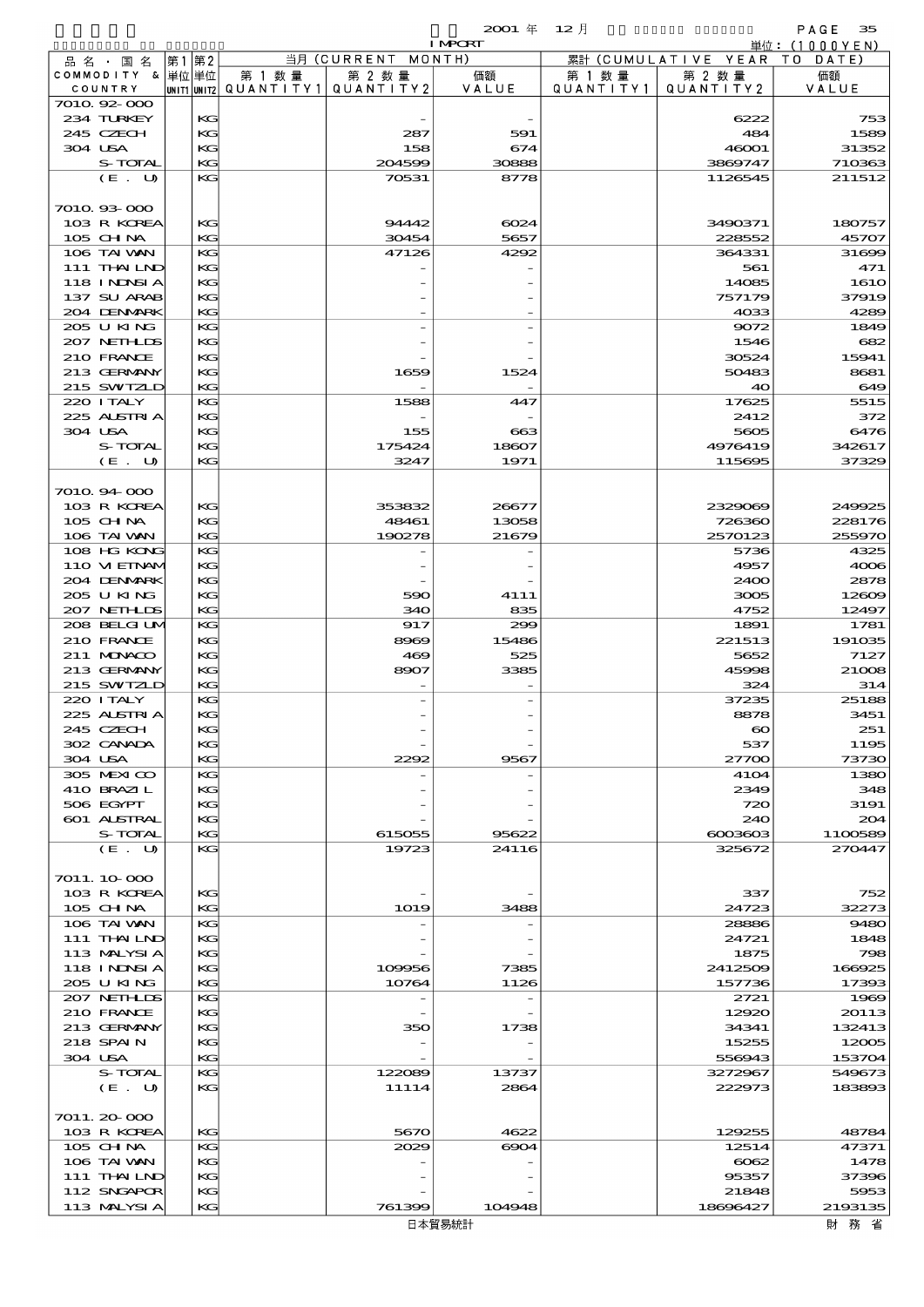| 品名・国名 COMMODITY & COUNTRY | 第1単位 UNIT1 | 第2単位 UNIT2 | 当月 (CURRENT MONTH) 第1数量 QUANTITY1 | 第2数量 QUANTITY2 | 価額 VALUE | 累計 (CUMULATIVE YEAR TO DATE) 第1数量 QUANTITY1 | 第2数量 QUANTITY2 | 価額 VALUE |
|---|---|---|---|---|---|---|---|---|
| 7010.92-000 | | | | | | | | |
| 234 TURKEY | | KG | | - | - | | 6222 | 753 |
| 245 CZECH | | KG | | 287 | 591 | | 484 | 1589 |
| 304 USA | | KG | | 158 | 674 | | 46001 | 31352 |
| S-TOTAL | | KG | | 204599 | 30888 | | 3869747 | 710363 |
| (E. U) | | KG | | 70531 | 8778 | | 1126545 | 211512 |
| 7010.93-000 | | | | | | | | |
| 103 R KOREA | | KG | | 94442 | 6024 | | 3490371 | 180757 |
| 105 CHINA | | KG | | 30454 | 5657 | | 228552 | 45707 |
| 106 TAIWAN | | KG | | 47126 | 4292 | | 364331 | 31699 |
| 111 THAILND | | KG | | - | - | | 561 | 471 |
| 118 INDNSIA | | KG | | - | - | | 14085 | 1610 |
| 137 SU ARAB | | KG | | - | - | | 757179 | 37919 |
| 204 DENMARK | | KG | | - | - | | 4033 | 4289 |
| 205 U KING | | KG | | - | - | | 9072 | 1849 |
| 207 NETHLDS | | KG | | - | - | | 1546 | 682 |
| 210 FRANCE | | KG | | - | - | | 30524 | 15941 |
| 213 GERMANY | | KG | | 1659 | 1524 | | 50483 | 8681 |
| 215 SWITZLD | | KG | | - | - | | 40 | 649 |
| 220 ITALY | | KG | | 1588 | 447 | | 17625 | 5515 |
| 225 AUSTRIA | | KG | | - | - | | 2412 | 372 |
| 304 USA | | KG | | 155 | 663 | | 5605 | 6476 |
| S-TOTAL | | KG | | 175424 | 18607 | | 4976419 | 342617 |
| (E. U) | | KG | | 3247 | 1971 | | 115695 | 37329 |
| 7010.94-000 | | | | | | | | |
| 103 R KOREA | | KG | | 353832 | 26677 | | 2329069 | 249925 |
| 105 CHINA | | KG | | 48461 | 13058 | | 726360 | 228176 |
| 106 TAIWAN | | KG | | 190278 | 21679 | | 2570123 | 255970 |
| 108 HG KONG | | KG | | - | - | | 5736 | 4325 |
| 110 VIETNAM | | KG | | - | - | | 4957 | 4006 |
| 204 DENMARK | | KG | | - | - | | 2400 | 2878 |
| 205 U KING | | KG | | 590 | 4111 | | 3005 | 12609 |
| 207 NETHLDS | | KG | | 340 | 835 | | 4752 | 12497 |
| 208 BELGIUM | | KG | | 917 | 299 | | 1891 | 1781 |
| 210 FRANCE | | KG | | 8969 | 15486 | | 221513 | 191035 |
| 211 MONACO | | KG | | 469 | 525 | | 5652 | 7127 |
| 213 GERMANY | | KG | | 8907 | 3385 | | 45998 | 21008 |
| 215 SWITZLD | | KG | | - | - | | 324 | 314 |
| 220 ITALY | | KG | | - | - | | 37235 | 25188 |
| 225 AUSTRIA | | KG | | - | - | | 8878 | 3451 |
| 245 CZECH | | KG | | - | - | | 60 | 251 |
| 302 CANADA | | KG | | - | - | | 537 | 1195 |
| 304 USA | | KG | | 2292 | 9567 | | 27700 | 73730 |
| 305 MEXICO | | KG | | - | - | | 4104 | 1380 |
| 410 BRAZIL | | KG | | - | - | | 2349 | 348 |
| 506 EGYPT | | KG | | - | - | | 720 | 3191 |
| 601 AUSTRAL | | KG | | - | - | | 240 | 204 |
| S-TOTAL | | KG | | 615055 | 95622 | | 6003603 | 1100589 |
| (E. U) | | KG | | 19723 | 24116 | | 325672 | 270447 |
| 7011.10-000 | | | | | | | | |
| 103 R KOREA | | KG | | - | - | | 337 | 752 |
| 105 CHINA | | KG | | 1019 | 3488 | | 24723 | 32273 |
| 106 TAIWAN | | KG | | - | - | | 28886 | 9480 |
| 111 THAILND | | KG | | - | - | | 24721 | 1848 |
| 113 MALYSIA | | KG | | - | - | | 1875 | 798 |
| 118 INDNSIA | | KG | | 109956 | 7385 | | 2412509 | 166925 |
| 205 U KING | | KG | | 10764 | 1126 | | 157736 | 17393 |
| 207 NETHLDS | | KG | | - | - | | 2721 | 1969 |
| 210 FRANCE | | KG | | - | - | | 12920 | 20113 |
| 213 GERMANY | | KG | | 350 | 1738 | | 34341 | 132413 |
| 218 SPAIN | | KG | | - | - | | 15255 | 12005 |
| 304 USA | | KG | | - | - | | 556943 | 153704 |
| S-TOTAL | | KG | | 122089 | 13737 | | 3272967 | 549673 |
| (E. U) | | KG | | 11114 | 2864 | | 222973 | 183893 |
| 7011.20-000 | | | | | | | | |
| 103 R KOREA | | KG | | 5670 | 4622 | | 129255 | 48784 |
| 105 CHINA | | KG | | 2029 | 6904 | | 12514 | 47371 |
| 106 TAIWAN | | KG | | - | - | | 6062 | 1478 |
| 111 THAILND | | KG | | - | - | | 95357 | 37396 |
| 112 SNGAPOR | | KG | | - | - | | 21848 | 5953 |
| 113 MALYSIA | | KG | | 761399 | 104948 | | 18696427 | 2193135 |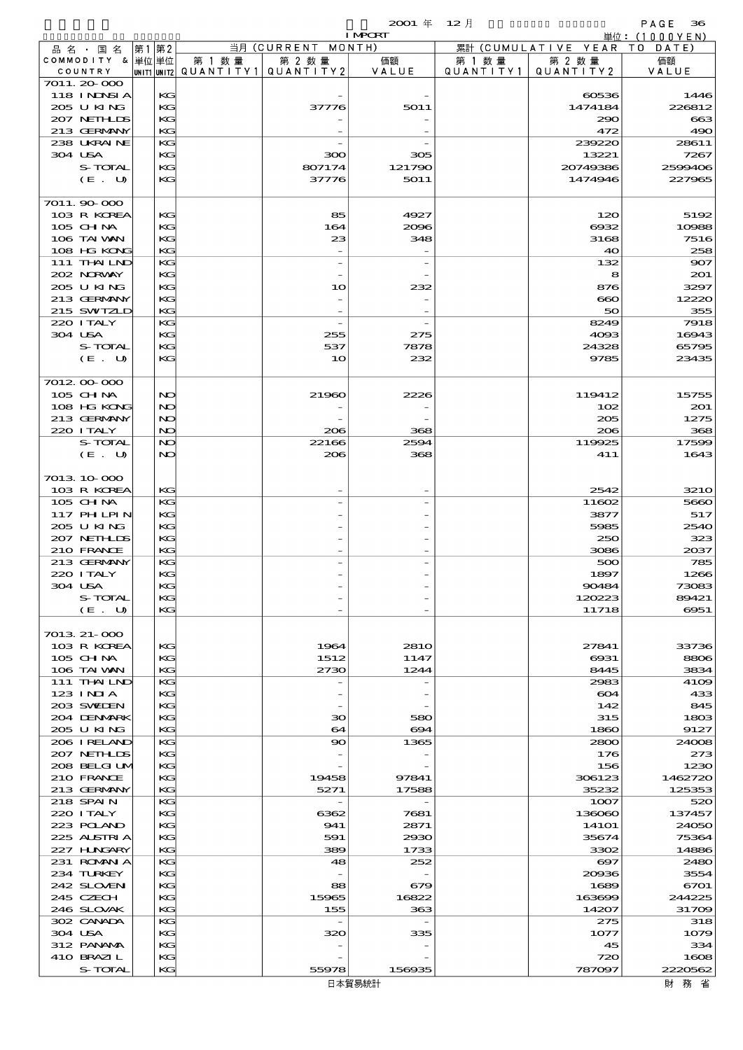2001 年 12 月 IMPORT 単位：(1000YEN)

| 品名・国名 COMMODITY & COUNTRY | 第1 単位 UNIT1 | 第2 単位 UNIT2 | 当月 (CURRENT MONTH) 第1数量 QUANTITY1 | 第2数量 QUANTITY2 | 価額 VALUE | 累計 (CUMULATIVE YEAR TO DATE) 第1数量 QUANTITY1 | 第2数量 QUANTITY2 | 価額 VALUE |
|---|---|---|---|---|---|---|---|---|
| 7011.20-000 | | | | | | | | |
| 118 INDNSIA | | KG | | - | - | | 60536 | 1446 |
| 205 U KING | | KG | | 37776 | 5011 | | 1474184 | 226812 |
| 207 NETHLDS | | KG | | - | - | | 290 | 663 |
| 213 GERMANY | | KG | | - | - | | 472 | 490 |
| 238 UKRAINE | | KG | | - | - | | 239220 | 28611 |
| 304 USA | | KG | | 300 | 305 | | 13221 | 7267 |
| S-TOTAL | | KG | | 807174 | 121790 | | 20749386 | 2599406 |
| (E. U) | | KG | | 37776 | 5011 | | 1474946 | 227965 |
| 7011.90-000 | | | | | | | | |
| 103 R KOREA | | KG | | 85 | 4927 | | 120 | 5192 |
| 105 CHINA | | KG | | 164 | 2096 | | 6932 | 10988 |
| 106 TAIWAN | | KG | | 23 | 348 | | 3168 | 7516 |
| 108 HG KONG | | KG | | - | - | | 40 | 258 |
| 111 THAILND | | KG | | - | - | | 132 | 907 |
| 202 NORWAY | | KG | | - | - | | 8 | 201 |
| 205 U KING | | KG | | 10 | 232 | | 876 | 3297 |
| 213 GERMANY | | KG | | - | - | | 660 | 12220 |
| 215 SWITZLD | | KG | | - | - | | 50 | 355 |
| 220 ITALY | | KG | | - | - | | 8249 | 7918 |
| 304 USA | | KG | | 255 | 275 | | 4093 | 16943 |
| S-TOTAL | | KG | | 537 | 7878 | | 24328 | 65795 |
| (E. U) | | KG | | 10 | 232 | | 9785 | 23435 |
| 7012.00-000 | | | | | | | | |
| 105 CHINA | | NO | | 21960 | 2226 | | 119412 | 15755 |
| 108 HG KONG | | NO | | - | - | | 102 | 201 |
| 213 GERMANY | | NO | | - | - | | 205 | 1275 |
| 220 ITALY | | NO | | 206 | 368 | | 206 | 368 |
| S-TOTAL | | NO | | 22166 | 2594 | | 119925 | 17599 |
| (E. U) | | NO | | 206 | 368 | | 411 | 1643 |
| 7013.10-000 | | | | | | | | |
| 103 R KOREA | | KG | | - | - | | 2542 | 3210 |
| 105 CHINA | | KG | | - | - | | 11602 | 5660 |
| 117 PHILPIN | | KG | | - | - | | 3877 | 517 |
| 205 U KING | | KG | | - | - | | 5985 | 2540 |
| 207 NETHLDS | | KG | | - | - | | 250 | 323 |
| 210 FRANCE | | KG | | - | - | | 3086 | 2037 |
| 213 GERMANY | | KG | | - | - | | 500 | 785 |
| 220 ITALY | | KG | | - | - | | 1897 | 1266 |
| 304 USA | | KG | | - | - | | 90484 | 73083 |
| S-TOTAL | | KG | | - | - | | 120223 | 89421 |
| (E. U) | | KG | | - | - | | 11718 | 6951 |
| 7013.21-000 | | | | | | | | |
| 103 R KOREA | | KG | | 1964 | 2810 | | 27841 | 33736 |
| 105 CHINA | | KG | | 1512 | 1147 | | 6931 | 8806 |
| 106 TAIWAN | | KG | | 2730 | 1244 | | 8445 | 3834 |
| 111 THAILND | | KG | | - | - | | 2983 | 4109 |
| 123 INDIA | | KG | | - | - | | 604 | 433 |
| 203 SWEDEN | | KG | | - | - | | 142 | 845 |
| 204 DENMARK | | KG | | 30 | 580 | | 315 | 1803 |
| 205 U KING | | KG | | 64 | 694 | | 1860 | 9127 |
| 206 IRELAND | | KG | | 90 | 1365 | | 2800 | 24008 |
| 207 NETHLDS | | KG | | - | - | | 176 | 273 |
| 208 BELGIUM | | KG | | - | - | | 156 | 1230 |
| 210 FRANCE | | KG | | 19458 | 97841 | | 306123 | 1462720 |
| 213 GERMANY | | KG | | 5271 | 17588 | | 35232 | 125353 |
| 218 SPAIN | | KG | | - | - | | 1007 | 520 |
| 220 ITALY | | KG | | 6362 | 7681 | | 136060 | 137457 |
| 223 POLAND | | KG | | 941 | 2871 | | 14101 | 24050 |
| 225 AUSTRIA | | KG | | 591 | 2930 | | 35674 | 75364 |
| 227 HUNGARY | | KG | | 389 | 1733 | | 3302 | 14886 |
| 231 ROMANIA | | KG | | 48 | 252 | | 697 | 2480 |
| 234 TURKEY | | KG | | - | - | | 20936 | 3554 |
| 242 SLOVEN | | KG | | 88 | 679 | | 1689 | 6701 |
| 245 CZECH | | KG | | 15965 | 16822 | | 163699 | 244225 |
| 246 SLOVAK | | KG | | 155 | 363 | | 14207 | 31709 |
| 302 CANADA | | KG | | - | - | | 275 | 318 |
| 304 USA | | KG | | 320 | 335 | | 1077 | 1079 |
| 312 PANAMA | | KG | | - | - | | 45 | 334 |
| 410 BRAZIL | | KG | | - | - | | 720 | 1608 |
| S-TOTAL | | KG | | 55978 | 156935 | | 787097 | 2220562 |

日本貿易統計　財務省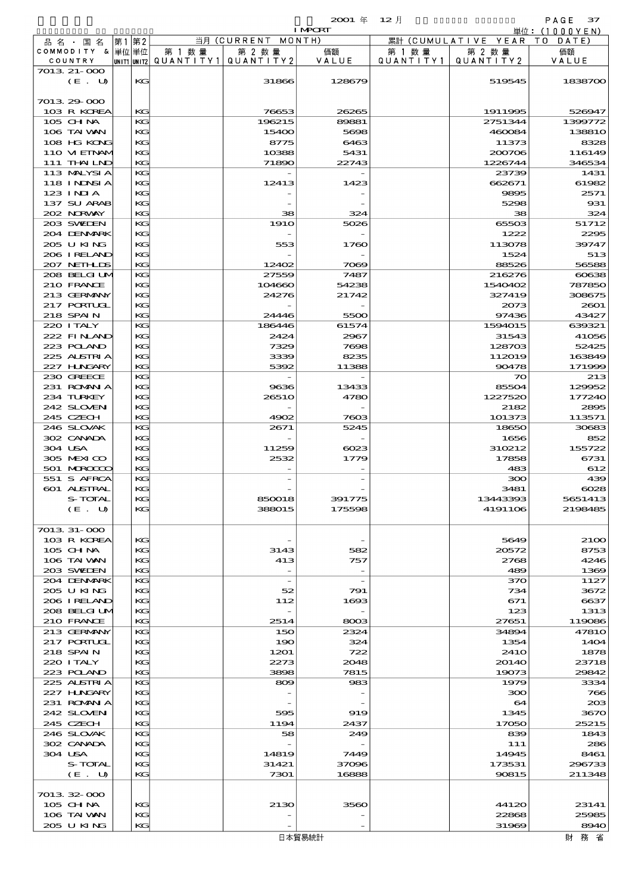2001 年 12 月 IMPORT

単位：(1000YEN)

| 品名・国名 COMMODITY & COUNTRY | 第1単位 UNIT1 | 第2単位 UNIT2 | 当月 (CURRENT MONTH) 第1数量 QUANTITY1 | 第2数量 QUANTITY2 | 価額 VALUE | 累計 (CUMULATIVE YEAR TO DATE) 第1数量 QUANTITY1 | 第2数量 QUANTITY2 | 価額 VALUE |
|---|---|---|---|---|---|---|---|---|
| 7013.21-000 | | | | | | | | |
| (E. U) | | KG | | 31866 | 128679 | | 519545 | 1838700 |
| 7013.29-000 | | | | | | | | |
| 103 R KOREA | | KG | | 76653 | 26265 | | 1911995 | 526947 |
| 105 CHINA | | KG | | 196215 | 89881 | | 2751344 | 1399772 |
| 106 TAIWAN | | KG | | 15400 | 5698 | | 460084 | 138810 |
| 108 HG KONG | | KG | | 8775 | 6463 | | 11373 | 8328 |
| 110 VIETNAM | | KG | | 10388 | 5431 | | 200706 | 116149 |
| 111 THAILND | | KG | | 71890 | 22743 | | 1226744 | 346534 |
| 113 MALYSIA | | KG | | - | - | | 23739 | 1431 |
| 118 INDNSIA | | KG | | 12413 | 1423 | | 662671 | 61982 |
| 123 INDIA | | KG | | - | - | | 9895 | 2571 |
| 137 SU ARAB | | KG | | - | - | | 5298 | 931 |
| 202 NORWAY | | KG | | 38 | 324 | | 38 | 324 |
| 203 SWEDEN | | KG | | 1910 | 5026 | | 65503 | 51712 |
| 204 DENMARK | | KG | | - | - | | 1222 | 2295 |
| 205 U KING | | KG | | 553 | 1760 | | 113078 | 39747 |
| 206 IRELAND | | KG | | - | - | | 1524 | 513 |
| 207 NETHLDS | | KG | | 12402 | 7069 | | 88526 | 56588 |
| 208 BELGIUM | | KG | | 27559 | 7487 | | 216276 | 60638 |
| 210 FRANCE | | KG | | 104660 | 54238 | | 1540402 | 787850 |
| 213 GERMANY | | KG | | 24276 | 21742 | | 327419 | 308675 |
| 217 PORTUGL | | KG | | - | - | | 2073 | 2601 |
| 218 SPAIN | | KG | | 24446 | 5500 | | 97436 | 43427 |
| 220 ITALY | | KG | | 186446 | 61574 | | 1594015 | 639321 |
| 222 FINLAND | | KG | | 2424 | 2967 | | 31543 | 41056 |
| 223 POLAND | | KG | | 7329 | 7698 | | 128703 | 52425 |
| 225 AUSTRIA | | KG | | 3339 | 8235 | | 112019 | 163849 |
| 227 HUNGARY | | KG | | 5392 | 11388 | | 90478 | 171999 |
| 230 GREECE | | KG | | - | - | | 70 | 213 |
| 231 ROMANIA | | KG | | 9636 | 13433 | | 85504 | 129952 |
| 234 TURKEY | | KG | | 26510 | 4780 | | 1227520 | 177240 |
| 242 SLOVEN | | KG | | - | - | | 2182 | 2895 |
| 245 CZECH | | KG | | 4902 | 7603 | | 101373 | 113571 |
| 246 SLOVAK | | KG | | 2671 | 5245 | | 18650 | 30683 |
| 302 CANADA | | KG | | - | - | | 1656 | 852 |
| 304 USA | | KG | | 11259 | 6023 | | 310212 | 155722 |
| 305 MEXICO | | KG | | 2532 | 1779 | | 17858 | 6731 |
| 501 MOROCCO | | KG | | - | - | | 483 | 612 |
| 551 S AFRCA | | KG | | - | - | | 300 | 439 |
| 601 AUSTRAL | | KG | | - | - | | 3481 | 6028 |
| S-TOTAL | | KG | | 850018 | 391775 | | 13443393 | 5651413 |
| (E. U) | | KG | | 388015 | 175598 | | 4191106 | 2198485 |
| 7013.31-000 | | | | | | | | |
| 103 R KOREA | | KG | | - | - | | 5649 | 2100 |
| 105 CHINA | | KG | | 3143 | 582 | | 20572 | 8753 |
| 106 TAIWAN | | KG | | 413 | 757 | | 2768 | 4246 |
| 203 SWEDEN | | KG | | - | - | | 489 | 1369 |
| 204 DENMARK | | KG | | - | - | | 370 | 1127 |
| 205 U KING | | KG | | 52 | 791 | | 734 | 3672 |
| 206 IRELAND | | KG | | 112 | 1693 | | 671 | 6637 |
| 208 BELGIUM | | KG | | - | - | | 123 | 1313 |
| 210 FRANCE | | KG | | 2514 | 8003 | | 27651 | 119086 |
| 213 GERMANY | | KG | | 150 | 2324 | | 34894 | 47810 |
| 217 PORTUGL | | KG | | 190 | 324 | | 1354 | 1404 |
| 218 SPAIN | | KG | | 1201 | 722 | | 2410 | 1878 |
| 220 ITALY | | KG | | 2273 | 2048 | | 20140 | 23718 |
| 223 POLAND | | KG | | 3898 | 7815 | | 19073 | 29842 |
| 225 AUSTRIA | | KG | | 809 | 983 | | 1979 | 3334 |
| 227 HUNGARY | | KG | | - | - | | 300 | 766 |
| 231 ROMANIA | | KG | | - | - | | 64 | 203 |
| 242 SLOVEN | | KG | | 595 | 919 | | 1345 | 3670 |
| 245 CZECH | | KG | | 1194 | 2437 | | 17050 | 25215 |
| 246 SLOVAK | | KG | | 58 | 249 | | 839 | 1843 |
| 302 CANADA | | KG | | - | - | | 111 | 286 |
| 304 USA | | KG | | 14819 | 7449 | | 14945 | 8461 |
| S-TOTAL | | KG | | 31421 | 37096 | | 173531 | 296733 |
| (E. U) | | KG | | 7301 | 16888 | | 90815 | 211348 |
| 7013.32-000 | | | | | | | | |
| 105 CHINA | | KG | | 2130 | 3560 | | 44120 | 23141 |
| 106 TAIWAN | | KG | | - | - | | 22868 | 25985 |
| 205 U KING | | KG | | - | - | | 31969 | 8940 |

日本貿易統計　財務省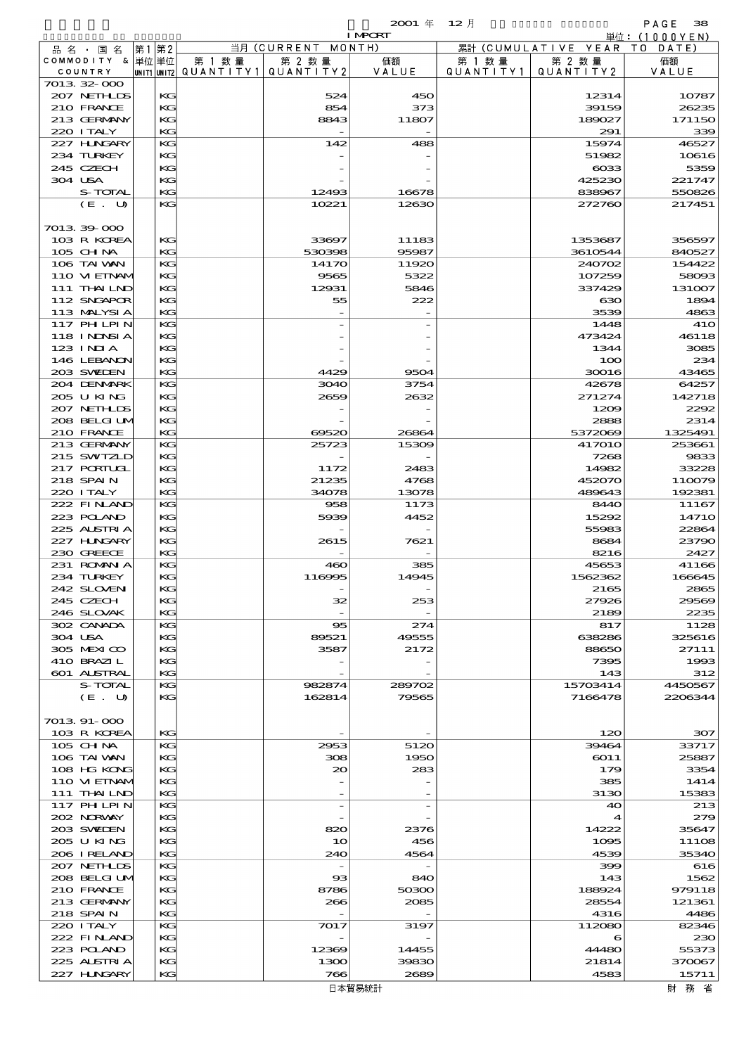2001 年 12 月 IMPORT

単位：(1000YEN)

| 品名・国名 COMMODITY & COUNTRY | 第1 単位 UNIT1 | 第2 単位 UNIT2 | 当月 (CURRENT MONTH) 第1数量 QUANTITY1 | 第2数量 QUANTITY2 | 価額 VALUE | 累計 (CUMULATIVE YEAR TO DATE) 第1数量 QUANTITY1 | 第2数量 QUANTITY2 | 価額 VALUE |
|---|---|---|---|---|---|---|---|---|
| 7013.32-000 | | | | | | | | |
| 207 NETHLDS | | KG | | 524 | 450 | | 12314 | 10787 |
| 210 FRANCE | | KG | | 854 | 373 | | 39159 | 26235 |
| 213 GERMANY | | KG | | 8843 | 11807 | | 189027 | 171150 |
| 220 ITALY | | KG | | - | - | | 291 | 339 |
| 227 HUNGARY | | KG | | 142 | 488 | | 15974 | 46527 |
| 234 TURKEY | | KG | | - | - | | 51982 | 10616 |
| 245 CZECH | | KG | | - | - | | 6033 | 5359 |
| 304 USA | | KG | | - | - | | 425230 | 221747 |
| S-TOTAL | | KG | | 12493 | 16678 | | 838967 | 550826 |
| (E. U) | | KG | | 10221 | 12630 | | 272760 | 217451 |
| 7013.39-000 | | | | | | | | |
| 103 R KOREA | | KG | | 33697 | 11183 | | 1353687 | 356597 |
| 105 CHINA | | KG | | 530398 | 95987 | | 3610544 | 840527 |
| 106 TAIWAN | | KG | | 14170 | 11920 | | 240702 | 154422 |
| 110 VIETNAM | | KG | | 9565 | 5322 | | 107259 | 58093 |
| 111 THAILND | | KG | | 12931 | 5846 | | 337429 | 131007 |
| 112 SNGAPOR | | KG | | 55 | 222 | | 630 | 1894 |
| 113 MALYSIA | | KG | | - | - | | 3539 | 4863 |
| 117 PHILPIN | | KG | | - | - | | 1448 | 410 |
| 118 INDNSIA | | KG | | - | - | | 473424 | 46118 |
| 123 INDIA | | KG | | - | - | | 1344 | 3085 |
| 146 LEBANON | | KG | | - | - | | 100 | 234 |
| 203 SWEDEN | | KG | | 4429 | 9504 | | 30016 | 43465 |
| 204 DENMARK | | KG | | 3040 | 3754 | | 42678 | 64257 |
| 205 U KING | | KG | | 2659 | 2632 | | 271274 | 142718 |
| 207 NETHLDS | | KG | | - | - | | 1209 | 2292 |
| 208 BELGIUM | | KG | | - | - | | 2888 | 2314 |
| 210 FRANCE | | KG | | 69520 | 26864 | | 5372069 | 1325491 |
| 213 GERMANY | | KG | | 25723 | 15309 | | 417010 | 253661 |
| 215 SWITZLD | | KG | | - | - | | 7268 | 9833 |
| 217 PORTUGL | | KG | | 1172 | 2483 | | 14982 | 33228 |
| 218 SPAIN | | KG | | 21235 | 4768 | | 452070 | 110079 |
| 220 ITALY | | KG | | 34078 | 13078 | | 489643 | 192381 |
| 222 FINLAND | | KG | | 958 | 1173 | | 8440 | 11167 |
| 223 POLAND | | KG | | 5939 | 4452 | | 15292 | 14710 |
| 225 AUSTRIA | | KG | | - | - | | 55983 | 22864 |
| 227 HUNGARY | | KG | | 2615 | 7621 | | 8684 | 23790 |
| 230 GREECE | | KG | | - | - | | 8216 | 2427 |
| 231 ROMANIA | | KG | | 460 | 385 | | 45653 | 41166 |
| 234 TURKEY | | KG | | 116995 | 14945 | | 1562362 | 166645 |
| 242 SLOVEN | | KG | | - | - | | 2165 | 2865 |
| 245 CZECH | | KG | | 32 | 253 | | 27926 | 29569 |
| 246 SLOVAK | | KG | | - | - | | 2189 | 2235 |
| 302 CANADA | | KG | | 95 | 274 | | 817 | 1128 |
| 304 USA | | KG | | 89521 | 49555 | | 638286 | 325616 |
| 305 MEXICO | | KG | | 3587 | 2172 | | 88650 | 27111 |
| 410 BRAZIL | | KG | | - | - | | 7395 | 1993 |
| 601 AUSTRAL | | KG | | - | - | | 143 | 312 |
| S-TOTAL | | KG | | 982874 | 289702 | | 15703414 | 4450567 |
| (E. U) | | KG | | 162814 | 79565 | | 7166478 | 2206344 |
| 7013.91-000 | | | | | | | | |
| 103 R KOREA | | KG | | - | - | | 120 | 307 |
| 105 CHINA | | KG | | 2953 | 5120 | | 39464 | 33717 |
| 106 TAIWAN | | KG | | 308 | 1950 | | 6011 | 25887 |
| 108 HG KONG | | KG | | 20 | 283 | | 179 | 3354 |
| 110 VIETNAM | | KG | | - | - | | 385 | 1414 |
| 111 THAILND | | KG | | - | - | | 3130 | 15383 |
| 117 PHILPIN | | KG | | - | - | | 40 | 213 |
| 202 NORWAY | | KG | | - | - | | 4 | 279 |
| 203 SWEDEN | | KG | | 820 | 2376 | | 14222 | 35647 |
| 205 U KING | | KG | | 10 | 456 | | 1095 | 11108 |
| 206 IRELAND | | KG | | 240 | 4564 | | 4539 | 35340 |
| 207 NETHLDS | | KG | | - | - | | 399 | 616 |
| 208 BELGIUM | | KG | | 93 | 840 | | 143 | 1562 |
| 210 FRANCE | | KG | | 8786 | 50300 | | 188924 | 979118 |
| 213 GERMANY | | KG | | 266 | 2085 | | 28554 | 121361 |
| 218 SPAIN | | KG | | - | - | | 4316 | 4486 |
| 220 ITALY | | KG | | 7017 | 3197 | | 112080 | 82346 |
| 222 FINLAND | | KG | | - | - | | 6 | 230 |
| 223 POLAND | | KG | | 12369 | 14455 | | 44480 | 55373 |
| 225 AUSTRIA | | KG | | 1300 | 39830 | | 21814 | 370067 |
| 227 HUNGARY | | KG | | 766 | 2689 | | 4583 | 15711 |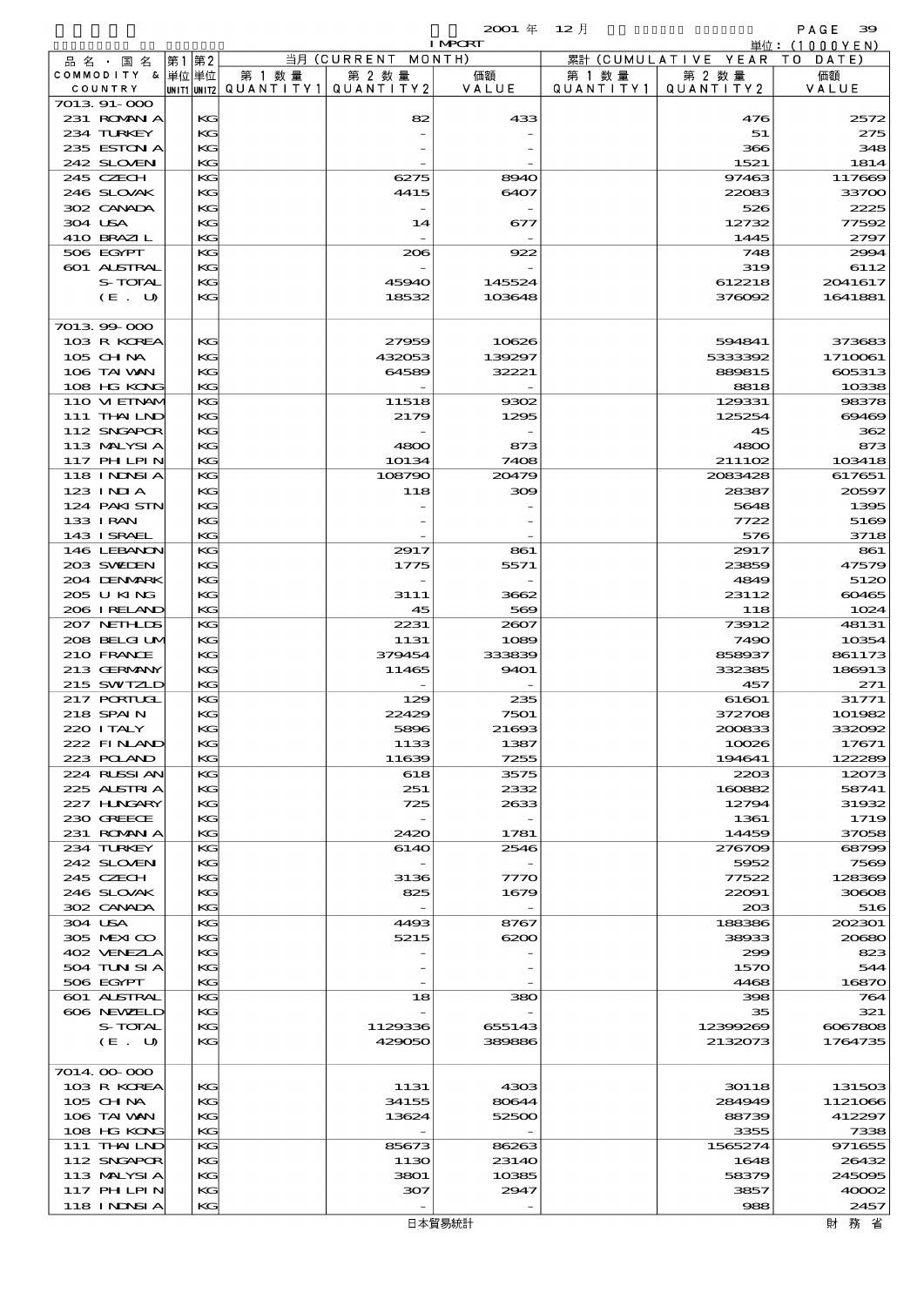2001 年 12 月 IMPORT

単位：(1000YEN)

| 品名・国名 COMMODITY & COUNTRY | 第1 単位 UNIT1 | 第2 単位 UNIT2 | 当月 (CURRENT MONTH) 第1数量 QUANTITY1 | 第2数量 QUANTITY2 | 価額 VALUE | 累計 (CUMULATIVE YEAR TO DATE) 第1数量 QUANTITY1 | 第2数量 QUANTITY2 | 価額 VALUE |
|---|---|---|---|---|---|---|---|---|
| 7013.91-000 | | | | | | | | |
| 231 ROMANIA | | KG | | 82 | 433 | | 476 | 2572 |
| 234 TURKEY | | KG | | - | - | | 51 | 275 |
| 235 ESTONIA | | KG | | - | - | | 366 | 348 |
| 242 SLOVEN | | KG | | - | - | | 1521 | 1814 |
| 245 CZECH | | KG | | 6275 | 8940 | | 97463 | 117669 |
| 246 SLOVAK | | KG | | 4415 | 6407 | | 22083 | 33700 |
| 302 CANADA | | KG | | - | - | | 526 | 2225 |
| 304 USA | | KG | | 14 | 677 | | 12732 | 77592 |
| 410 BRAZIL | | KG | | - | - | | 1445 | 2797 |
| 506 EGYPT | | KG | | 206 | 922 | | 748 | 2994 |
| 601 AUSTRAL | | KG | | - | - | | 319 | 6112 |
| S-TOTAL | | KG | | 45940 | 145524 | | 612218 | 2041617 |
| (E. U) | | KG | | 18532 | 103648 | | 376092 | 1641881 |
| 7013.99-000 | | | | | | | | |
| 103 R KOREA | | KG | | 27959 | 10626 | | 594841 | 373683 |
| 105 CHINA | | KG | | 432053 | 139297 | | 5333392 | 1710061 |
| 106 TAIWAN | | KG | | 64589 | 32221 | | 889815 | 605313 |
| 108 HG KONG | | KG | | - | - | | 8818 | 10338 |
| 110 VIETNAM | | KG | | 11518 | 9302 | | 129331 | 98378 |
| 111 THAILND | | KG | | 2179 | 1295 | | 125254 | 69469 |
| 112 SNGAPOR | | KG | | - | - | | 45 | 362 |
| 113 MALYSIA | | KG | | 4800 | 873 | | 4800 | 873 |
| 117 PHLPIN | | KG | | 10134 | 7408 | | 211102 | 103418 |
| 118 INDNSIA | | KG | | 108790 | 20479 | | 2083428 | 617651 |
| 123 INDIA | | KG | | 118 | 309 | | 28387 | 20597 |
| 124 PAKISTN | | KG | | - | - | | 5648 | 1395 |
| 133 IRAN | | KG | | - | - | | 7722 | 5169 |
| 143 ISRAEL | | KG | | - | - | | 576 | 3718 |
| 146 LEBANON | | KG | | 2917 | 861 | | 2917 | 861 |
| 203 SWEDEN | | KG | | 1775 | 5571 | | 23859 | 47579 |
| 204 DENMARK | | KG | | - | - | | 4849 | 5120 |
| 205 U KING | | KG | | 3111 | 3662 | | 23112 | 60465 |
| 206 IRELAND | | KG | | 45 | 569 | | 118 | 1024 |
| 207 NETHLDS | | KG | | 2231 | 2607 | | 73912 | 48131 |
| 208 BELGIUM | | KG | | 1131 | 1089 | | 7490 | 10354 |
| 210 FRANCE | | KG | | 379454 | 333839 | | 858937 | 861173 |
| 213 GERMANY | | KG | | 11465 | 9401 | | 332385 | 186913 |
| 215 SWITZLD | | KG | | - | - | | 457 | 271 |
| 217 PORTUGL | | KG | | 129 | 235 | | 61601 | 31771 |
| 218 SPAIN | | KG | | 22429 | 7501 | | 372708 | 101982 |
| 220 ITALY | | KG | | 5896 | 21693 | | 200833 | 332092 |
| 222 FINLAND | | KG | | 1133 | 1387 | | 10026 | 17671 |
| 223 POLAND | | KG | | 11639 | 7255 | | 194641 | 122289 |
| 224 RUSSIAN | | KG | | 618 | 3575 | | 2203 | 12073 |
| 225 AUSTRIA | | KG | | 251 | 2332 | | 160882 | 58741 |
| 227 HUNGARY | | KG | | 725 | 2633 | | 12794 | 31932 |
| 230 GREECE | | KG | | - | - | | 1361 | 1719 |
| 231 ROMANIA | | KG | | 2420 | 1781 | | 14459 | 37058 |
| 234 TURKEY | | KG | | 6140 | 2546 | | 276709 | 68799 |
| 242 SLOVEN | | KG | | - | - | | 5952 | 7569 |
| 245 CZECH | | KG | | 3136 | 7770 | | 77522 | 128369 |
| 246 SLOVAK | | KG | | 825 | 1679 | | 22091 | 30608 |
| 302 CANADA | | KG | | - | - | | 203 | 516 |
| 304 USA | | KG | | 4493 | 8767 | | 188386 | 202301 |
| 305 MEXICO | | KG | | 5215 | 6200 | | 38933 | 20680 |
| 402 VENEZLA | | KG | | - | - | | 299 | 823 |
| 504 TUNISIA | | KG | | - | - | | 1570 | 544 |
| 506 EGYPT | | KG | | - | - | | 4468 | 16870 |
| 601 AUSTRAL | | KG | | 18 | 380 | | 398 | 764 |
| 606 NEWZELD | | KG | | - | - | | 35 | 321 |
| S-TOTAL | | KG | | 1129336 | 655143 | | 12399269 | 6067808 |
| (E. U) | | KG | | 429050 | 389886 | | 2132073 | 1764735 |
| 7014.00-000 | | | | | | | | |
| 103 R KOREA | | KG | | 1131 | 4303 | | 30118 | 131503 |
| 105 CHINA | | KG | | 34155 | 80644 | | 284949 | 1121066 |
| 106 TAIWAN | | KG | | 13624 | 52500 | | 88739 | 412297 |
| 108 HG KONG | | KG | | - | - | | 3355 | 7338 |
| 111 THAILND | | KG | | 85673 | 86263 | | 1565274 | 971655 |
| 112 SNGAPOR | | KG | | 1130 | 23140 | | 1648 | 26432 |
| 113 MALYSIA | | KG | | 3801 | 10385 | | 58379 | 245095 |
| 117 PHLPIN | | KG | | 307 | 2947 | | 3857 | 40002 |
| 118 INDNSIA | | KG | | - | - | | 988 | 2457 |

日本貿易統計　財務省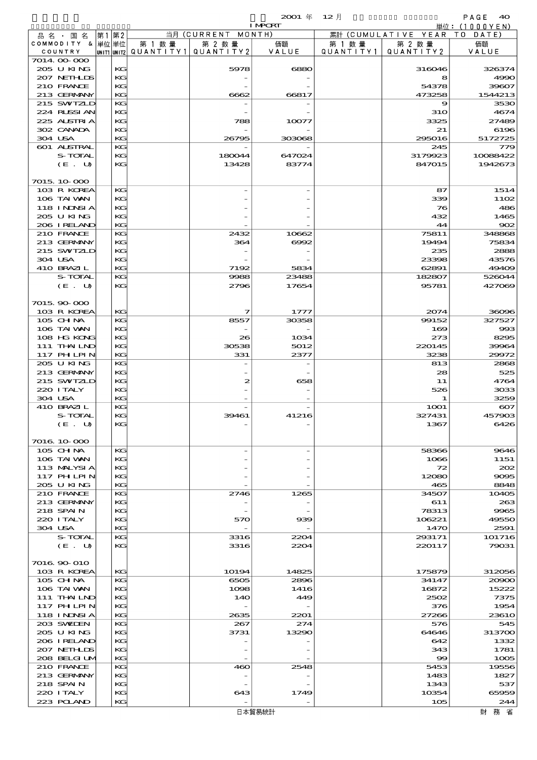2001 年 12 月 IMPORT

単位：(1000YEN)

| 品名・国名 COMMODITY & COUNTRY | 第1 単位 UNIT1 | 第2 単位 UNIT2 | 当月 (CURRENT MONTH) 第1数量 QUANTITY1 | 第2数量 QUANTITY2 | 価額 VALUE | 累計 (CUMULATIVE YEAR TO DATE) 第1数量 QUANTITY1 | 第2数量 QUANTITY2 | 価額 VALUE |
|---|---|---|---|---|---|---|---|---|
| 7014.00-000 | | | | | | | | |
| 205 U KING | | KG | | 5978 | 6880 | | 316046 | 326374 |
| 207 NETHLDS | | KG | | - | - | | 8 | 4990 |
| 210 FRANCE | | KG | | - | - | | 54378 | 39607 |
| 213 GERMANY | | KG | | 6662 | 66817 | | 473258 | 1544213 |
| 215 SWITZLD | | KG | | - | - | | 9 | 3530 |
| 224 RUSSIAN | | KG | | - | - | | 310 | 4674 |
| 225 AUSTRIA | | KG | | 788 | 10077 | | 3325 | 27489 |
| 302 CANADA | | KG | | - | - | | 21 | 6196 |
| 304 USA | | KG | | 26795 | 303068 | | 295016 | 5172725 |
| 601 AUSTRAL | | KG | | - | - | | 245 | 779 |
| S-TOTAL | | KG | | 180044 | 647024 | | 3179923 | 10088422 |
| (E. U) | | KG | | 13428 | 83774 | | 847015 | 1942673 |
| 7015.10-000 | | | | | | | | |
| 103 R KOREA | | KG | | - | - | | 87 | 1514 |
| 106 TAIWAN | | KG | | - | - | | 339 | 1102 |
| 118 INDNSIA | | KG | | - | - | | 76 | 486 |
| 205 U KING | | KG | | - | - | | 432 | 1465 |
| 206 IRELAND | | KG | | - | - | | 44 | 902 |
| 210 FRANCE | | KG | | 2432 | 10662 | | 75811 | 348868 |
| 213 GERMANY | | KG | | 364 | 6992 | | 19494 | 75834 |
| 215 SWITZLD | | KG | | - | - | | 235 | 2888 |
| 304 USA | | KG | | - | - | | 23398 | 43576 |
| 410 BRAZIL | | KG | | 7192 | 5834 | | 62891 | 49409 |
| S-TOTAL | | KG | | 9988 | 23488 | | 182807 | 526044 |
| (E. U) | | KG | | 2796 | 17654 | | 95781 | 427069 |
| 7015.90-000 | | | | | | | | |
| 103 R KOREA | | KG | | 7 | 1777 | | 2074 | 36096 |
| 105 CHINA | | KG | | 8557 | 30358 | | 99152 | 327527 |
| 106 TAIWAN | | KG | | - | - | | 169 | 993 |
| 108 HG KONG | | KG | | 26 | 1034 | | 273 | 8295 |
| 111 THAILND | | KG | | 30538 | 5012 | | 220145 | 39964 |
| 117 PHILPIN | | KG | | 331 | 2377 | | 3238 | 29972 |
| 205 U KING | | KG | | - | - | | 813 | 2868 |
| 213 GERMANY | | KG | | - | - | | 28 | 525 |
| 215 SWITZLD | | KG | | 2 | 658 | | 11 | 4764 |
| 220 ITALY | | KG | | - | - | | 526 | 3033 |
| 304 USA | | KG | | - | - | | 1 | 3259 |
| 410 BRAZIL | | KG | | - | - | | 1001 | 607 |
| S-TOTAL | | KG | | 39461 | 41216 | | 327431 | 457903 |
| (E. U) | | KG | | - | - | | 1367 | 6426 |
| 7016.10-000 | | | | | | | | |
| 105 CHINA | | KG | | - | - | | 58366 | 9646 |
| 106 TAIWAN | | KG | | - | - | | 1066 | 1151 |
| 113 MALYSIA | | KG | | - | - | | 72 | 202 |
| 117 PHILPIN | | KG | | - | - | | 12080 | 9095 |
| 205 U KING | | KG | | - | - | | 465 | 8848 |
| 210 FRANCE | | KG | | 2746 | 1265 | | 34507 | 10405 |
| 213 GERMANY | | KG | | - | - | | 611 | 263 |
| 218 SPAIN | | KG | | - | - | | 78313 | 9965 |
| 220 ITALY | | KG | | 570 | 939 | | 106221 | 49550 |
| 304 USA | | KG | | - | - | | 1470 | 2591 |
| S-TOTAL | | KG | | 3316 | 2204 | | 293171 | 101716 |
| (E. U) | | KG | | 3316 | 2204 | | 220117 | 79031 |
| 7016.90-010 | | | | | | | | |
| 103 R KOREA | | KG | | 10194 | 14825 | | 175879 | 312056 |
| 105 CHINA | | KG | | 6505 | 2896 | | 34147 | 20900 |
| 106 TAIWAN | | KG | | 1098 | 1416 | | 16872 | 15222 |
| 111 THAILND | | KG | | 140 | 449 | | 2502 | 7375 |
| 117 PHILPIN | | KG | | - | - | | 376 | 1954 |
| 118 INDNSIA | | KG | | 2635 | 2201 | | 27266 | 23610 |
| 203 SWEDEN | | KG | | 267 | 274 | | 576 | 545 |
| 205 U KING | | KG | | 3731 | 13290 | | 64646 | 313700 |
| 206 IRELAND | | KG | | - | - | | 642 | 1332 |
| 207 NETHLDS | | KG | | - | - | | 343 | 1781 |
| 208 BELGIUM | | KG | | - | - | | 99 | 1005 |
| 210 FRANCE | | KG | | 460 | 2548 | | 5453 | 19556 |
| 213 GERMANY | | KG | | - | - | | 1483 | 1827 |
| 218 SPAIN | | KG | | - | - | | 1343 | 537 |
| 220 ITALY | | KG | | 643 | 1749 | | 10354 | 65959 |
| 223 POLAND | | KG | | - | - | | 105 | 244 |

日本貿易統計 財務省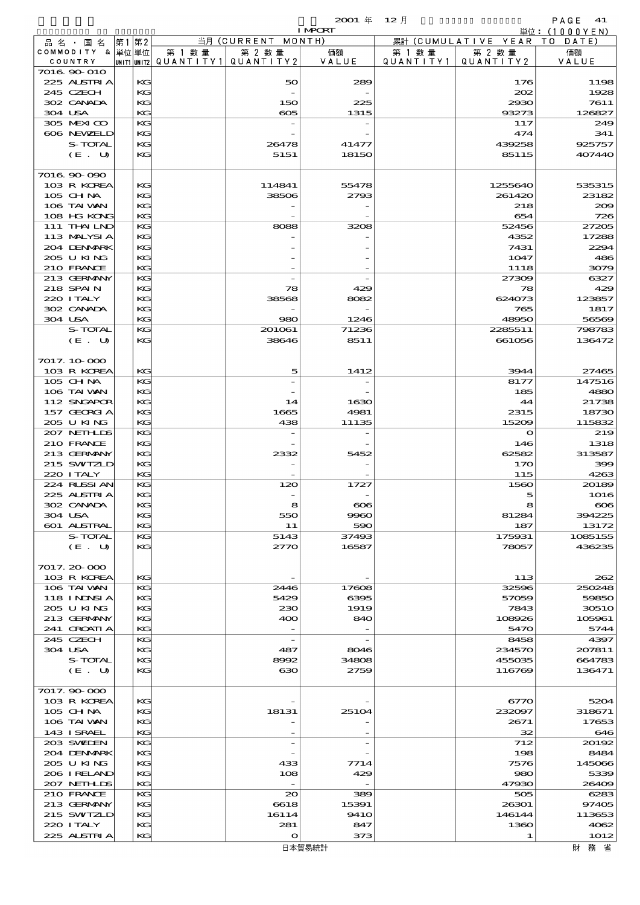2001年 12月 IMPORT

単位：(1000YEN)

| 品名・国名 COMMODITY & COUNTRY | 第1 単位 UNIT1 | 第2 単位 UNIT2 | 当月 (CURRENT MONTH) 第1数量 QUANTITY1 | 第2数量 QUANTITY2 | 価額 VALUE | 累計 (CUMULATIVE YEAR TO DATE) 第1数量 QUANTITY1 | 第2数量 QUANTITY2 | 価額 VALUE |
|---|---|---|---|---|---|---|---|---|
| 7016.90-010 | | | | | | | | |
| 225 AUSTRIA | | KG | | 50 | 289 | | 176 | 1198 |
| 245 CZECH | | KG | | - | - | | 202 | 1928 |
| 302 CANADA | | KG | | 150 | 225 | | 2930 | 7611 |
| 304 USA | | KG | | 605 | 1315 | | 93273 | 126827 |
| 305 MEXICO | | KG | | - | - | | 117 | 249 |
| 606 NEWZELD | | KG | | - | - | | 474 | 341 |
| S-TOTAL | | KG | | 26478 | 41477 | | 439258 | 925757 |
| (E. U) | | KG | | 5151 | 18150 | | 85115 | 407440 |
| 7016.90-090 | | | | | | | | |
| 103 R KOREA | | KG | | 114841 | 55478 | | 1255640 | 535315 |
| 105 CHINA | | KG | | 38506 | 2793 | | 261420 | 23182 |
| 106 TAIWAN | | KG | | - | - | | 218 | 209 |
| 108 HG KONG | | KG | | - | - | | 654 | 726 |
| 111 THAILND | | KG | | 8088 | 3208 | | 52456 | 27205 |
| 113 MALYSIA | | KG | | - | - | | 4352 | 17288 |
| 204 DENMARK | | KG | | - | - | | 7431 | 2294 |
| 205 U KING | | KG | | - | - | | 1047 | 486 |
| 210 FRANCE | | KG | | - | - | | 1118 | 3079 |
| 213 GERMANY | | KG | | - | - | | 27309 | 6327 |
| 218 SPAIN | | KG | | 78 | 429 | | 78 | 429 |
| 220 ITALY | | KG | | 38568 | 8082 | | 624073 | 123857 |
| 302 CANADA | | KG | | - | - | | 765 | 1817 |
| 304 USA | | KG | | 980 | 1246 | | 48950 | 56569 |
| S-TOTAL | | KG | | 201061 | 71236 | | 2285511 | 798783 |
| (E. U) | | KG | | 38646 | 8511 | | 661056 | 136472 |
| 7017.10-000 | | | | | | | | |
| 103 R KOREA | | KG | | 5 | 1412 | | 3944 | 27465 |
| 105 CHINA | | KG | | - | - | | 8177 | 147516 |
| 106 TAIWAN | | KG | | - | - | | 185 | 4880 |
| 112 SNGAPOR | | KG | | 14 | 1630 | | 44 | 21738 |
| 157 GEORGIA | | KG | | 1665 | 4981 | | 2315 | 18730 |
| 205 U KING | | KG | | 438 | 11135 | | 15209 | 115832 |
| 207 NETHLDS | | KG | | - | - | | 0 | 219 |
| 210 FRANCE | | KG | | - | - | | 146 | 1318 |
| 213 GERMANY | | KG | | 2332 | 5452 | | 62582 | 313587 |
| 215 SWITZLD | | KG | | - | - | | 170 | 399 |
| 220 ITALY | | KG | | - | - | | 115 | 4263 |
| 224 RUSSIAN | | KG | | 120 | 1727 | | 1560 | 20189 |
| 225 AUSTRIA | | KG | | - | - | | 5 | 1016 |
| 302 CANADA | | KG | | 8 | 606 | | 8 | 606 |
| 304 USA | | KG | | 550 | 9960 | | 81284 | 394225 |
| 601 AUSTRAL | | KG | | 11 | 590 | | 187 | 13172 |
| S-TOTAL | | KG | | 5143 | 37493 | | 175931 | 1085155 |
| (E. U) | | KG | | 2770 | 16587 | | 78057 | 436235 |
| 7017.20-000 | | | | | | | | |
| 103 R KOREA | | KG | | - | - | | 113 | 262 |
| 106 TAIWAN | | KG | | 2446 | 17608 | | 32596 | 250248 |
| 118 INDNSIA | | KG | | 5429 | 6395 | | 57059 | 59850 |
| 205 U KING | | KG | | 230 | 1919 | | 7843 | 30510 |
| 213 GERMANY | | KG | | 400 | 840 | | 108926 | 105961 |
| 241 CROATIA | | KG | | - | - | | 5470 | 5744 |
| 245 CZECH | | KG | | - | - | | 8458 | 4397 |
| 304 USA | | KG | | 487 | 8046 | | 234570 | 207811 |
| S-TOTAL | | KG | | 8992 | 34808 | | 455035 | 664783 |
| (E. U) | | KG | | 630 | 2759 | | 116769 | 136471 |
| 7017.90-000 | | | | | | | | |
| 103 R KOREA | | KG | | - | - | | 6770 | 5204 |
| 105 CHINA | | KG | | 18131 | 25104 | | 232097 | 318671 |
| 106 TAIWAN | | KG | | - | - | | 2671 | 17653 |
| 143 ISRAEL | | KG | | - | - | | 32 | 646 |
| 203 SWEDEN | | KG | | - | - | | 712 | 20192 |
| 204 DENMARK | | KG | | - | - | | 198 | 8484 |
| 205 U KING | | KG | | 433 | 7714 | | 7576 | 145066 |
| 206 IRELAND | | KG | | 108 | 429 | | 980 | 5339 |
| 207 NETHLDS | | KG | | - | - | | 47930 | 26409 |
| 210 FRANCE | | KG | | 20 | 389 | | 505 | 6283 |
| 213 GERMANY | | KG | | 6618 | 15391 | | 26301 | 97405 |
| 215 SWITZLD | | KG | | 16114 | 9410 | | 146144 | 113653 |
| 220 ITALY | | KG | | 281 | 847 | | 1360 | 4062 |
| 225 AUSTRIA | | KG | | 0 | 373 | | 1 | 1012 |

日本貿易統計 財務省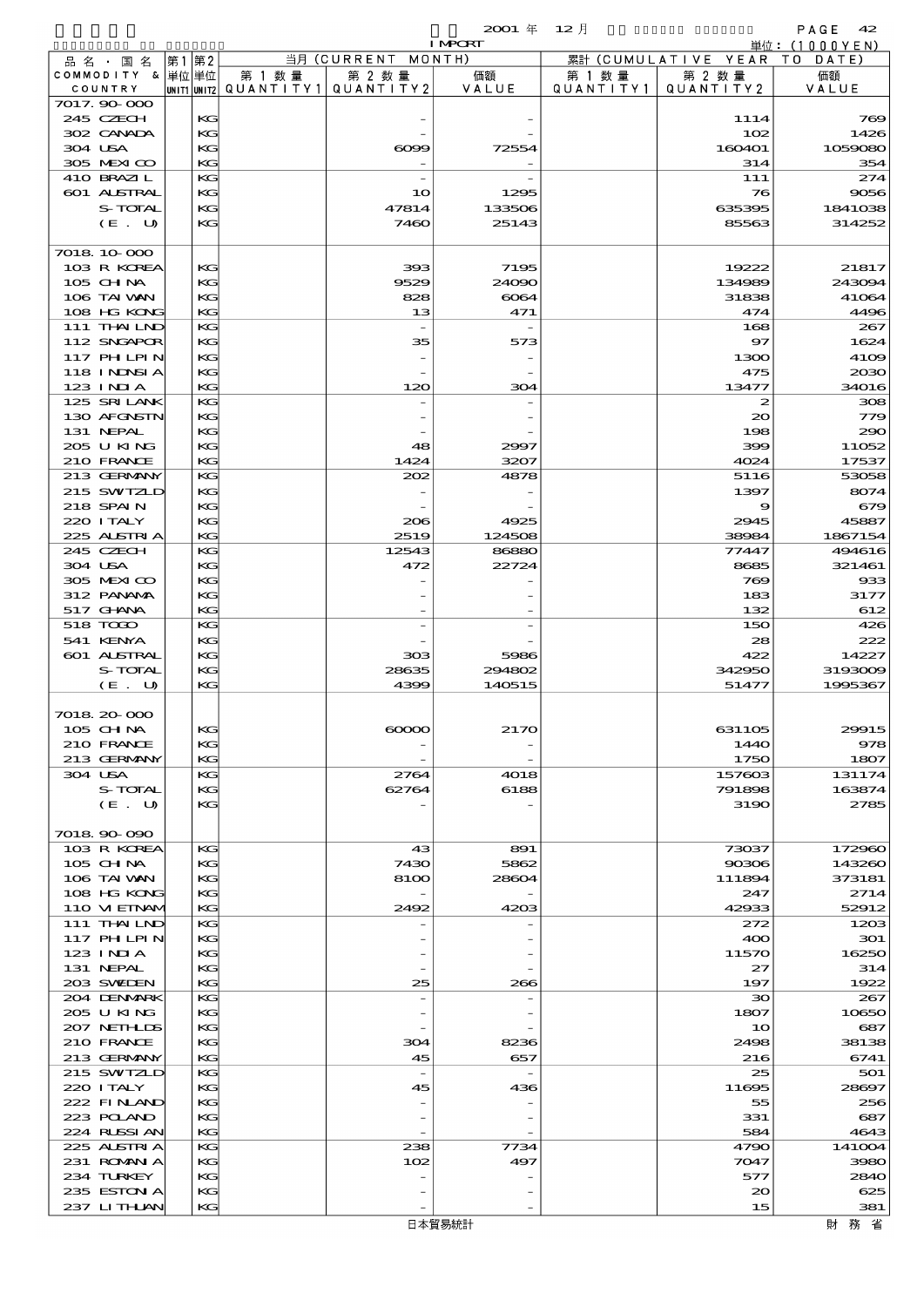| 品名・国名 COMMODITY & COUNTRY | 第1 単位 UNIT1 | 第2 単位 UNIT2 | 当月 (CURRENT MONTH) 第1数量 QUANTITY1 | 第2数量 QUANTITY2 | 価額 VALUE | 累計 (CUMULATIVE YEAR TO DATE) 第1数量 QUANTITY1 | 第2数量 QUANTITY2 | 価額 VALUE |
|---|---|---|---|---|---|---|---|---|
| 7017.90-000 | | | | | | | | |
| 245 CZECH | | KG | | - | - | | 1114 | 769 |
| 302 CANADA | | KG | | - | - | | 102 | 1426 |
| 304 USA | | KG | | 6099 | 72554 | | 160401 | 1059080 |
| 305 MEXICO | | KG | | - | - | | 314 | 354 |
| 410 BRAZIL | | KG | | - | - | | 111 | 274 |
| 601 AUSTRAL | | KG | | 10 | 1295 | | 76 | 9056 |
| S-TOTAL | | KG | | 47814 | 133506 | | 635395 | 1841038 |
| (E. U) | | KG | | 7460 | 25143 | | 85563 | 314252 |
| 7018.10-000 | | | | | | | | |
| 103 R KOREA | | KG | | 393 | 7195 | | 19222 | 21817 |
| 105 CHINA | | KG | | 9529 | 24090 | | 134989 | 243094 |
| 106 TAIWAN | | KG | | 828 | 6064 | | 31838 | 41064 |
| 108 HG KONG | | KG | | 13 | 471 | | 474 | 4496 |
| 111 THAILND | | KG | | - | - | | 168 | 267 |
| 112 SNGAPOR | | KG | | 35 | 573 | | 97 | 1624 |
| 117 PHILPIN | | KG | | - | - | | 1300 | 4109 |
| 118 INDNSIA | | KG | | - | - | | 475 | 2030 |
| 123 INDIA | | KG | | 120 | 304 | | 13477 | 34016 |
| 125 SRI LANK | | KG | | - | - | | 2 | 308 |
| 130 AFGNSTN | | KG | | - | - | | 20 | 779 |
| 131 NEPAL | | KG | | - | - | | 198 | 290 |
| 205 U KING | | KG | | 48 | 2997 | | 399 | 11052 |
| 210 FRANCE | | KG | | 1424 | 3207 | | 4024 | 17537 |
| 213 GERMANY | | KG | | 202 | 4878 | | 5116 | 53058 |
| 215 SWITZLD | | KG | | - | - | | 1397 | 8074 |
| 218 SPAIN | | KG | | - | - | | 9 | 679 |
| 220 ITALY | | KG | | 206 | 4925 | | 2945 | 45887 |
| 225 AUSTRIA | | KG | | 2519 | 124508 | | 38984 | 1867154 |
| 245 CZECH | | KG | | 12543 | 86880 | | 77447 | 494616 |
| 304 USA | | KG | | 472 | 22724 | | 8685 | 321461 |
| 305 MEXICO | | KG | | - | - | | 769 | 933 |
| 312 PANAMA | | KG | | - | - | | 183 | 3177 |
| 517 GHANA | | KG | | - | - | | 132 | 612 |
| 518 TOGO | | KG | | - | - | | 150 | 426 |
| 541 KENYA | | KG | | - | - | | 28 | 222 |
| 601 AUSTRAL | | KG | | 303 | 5986 | | 422 | 14227 |
| S-TOTAL | | KG | | 28635 | 294802 | | 342950 | 3193009 |
| (E. U) | | KG | | 4399 | 140515 | | 51477 | 1995367 |
| 7018.20-000 | | | | | | | | |
| 105 CHINA | | KG | | 60000 | 2170 | | 631105 | 29915 |
| 210 FRANCE | | KG | | - | - | | 1440 | 978 |
| 213 GERMANY | | KG | | - | - | | 1750 | 1807 |
| 304 USA | | KG | | 2764 | 4018 | | 157603 | 131174 |
| S-TOTAL | | KG | | 62764 | 6188 | | 791898 | 163874 |
| (E. U) | | KG | | - | - | | 3190 | 2785 |
| 7018.90-090 | | | | | | | | |
| 103 R KOREA | | KG | | 43 | 891 | | 73037 | 172960 |
| 105 CHINA | | KG | | 7430 | 5862 | | 90306 | 143260 |
| 106 TAIWAN | | KG | | 8100 | 28604 | | 111894 | 373181 |
| 108 HG KONG | | KG | | - | - | | 247 | 2714 |
| 110 VIETNAM | | KG | | 2492 | 4203 | | 42933 | 52912 |
| 111 THAILND | | KG | | - | - | | 272 | 1203 |
| 117 PHILPIN | | KG | | - | - | | 400 | 301 |
| 123 INDIA | | KG | | - | - | | 11570 | 16250 |
| 131 NEPAL | | KG | | - | - | | 27 | 314 |
| 203 SWEDEN | | KG | | 25 | 266 | | 197 | 1922 |
| 204 DENMARK | | KG | | - | - | | 30 | 267 |
| 205 U KING | | KG | | - | - | | 1807 | 10650 |
| 207 NETHLDS | | KG | | - | - | | 10 | 687 |
| 210 FRANCE | | KG | | 304 | 8236 | | 2498 | 38138 |
| 213 GERMANY | | KG | | 45 | 657 | | 216 | 6741 |
| 215 SWITZLD | | KG | | - | - | | 25 | 501 |
| 220 ITALY | | KG | | 45 | 436 | | 11695 | 28697 |
| 222 FINLAND | | KG | | - | - | | 55 | 256 |
| 223 POLAND | | KG | | - | - | | 331 | 687 |
| 224 RUSSIAN | | KG | | - | - | | 584 | 4643 |
| 225 AUSTRIA | | KG | | 238 | 7734 | | 4790 | 141004 |
| 231 ROMANIA | | KG | | 102 | 497 | | 7047 | 3980 |
| 234 TURKEY | | KG | | - | - | | 577 | 2840 |
| 235 ESTONIA | | KG | | - | - | | 20 | 625 |
| 237 LITHUAN | | KG | | - | - | | 15 | 381 |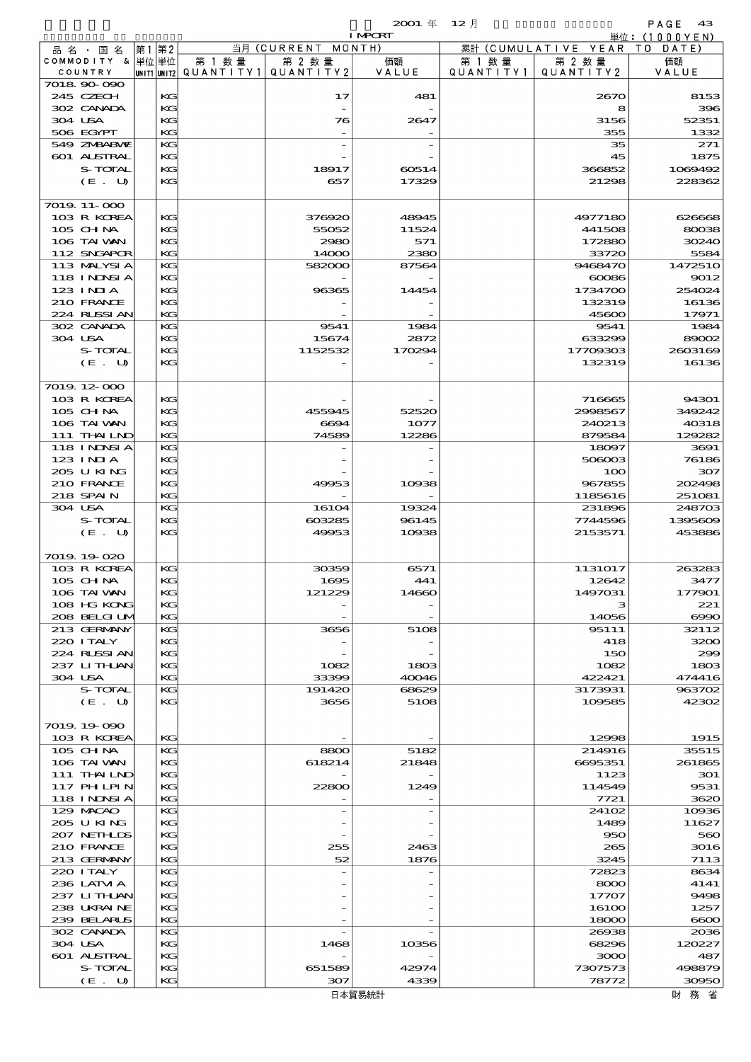| 品名・国名 COMMODITY & COUNTRY | 第1 単位 UNIT1 | 第2 単位 UNIT2 | 当月 (CURRENT MONTH) 第1数量 QUANTITY1 | 第2数量 QUANTITY2 | 価額 VALUE | 累計 (CUMULATIVE YEAR TO DATE) 第1数量 QUANTITY1 | 第2数量 QUANTITY2 | 価額 VALUE |
|---|---|---|---|---|---|---|---|---|
| 7018.90-090 | | | | | | | | |
| 245 CZECH | | KG | | 17 | 481 | | 2670 | 8153 |
| 302 CANADA | | KG | | - | - | | 8 | 396 |
| 304 USA | | KG | | 76 | 2647 | | 3156 | 52351 |
| 506 EGYPT | | KG | | - | - | | 355 | 1332 |
| 549 ZMBABWE | | KG | | - | - | | 35 | 271 |
| 601 AUSTRAL | | KG | | - | - | | 45 | 1875 |
| S-TOTAL | | KG | | 18917 | 60514 | | 366852 | 1069492 |
| (E. U) | | KG | | 657 | 17329 | | 21298 | 228362 |
| 7019.11-000 | | | | | | | | |
| 103 R KOREA | | KG | | 376920 | 48945 | | 4977180 | 626668 |
| 105 CHINA | | KG | | 55052 | 11524 | | 441508 | 80038 |
| 106 TAIWAN | | KG | | 2980 | 571 | | 172880 | 30240 |
| 112 SNGAPOR | | KG | | 14000 | 2380 | | 33720 | 5584 |
| 113 MALYSIA | | KG | | 582000 | 87564 | | 9468470 | 1472510 |
| 118 INDNSIA | | KG | | - | - | | 60086 | 9012 |
| 123 INDIA | | KG | | 96365 | 14454 | | 1734700 | 254024 |
| 210 FRANCE | | KG | | - | - | | 132319 | 16136 |
| 224 RUSSIAN | | KG | | - | - | | 45600 | 17971 |
| 302 CANADA | | KG | | 9541 | 1984 | | 9541 | 1984 |
| 304 USA | | KG | | 15674 | 2872 | | 633299 | 89002 |
| S-TOTAL | | KG | | 1152532 | 170294 | | 17709303 | 2603169 |
| (E. U) | | KG | | - | - | | 132319 | 16136 |
| 7019.12-000 | | | | | | | | |
| 103 R KOREA | | KG | | - | - | | 716665 | 94301 |
| 105 CHINA | | KG | | 455945 | 52520 | | 2998567 | 349242 |
| 106 TAIWAN | | KG | | 6694 | 1077 | | 240213 | 40318 |
| 111 THAILND | | KG | | 74589 | 12286 | | 879584 | 129282 |
| 118 INDNSIA | | KG | | - | - | | 18097 | 3691 |
| 123 INDIA | | KG | | - | - | | 506003 | 76186 |
| 205 U KING | | KG | | - | - | | 100 | 307 |
| 210 FRANCE | | KG | | 49953 | 10938 | | 967855 | 202498 |
| 218 SPAIN | | KG | | - | - | | 1185616 | 251081 |
| 304 USA | | KG | | 16104 | 19324 | | 231896 | 248703 |
| S-TOTAL | | KG | | 603285 | 96145 | | 7744596 | 1395609 |
| (E. U) | | KG | | 49953 | 10938 | | 2153571 | 453886 |
| 7019.19-020 | | | | | | | | |
| 103 R KOREA | | KG | | 30359 | 6571 | | 1131017 | 263283 |
| 105 CHINA | | KG | | 1695 | 441 | | 12642 | 3477 |
| 106 TAIWAN | | KG | | 121229 | 14660 | | 1497031 | 177901 |
| 108 HG KONG | | KG | | - | - | | 3 | 221 |
| 208 BELGIUM | | KG | | - | - | | 14056 | 6990 |
| 213 GERMANY | | KG | | 3656 | 5108 | | 95111 | 32112 |
| 220 ITALY | | KG | | - | - | | 418 | 3200 |
| 224 RUSSIAN | | KG | | - | - | | 150 | 299 |
| 237 LITHUAN | | KG | | 1082 | 1803 | | 1082 | 1803 |
| 304 USA | | KG | | 33399 | 40046 | | 422421 | 474416 |
| S-TOTAL | | KG | | 191420 | 68629 | | 3173931 | 963702 |
| (E. U) | | KG | | 3656 | 5108 | | 109585 | 42302 |
| 7019.19-090 | | | | | | | | |
| 103 R KOREA | | KG | | - | - | | 12998 | 1915 |
| 105 CHINA | | KG | | 8800 | 5182 | | 214916 | 35515 |
| 106 TAIWAN | | KG | | 618214 | 21848 | | 6695351 | 261865 |
| 111 THAILND | | KG | | - | - | | 1123 | 301 |
| 117 PHLPIN | | KG | | 22800 | 1249 | | 114549 | 9531 |
| 118 INDNSIA | | KG | | - | - | | 7721 | 3620 |
| 129 MACAO | | KG | | - | - | | 24102 | 10936 |
| 205 U KING | | KG | | - | - | | 1489 | 11627 |
| 207 NETHLDS | | KG | | - | - | | 950 | 560 |
| 210 FRANCE | | KG | | 255 | 2463 | | 265 | 3016 |
| 213 GERMANY | | KG | | 52 | 1876 | | 3245 | 7113 |
| 220 ITALY | | KG | | - | - | | 72823 | 8634 |
| 236 LATVIA | | KG | | - | - | | 8000 | 4141 |
| 237 LITHUAN | | KG | | - | - | | 17707 | 9498 |
| 238 UKRAINE | | KG | | - | - | | 16100 | 1257 |
| 239 BELARUS | | KG | | - | - | | 18000 | 6600 |
| 302 CANADA | | KG | | - | - | | 26938 | 2036 |
| 304 USA | | KG | | 1468 | 10356 | | 68296 | 120227 |
| 601 AUSTRAL | | KG | | - | - | | 3000 | 487 |
| S-TOTAL | | KG | | 651589 | 42974 | | 7307573 | 498879 |
| (E. U) | | KG | | 307 | 4339 | | 78772 | 30950 |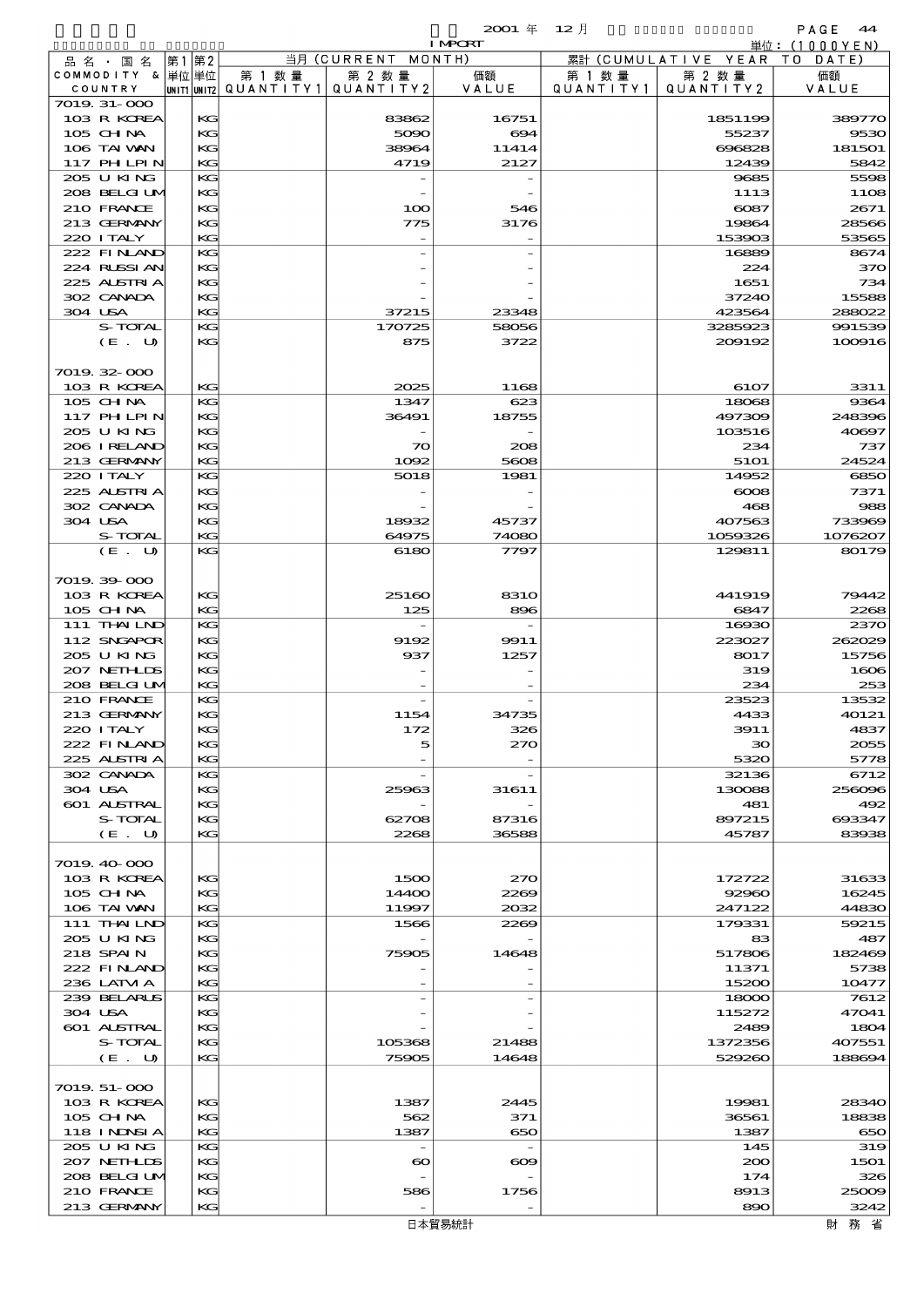2001 年 12 月 I MPORT

単位：(1000YEN)

| 品名・国名 COMMODITY & COUNTRY | 第1 単位 UNIT1 | 第2 単位 UNIT2 | 当月 (CURRENT MONTH) 第1数量 QUANTITY1 | 第2数量 QUANTITY2 | 価額 VALUE | 累計 (CUMULATIVE YEAR TO DATE) 第1数量 QUANTITY1 | 第2数量 QUANTITY2 | 価額 VALUE |
|---|---|---|---|---|---|---|---|---|
| 7019.31-000 | | | | | | | | |
| 103 R KOREA | | KG | | 83862 | 16751 | | 1851199 | 389770 |
| 105 CHINA | | KG | | 5090 | 694 | | 55237 | 9530 |
| 106 TAIWAN | | KG | | 38964 | 11414 | | 696828 | 181501 |
| 117 PHILPIN | | KG | | 4719 | 2127 | | 12439 | 5842 |
| 205 U KING | | KG | | - | - | | 9685 | 5598 |
| 208 BELGIUM | | KG | | - | - | | 1113 | 1108 |
| 210 FRANCE | | KG | | 100 | 546 | | 6087 | 2671 |
| 213 GERMANY | | KG | | 775 | 3176 | | 19864 | 28566 |
| 220 ITALY | | KG | | - | - | | 153903 | 53565 |
| 222 FINLAND | | KG | | - | - | | 16889 | 8674 |
| 224 RUSSIAN | | KG | | - | - | | 224 | 370 |
| 225 AUSTRIA | | KG | | - | - | | 1651 | 734 |
| 302 CANADA | | KG | | - | - | | 37240 | 15588 |
| 304 USA | | KG | | 37215 | 23348 | | 423564 | 288022 |
| S-TOTAL | | KG | | 170725 | 58056 | | 3285923 | 991539 |
| (E. U) | | KG | | 875 | 3722 | | 209192 | 100916 |
| 7019.32-000 | | | | | | | | |
| 103 R KOREA | | KG | | 2025 | 1168 | | 6107 | 3311 |
| 105 CHINA | | KG | | 1347 | 623 | | 18068 | 9364 |
| 117 PHILPIN | | KG | | 36491 | 18755 | | 497309 | 248396 |
| 205 U KING | | KG | | - | - | | 103516 | 40697 |
| 206 IRELAND | | KG | | 70 | 208 | | 234 | 737 |
| 213 GERMANY | | KG | | 1092 | 5608 | | 5101 | 24524 |
| 220 ITALY | | KG | | 5018 | 1981 | | 14952 | 6850 |
| 225 AUSTRIA | | KG | | - | - | | 6008 | 7371 |
| 302 CANADA | | KG | | - | - | | 468 | 988 |
| 304 USA | | KG | | 18932 | 45737 | | 407563 | 733969 |
| S-TOTAL | | KG | | 64975 | 74080 | | 1059326 | 1076207 |
| (E. U) | | KG | | 6180 | 7797 | | 129811 | 80179 |
| 7019.39-000 | | | | | | | | |
| 103 R KOREA | | KG | | 25160 | 8310 | | 441919 | 79442 |
| 105 CHINA | | KG | | 125 | 896 | | 6847 | 2268 |
| 111 THAILND | | KG | | - | - | | 16930 | 2370 |
| 112 SNGAPOR | | KG | | 9192 | 9911 | | 223027 | 262029 |
| 205 U KING | | KG | | 937 | 1257 | | 8017 | 15756 |
| 207 NETHLDS | | KG | | - | - | | 319 | 1606 |
| 208 BELGIUM | | KG | | - | - | | 234 | 253 |
| 210 FRANCE | | KG | | - | - | | 23523 | 13532 |
| 213 GERMANY | | KG | | 1154 | 34735 | | 4433 | 40121 |
| 220 ITALY | | KG | | 172 | 326 | | 3911 | 4837 |
| 222 FINLAND | | KG | | 5 | 270 | | 30 | 2055 |
| 225 AUSTRIA | | KG | | - | - | | 5320 | 5778 |
| 302 CANADA | | KG | | - | - | | 32136 | 6712 |
| 304 USA | | KG | | 25963 | 31611 | | 130088 | 256096 |
| 601 AUSTRAL | | KG | | - | - | | 481 | 492 |
| S-TOTAL | | KG | | 62708 | 87316 | | 897215 | 693347 |
| (E. U) | | KG | | 2268 | 36588 | | 45787 | 83938 |
| 7019.40-000 | | | | | | | | |
| 103 R KOREA | | KG | | 1500 | 270 | | 172722 | 31633 |
| 105 CHINA | | KG | | 14400 | 2269 | | 92960 | 16245 |
| 106 TAIWAN | | KG | | 11997 | 2032 | | 247122 | 44830 |
| 111 THAILND | | KG | | 1566 | 2269 | | 179331 | 59215 |
| 205 U KING | | KG | | - | - | | 83 | 487 |
| 218 SPAIN | | KG | | 75905 | 14648 | | 517806 | 182469 |
| 222 FINLAND | | KG | | - | - | | 11371 | 5738 |
| 236 LATVIA | | KG | | - | - | | 15200 | 10477 |
| 239 BELARUS | | KG | | - | - | | 18000 | 7612 |
| 304 USA | | KG | | - | - | | 115272 | 47041 |
| 601 AUSTRAL | | KG | | - | - | | 2489 | 1804 |
| S-TOTAL | | KG | | 105368 | 21488 | | 1372356 | 407551 |
| (E. U) | | KG | | 75905 | 14648 | | 529260 | 188694 |
| 7019.51-000 | | | | | | | | |
| 103 R KOREA | | KG | | 1387 | 2445 | | 19981 | 28340 |
| 105 CHINA | | KG | | 562 | 371 | | 36561 | 18838 |
| 118 INDNSIA | | KG | | 1387 | 650 | | 1387 | 650 |
| 205 U KING | | KG | | - | - | | 145 | 319 |
| 207 NETHLDS | | KG | | 60 | 609 | | 200 | 1501 |
| 208 BELGIUM | | KG | | - | - | | 174 | 326 |
| 210 FRANCE | | KG | | 586 | 1756 | | 8913 | 25009 |
| 213 GERMANY | | KG | | - | - | | 890 | 3242 |

日本貿易統計　財務省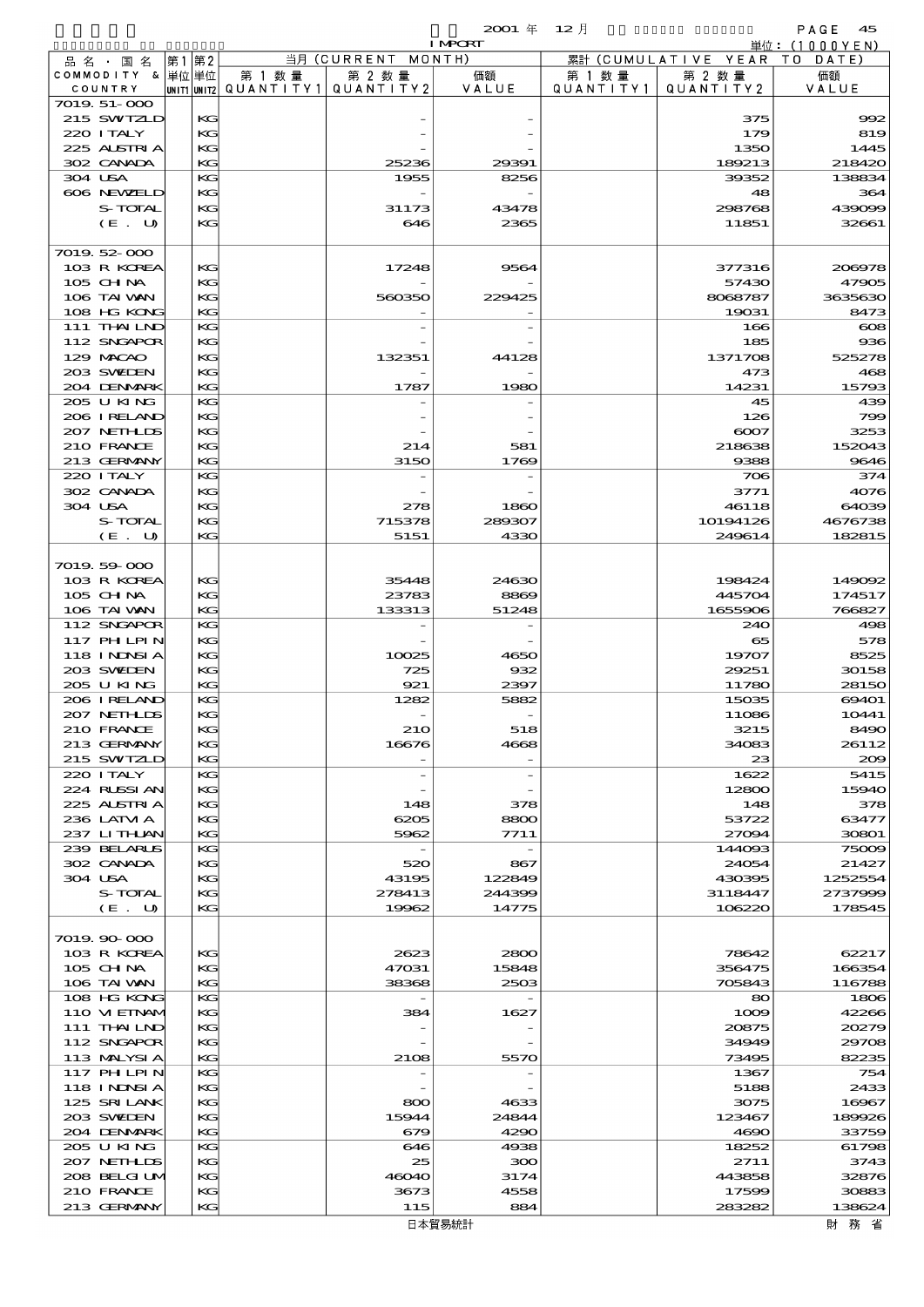| 品名・国名 COMMODITY & COUNTRY | 第1 単位 UNIT1 | 第2 単位 UNIT2 | 当月 (CURRENT MONTH) 第1数量 QUANTITY1 | 第2数量 QUANTITY2 | 価額 VALUE | 累計 (CUMULATIVE YEAR TO DATE) 第1数量 QUANTITY1 | 第2数量 QUANTITY2 | 価額 VALUE |
|---|---|---|---|---|---|---|---|---|
| 7019.51-000 | | | | | | | | |
| 215 SWTZLD | | KG | | - | - | | 375 | 992 |
| 220 ITALY | | KG | | - | - | | 179 | 819 |
| 225 AUSTRIA | | KG | | - | - | | 1350 | 1445 |
| 302 CANADA | | KG | | 25236 | 29391 | | 189213 | 218420 |
| 304 USA | | KG | | 1955 | 8256 | | 39352 | 138834 |
| 606 NEWZELD | | KG | | - | - | | 48 | 364 |
| S-TOTAL | | KG | | 31173 | 43478 | | 298768 | 439099 |
| (E. U) | | KG | | 646 | 2365 | | 11851 | 32661 |
| 7019.52-000 | | | | | | | | |
| 103 R KOREA | | KG | | 17248 | 9564 | | 377316 | 206978 |
| 105 CHINA | | KG | | - | - | | 57430 | 47905 |
| 106 TAIWAN | | KG | | 560350 | 229425 | | 8068787 | 3635630 |
| 108 HG KONG | | KG | | - | - | | 19031 | 8473 |
| 111 THAILND | | KG | | - | - | | 166 | 608 |
| 112 SNGAPOR | | KG | | - | - | | 185 | 936 |
| 129 MACAO | | KG | | 132351 | 44128 | | 1371708 | 525278 |
| 203 SWEDEN | | KG | | - | - | | 473 | 468 |
| 204 DENMARK | | KG | | 1787 | 1980 | | 14231 | 15793 |
| 205 U KING | | KG | | - | - | | 45 | 439 |
| 206 IRELAND | | KG | | - | - | | 126 | 799 |
| 207 NETHLDS | | KG | | - | - | | 6007 | 3253 |
| 210 FRANCE | | KG | | 214 | 581 | | 218638 | 152043 |
| 213 GERMANY | | KG | | 3150 | 1769 | | 9388 | 9646 |
| 220 ITALY | | KG | | - | - | | 706 | 374 |
| 302 CANADA | | KG | | - | - | | 3771 | 4076 |
| 304 USA | | KG | | 278 | 1860 | | 46118 | 64039 |
| S-TOTAL | | KG | | 715378 | 289307 | | 10194126 | 4676738 |
| (E. U) | | KG | | 5151 | 4330 | | 249614 | 182815 |
| 7019.59-000 | | | | | | | | |
| 103 R KOREA | | KG | | 35448 | 24630 | | 198424 | 149092 |
| 105 CHINA | | KG | | 23783 | 8869 | | 445704 | 174517 |
| 106 TAIWAN | | KG | | 133313 | 51248 | | 1655906 | 766827 |
| 112 SNGAPOR | | KG | | - | - | | 240 | 498 |
| 117 PHILPIN | | KG | | - | - | | 65 | 578 |
| 118 INDNSIA | | KG | | 10025 | 4650 | | 19707 | 8525 |
| 203 SWEDEN | | KG | | 725 | 932 | | 29251 | 30158 |
| 205 U KING | | KG | | 921 | 2397 | | 11780 | 28150 |
| 206 IRELAND | | KG | | 1282 | 5882 | | 15035 | 69401 |
| 207 NETHLDS | | KG | | - | - | | 11086 | 10441 |
| 210 FRANCE | | KG | | 210 | 518 | | 3215 | 8490 |
| 213 GERMANY | | KG | | 16676 | 4668 | | 34083 | 26112 |
| 215 SWTZLD | | KG | | - | - | | 23 | 209 |
| 220 ITALY | | KG | | - | - | | 1622 | 5415 |
| 224 RUSSIAN | | KG | | - | - | | 12800 | 15940 |
| 225 AUSTRIA | | KG | | 148 | 378 | | 148 | 378 |
| 236 LATVIA | | KG | | 6205 | 8800 | | 53722 | 63477 |
| 237 LITHUAN | | KG | | 5962 | 7711 | | 27094 | 30801 |
| 239 BELARUS | | KG | | - | - | | 144093 | 75009 |
| 302 CANADA | | KG | | 520 | 867 | | 24054 | 21427 |
| 304 USA | | KG | | 43195 | 122849 | | 430395 | 1252554 |
| S-TOTAL | | KG | | 278413 | 244399 | | 3118447 | 2737999 |
| (E. U) | | KG | | 19962 | 14775 | | 106220 | 178545 |
| 7019.90-000 | | | | | | | | |
| 103 R KOREA | | KG | | 2623 | 2800 | | 78642 | 62217 |
| 105 CHINA | | KG | | 47031 | 15848 | | 356475 | 166354 |
| 106 TAIWAN | | KG | | 38368 | 2503 | | 705843 | 116788 |
| 108 HG KONG | | KG | | - | - | | 80 | 1806 |
| 110 VIETNAM | | KG | | 384 | 1627 | | 1009 | 42266 |
| 111 THAILND | | KG | | - | - | | 20875 | 20279 |
| 112 SNGAPOR | | KG | | - | - | | 34949 | 29708 |
| 113 MALYSIA | | KG | | 2108 | 5570 | | 73495 | 82235 |
| 117 PHILPIN | | KG | | - | - | | 1367 | 754 |
| 118 INDNSIA | | KG | | - | - | | 5188 | 2433 |
| 125 SRI LANK | | KG | | 800 | 4633 | | 3075 | 16967 |
| 203 SWEDEN | | KG | | 15944 | 24844 | | 123467 | 189926 |
| 204 DENMARK | | KG | | 679 | 4290 | | 4690 | 33759 |
| 205 U KING | | KG | | 646 | 4938 | | 18252 | 61798 |
| 207 NETHLDS | | KG | | 25 | 300 | | 2711 | 3743 |
| 208 BELGIUM | | KG | | 46040 | 3174 | | 443858 | 32876 |
| 210 FRANCE | | KG | | 3673 | 4558 | | 17599 | 30883 |
| 213 GERMANY | | KG | | 115 | 884 | | 283282 | 138624 |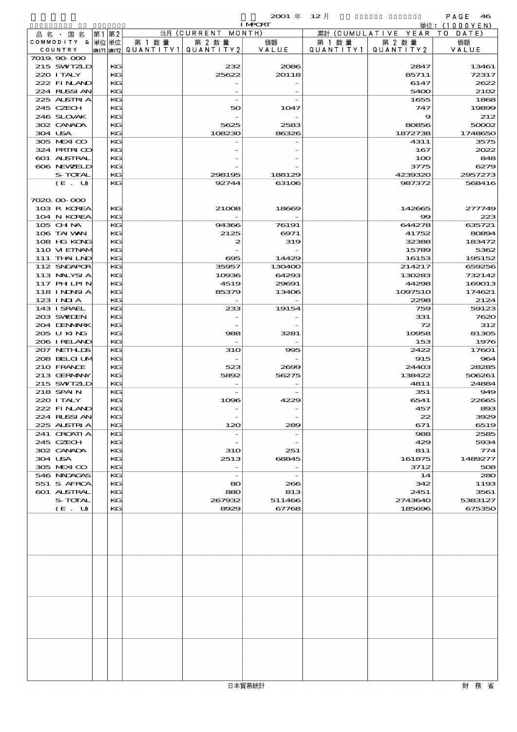2001 年 12 月 IMPORT

単位：(1000YEN)

| 品名・国名 COMMODITY & COUNTRY | 第1単位 UNIT1 | 第2単位 UNIT2 | 当月 (CURRENT MONTH) 第1数量 QUANTITY1 | 第2数量 QUANTITY2 | 価額 VALUE | 累計 (CUMULATIVE YEAR TO DATE) 第1数量 QUANTITY1 | 第2数量 QUANTITY2 | 価額 VALUE |
|---|---|---|---|---|---|---|---|---|
| 7019.90-000 | | | | | | | | |
| 215 SWTZLD | | KG | | 232 | 2086 | | 2847 | 13461 |
| 220 ITALY | | KG | | 25622 | 20118 | | 85711 | 72317 |
| 222 FINLAND | | KG | | - | - | | 6147 | 2622 |
| 224 RUSSIAN | | KG | | - | - | | 5400 | 2102 |
| 225 AUSTRIA | | KG | | - | - | | 1655 | 1868 |
| 245 CZECH | | KG | | 50 | 1047 | | 747 | 19899 |
| 246 SLOVAK | | KG | | - | - | | 9 | 212 |
| 302 CANADA | | KG | | 5625 | 2583 | | 80856 | 50002 |
| 304 USA | | KG | | 108230 | 86326 | | 1872738 | 1748650 |
| 305 MEXICO | | KG | | - | - | | 4311 | 3575 |
| 324 PRTRICO | | KG | | - | - | | 167 | 2022 |
| 601 AUSTRAL | | KG | | - | - | | 100 | 848 |
| 606 NEWZELD | | KG | | - | - | | 3775 | 6279 |
| S-TOTAL | | KG | | 298195 | 188129 | | 4239320 | 2957273 |
| (E. U) | | KG | | 92744 | 63106 | | 987372 | 568416 |
| 7020.00-000 | | | | | | | | |
| 103 R KOREA | | KG | | 21008 | 18669 | | 142665 | 277749 |
| 104 N KOREA | | KG | | - | - | | 99 | 223 |
| 105 CHINA | | KG | | 94366 | 76191 | | 644278 | 635721 |
| 106 TAIWAN | | KG | | 2125 | 6971 | | 41752 | 80894 |
| 108 HG KONG | | KG | | 2 | 319 | | 32388 | 183472 |
| 110 VIETNAM | | KG | | - | - | | 15789 | 5362 |
| 111 THAILND | | KG | | 695 | 14429 | | 16153 | 195152 |
| 112 SNGAPOR | | KG | | 35957 | 130400 | | 214217 | 659256 |
| 113 MALYSIA | | KG | | 10936 | 64293 | | 130283 | 732142 |
| 117 PHILPIN | | KG | | 4519 | 29691 | | 44298 | 169013 |
| 118 INDNSIA | | KG | | 85379 | 13406 | | 1097510 | 174621 |
| 123 INDIA | | KG | | - | - | | 2298 | 2124 |
| 143 ISRAEL | | KG | | 233 | 19154 | | 759 | 59123 |
| 203 SWEDEN | | KG | | - | - | | 331 | 7620 |
| 204 DENMARK | | KG | | - | - | | 72 | 312 |
| 205 U KING | | KG | | 988 | 3281 | | 10958 | 81305 |
| 206 IRELAND | | KG | | - | - | | 153 | 1976 |
| 207 NETHLDS | | KG | | 310 | 995 | | 2422 | 17601 |
| 208 BELGIUM | | KG | | - | - | | 915 | 964 |
| 210 FRANCE | | KG | | 523 | 2699 | | 24403 | 28285 |
| 213 GERMANY | | KG | | 5892 | 56275 | | 138422 | 506261 |
| 215 SWTZLD | | KG | | - | - | | 4811 | 24884 |
| 218 SPAIN | | KG | | - | - | | 351 | 949 |
| 220 ITALY | | KG | | 1096 | 4229 | | 6541 | 22665 |
| 222 FINLAND | | KG | | - | - | | 457 | 893 |
| 224 RUSSIAN | | KG | | - | - | | 22 | 3929 |
| 225 AUSTRIA | | KG | | 120 | 289 | | 671 | 6519 |
| 241 CROATIA | | KG | | - | - | | 988 | 2585 |
| 245 CZECH | | KG | | - | - | | 429 | 5934 |
| 302 CANADA | | KG | | 310 | 251 | | 811 | 774 |
| 304 USA | | KG | | 2513 | 68845 | | 161875 | 1489277 |
| 305 MEXICO | | KG | | - | - | | 3712 | 508 |
| 546 MADAGAS | | KG | | - | - | | 14 | 280 |
| 551 S AFRCA | | KG | | 80 | 266 | | 342 | 1193 |
| 601 AUSTRAL | | KG | | 880 | 813 | | 2451 | 3561 |
| S-TOTAL | | KG | | 267932 | 511466 | | 2743640 | 5383127 |
| (E. U) | | KG | | 8929 | 67768 | | 185696 | 675350 |

日本貿易統計　財務省